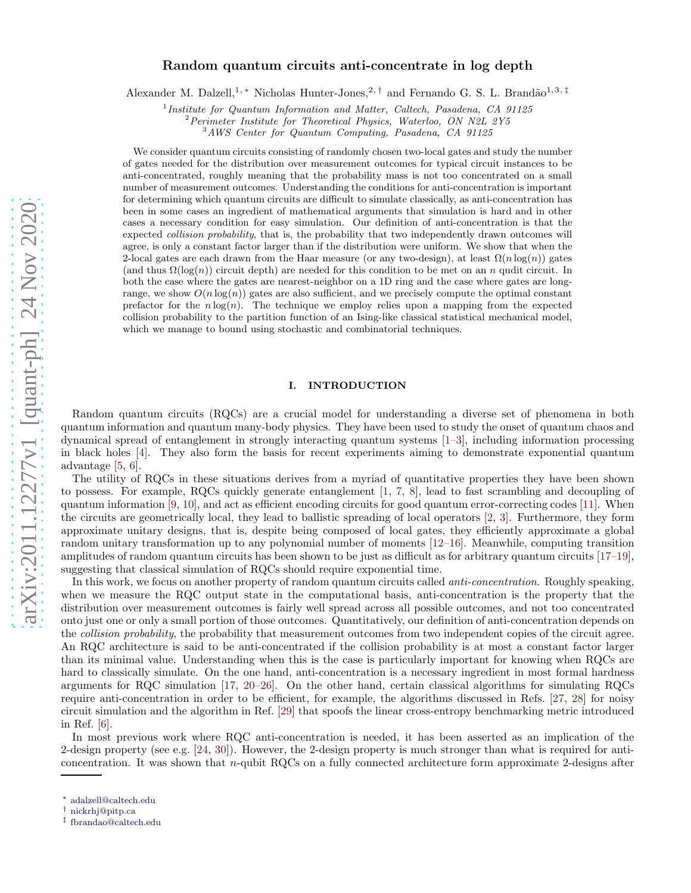# Random quantum circuits anti-concentrate in log depth

Alexander M. Dalzell,[1,*] Nicholas Hunter-Jones,[2,†] and Fernando G. S. L. Brandão[1,3,‡]

[1] *Institute for Quantum Information and Matter, Caltech, Pasadena, CA 91125*
[2] *Perimeter Institute for Theoretical Physics, Waterloo, ON N2L 2Y5*
[3] *AWS Center for Quantum Computing, Pasadena, CA 91125*

We consider quantum circuits consisting of randomly chosen two-local gates and study the number of gates needed for the distribution over measurement outcomes for typical circuit instances to be anti-concentrated, roughly meaning that the probability mass is not too concentrated on a small number of measurement outcomes. Understanding the conditions for anti-concentration is important for determining which quantum circuits are difficult to simulate classically, as anti-concentration has been in some cases an ingredient of mathematical arguments that simulation is hard and in other cases a necessary condition for easy simulation. Our definition of anti-concentration is that the expected *collision probability*, that is, the probability that two independently drawn outcomes will agree, is only a constant factor larger than if the distribution were uniform. We show that when the 2-local gates are each drawn from the Haar measure (or any two-design), at least $\Omega(n\log(n))$ gates (and thus $\Omega(\log(n))$ circuit depth) are needed for this condition to be met on an $n$ qudit circuit. In both the case where the gates are nearest-neighbor on a 1D ring and the case where gates are long-range, we show $O(n\log(n))$ gates are also sufficient, and we precisely compute the optimal constant prefactor for the $n\log(n)$. The technique we employ relies upon a mapping from the expected collision probability to the partition function of an Ising-like classical statistical mechanical model, which we manage to bound using stochastic and combinatorial techniques.

## I. INTRODUCTION

Random quantum circuits (RQCs) are a crucial model for understanding a diverse set of phenomena in both quantum information and quantum many-body physics. They have been used to study the onset of quantum chaos and dynamical spread of entanglement in strongly interacting quantum systems [1–3], including information processing in black holes [4]. They also form the basis for recent experiments aiming to demonstrate exponential quantum advantage [5, 6].

The utility of RQCs in these situations derives from a myriad of quantitative properties they have been shown to possess. For example, RQCs quickly generate entanglement [1, 7, 8], lead to fast scrambling and decoupling of quantum information [9, 10], and act as efficient encoding circuits for good quantum error-correcting codes [11]. When the circuits are geometrically local, they lead to ballistic spreading of local operators [2, 3]. Furthermore, they form approximate unitary designs, that is, despite being composed of local gates, they efficiently approximate a global random unitary transformation up to any polynomial number of moments [12–16]. Meanwhile, computing transition amplitudes of random quantum circuits has been shown to be just as difficult as for arbitrary quantum circuits [17–19], suggesting that classical simulation of RQCs should require exponential time.

In this work, we focus on another property of random quantum circuits called *anti-concentration*. Roughly speaking, when we measure the RQC output state in the computational basis, anti-concentration is the property that the distribution over measurement outcomes is fairly well spread across all possible outcomes, and not too concentrated onto just one or only a small portion of those outcomes. Quantitatively, our definition of anti-concentration depends on the *collision probability*, the probability that measurement outcomes from two independent copies of the circuit agree. An RQC architecture is said to be anti-concentrated if the collision probability is at most a constant factor larger than its minimal value. Understanding when this is the case is particularly important for knowing when RQCs are hard to classically simulate. On the one hand, anti-concentration is a necessary ingredient in most formal hardness arguments for RQC simulation [17, 20–26]. On the other hand, certain classical algorithms for simulating RQCs require anti-concentration in order to be efficient, for example, the algorithms discussed in Refs. [27, 28] for noisy circuit simulation and the algorithm in Ref. [29] that spoofs the linear cross-entropy benchmarking metric introduced in Ref. [6].

In most previous work where RQC anti-concentration is needed, it has been asserted as an implication of the 2-design property (see e.g. [24, 30]). However, the 2-design property is much stronger than what is required for anti-concentration. It was shown that $n$-qubit RQCs on a fully connected architecture form approximate 2-designs after

* adalzell@caltech.edu
† nickrhj@pitp.ca
‡ fbrandao@caltech.edu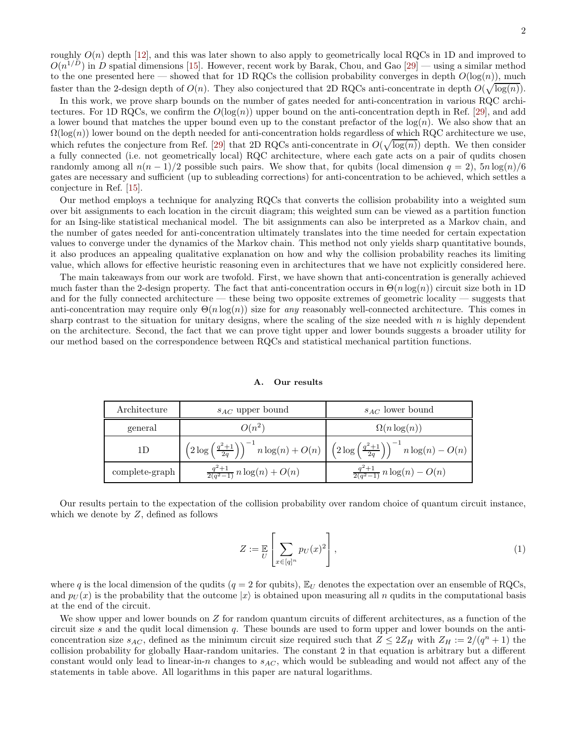roughly $O(n)$ depth [12], and this was later shown to also apply to geometrically local RQCs in 1D and improved to $O(n^{1/D})$ in $D$ spatial dimensions [15]. However, recent work by Barak, Chou, and Gao [29] — using a similar method to the one presented here — showed that for 1D RQCs the collision probability converges in depth $O(\log(n))$, much faster than the 2-design depth of $O(n)$. They also conjectured that 2D RQCs anti-concentrate in depth $O(\sqrt{\log(n)})$.

In this work, we prove sharp bounds on the number of gates needed for anti-concentration in various RQC architectures. For 1D RQCs, we confirm the $O(\log(n))$ upper bound on the anti-concentration depth in Ref. [29], and add a lower bound that matches the upper bound even up to the constant prefactor of the $\log(n)$. We also show that an $\Omega(\log(n))$ lower bound on the depth needed for anti-concentration holds regardless of which RQC architecture we use, which refutes the conjecture from Ref. [29] that 2D RQCs anti-concentrate in $O(\sqrt{\log(n)})$ depth. We then consider a fully connected (i.e. not geometrically local) RQC architecture, where each gate acts on a pair of qudits chosen randomly among all $n(n-1)/2$ possible such pairs. We show that, for qubits (local dimension $q=2$), $5n\log(n)/6$ gates are necessary and sufficient (up to subleading corrections) for anti-concentration to be achieved, which settles a conjecture in Ref. [15].

Our method employs a technique for analyzing RQCs that converts the collision probability into a weighted sum over bit assignments to each location in the circuit diagram; this weighted sum can be viewed as a partition function for an Ising-like statistical mechanical model. The bit assignments can also be interpreted as a Markov chain, and the number of gates needed for anti-concentration ultimately translates into the time needed for certain expectation values to converge under the dynamics of the Markov chain. This method not only yields sharp quantitative bounds, it also produces an appealing qualitative explanation on how and why the collision probability reaches its limiting value, which allows for effective heuristic reasoning even in architectures that we have not explicitly considered here.

The main takeaways from our work are twofold. First, we have shown that anti-concentration is generally achieved much faster than the 2-design property. The fact that anti-concentration occurs in $\Theta(n\log(n))$ circuit size both in 1D and for the fully connected architecture — these being two opposite extremes of geometric locality — suggests that anti-concentration may require only $\Theta(n\log(n))$ size for *any* reasonably well-connected architecture. This comes in sharp contrast to the situation for unitary designs, where the scaling of the size needed with $n$ is highly dependent on the architecture. Second, the fact that we can prove tight upper and lower bounds suggests a broader utility for our method based on the correspondence between RQCs and statistical mechanical partition functions.

### A. Our results

| Architecture | $s_{AC}$ upper bound | $s_{AC}$ lower bound |
|---|---|---|
| general | $O(n^2)$ | $\Omega(n\log(n))$ |
| 1D | $\left(2\log\left(\frac{q^2+1}{2q}\right)\right)^{-1} n\log(n)+O(n)$ | $\left(2\log\left(\frac{q^2+1}{2q}\right)\right)^{-1} n\log(n)-O(n)$ |
| complete-graph | $\frac{q^2+1}{2(q^2-1)}\, n\log(n)+O(n)$ | $\frac{q^2+1}{2(q^2-1)}\, n\log(n)-O(n)$ |

Our results pertain to the expectation of the collision probability over random choice of quantum circuit instance, which we denote by $Z$, defined as follows

$$Z := \mathop{\mathbb{E}}_{U}\left[\sum_{x\in[q]^n} p_U(x)^2\right], \tag{1}$$

where $q$ is the local dimension of the qudits ($q=2$ for qubits), $\mathbb{E}_U$ denotes the expectation over an ensemble of RQCs, and $p_U(x)$ is the probability that the outcome $|x\rangle$ is obtained upon measuring all $n$ qudits in the computational basis at the end of the circuit.

We show upper and lower bounds on $Z$ for random quantum circuits of different architectures, as a function of the circuit size $s$ and the qudit local dimension $q$. These bounds are used to form upper and lower bounds on the anti-concentration size $s_{AC}$, defined as the minimum circuit size required such that $Z \leq 2Z_H$ with $Z_H := 2/(q^n+1)$ the collision probability for globally Haar-random unitaries. The constant 2 in that equation is arbitrary but a different constant would only lead to linear-in-$n$ changes to $s_{AC}$, which would be subleading and would not affect any of the statements in table above. All logarithms in this paper are natural logarithms.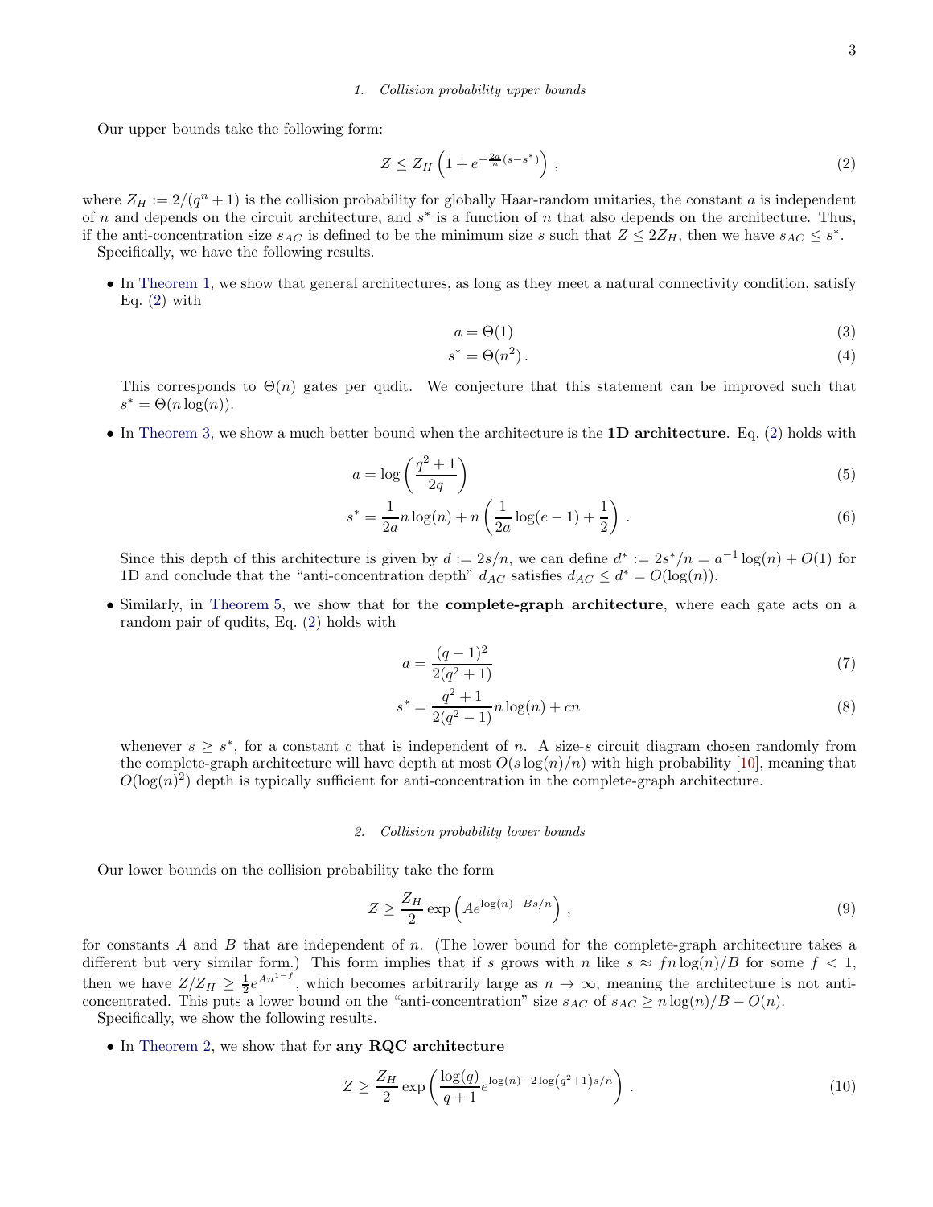#### 1. Collision probability upper bounds

Our upper bounds take the following form:

$$Z \leq Z_H \left(1 + e^{-\frac{2a}{n}(s-s^*)}\right) , \tag{2}$$

where $Z_H := 2/(q^n+1)$ is the collision probability for globally Haar-random unitaries, the constant $a$ is independent of $n$ and depends on the circuit architecture, and $s^*$ is a function of $n$ that also depends on the architecture. Thus, if the anti-concentration size $s_{AC}$ is defined to be the minimum size $s$ such that $Z \leq 2Z_H$, then we have $s_{AC} \leq s^*$.

Specifically, we have the following results.

- In Theorem 1, we show that general architectures, as long as they meet a natural connectivity condition, satisfy Eq. (2) with

$$a = \Theta(1) \tag{3}$$

$$s^* = \Theta(n^2) \,. \tag{4}$$

  This corresponds to $\Theta(n)$ gates per qudit. We conjecture that this statement can be improved such that $s^* = \Theta(n\log(n))$.

- In Theorem 3, we show a much better bound when the architecture is the **1D architecture**. Eq. (2) holds with

$$a = \log\left(\frac{q^2+1}{2q}\right) \tag{5}$$

$$s^* = \frac{1}{2a} n\log(n) + n\left(\frac{1}{2a}\log(e-1) + \frac{1}{2}\right) \,. \tag{6}$$

  Since this depth of this architecture is given by $d := 2s/n$, we can define $d^* := 2s^*/n = a^{-1}\log(n) + O(1)$ for 1D and conclude that the "anti-concentration depth" $d_{AC}$ satisfies $d_{AC} \leq d^* = O(\log(n))$.

- Similarly, in Theorem 5, we show that for the **complete-graph architecture**, where each gate acts on a random pair of qudits, Eq. (2) holds with

$$a = \frac{(q-1)^2}{2(q^2+1)} \tag{7}$$

$$s^* = \frac{q^2+1}{2(q^2-1)} n\log(n) + cn \tag{8}$$

  whenever $s \geq s^*$, for a constant $c$ that is independent of $n$. A size-$s$ circuit diagram chosen randomly from the complete-graph architecture will have depth at most $O(s\log(n)/n)$ with high probability [10], meaning that $O(\log(n)^2)$ depth is typically sufficient for anti-concentration in the complete-graph architecture.

#### 2. Collision probability lower bounds

Our lower bounds on the collision probability take the form

$$Z \geq \frac{Z_H}{2} \exp\left(Ae^{\log(n) - Bs/n}\right) , \tag{9}$$

for constants $A$ and $B$ that are independent of $n$. (The lower bound for the complete-graph architecture takes a different but very similar form.) This form implies that if $s$ grows with $n$ like $s \approx fn\log(n)/B$ for some $f < 1$, then we have $Z/Z_H \geq \frac{1}{2}e^{An^{1-f}}$, which becomes arbitrarily large as $n \to \infty$, meaning the architecture is not anti-concentrated. This puts a lower bound on the "anti-concentration" size $s_{AC}$ of $s_{AC} \geq n\log(n)/B - O(n)$.

Specifically, we show the following results.

- In Theorem 2, we show that for **any RQC architecture**

$$Z \geq \frac{Z_H}{2} \exp\left(\frac{\log(q)}{q+1} e^{\log(n) - 2\log\left(q^2+1\right)s/n}\right) \,. \tag{10}$$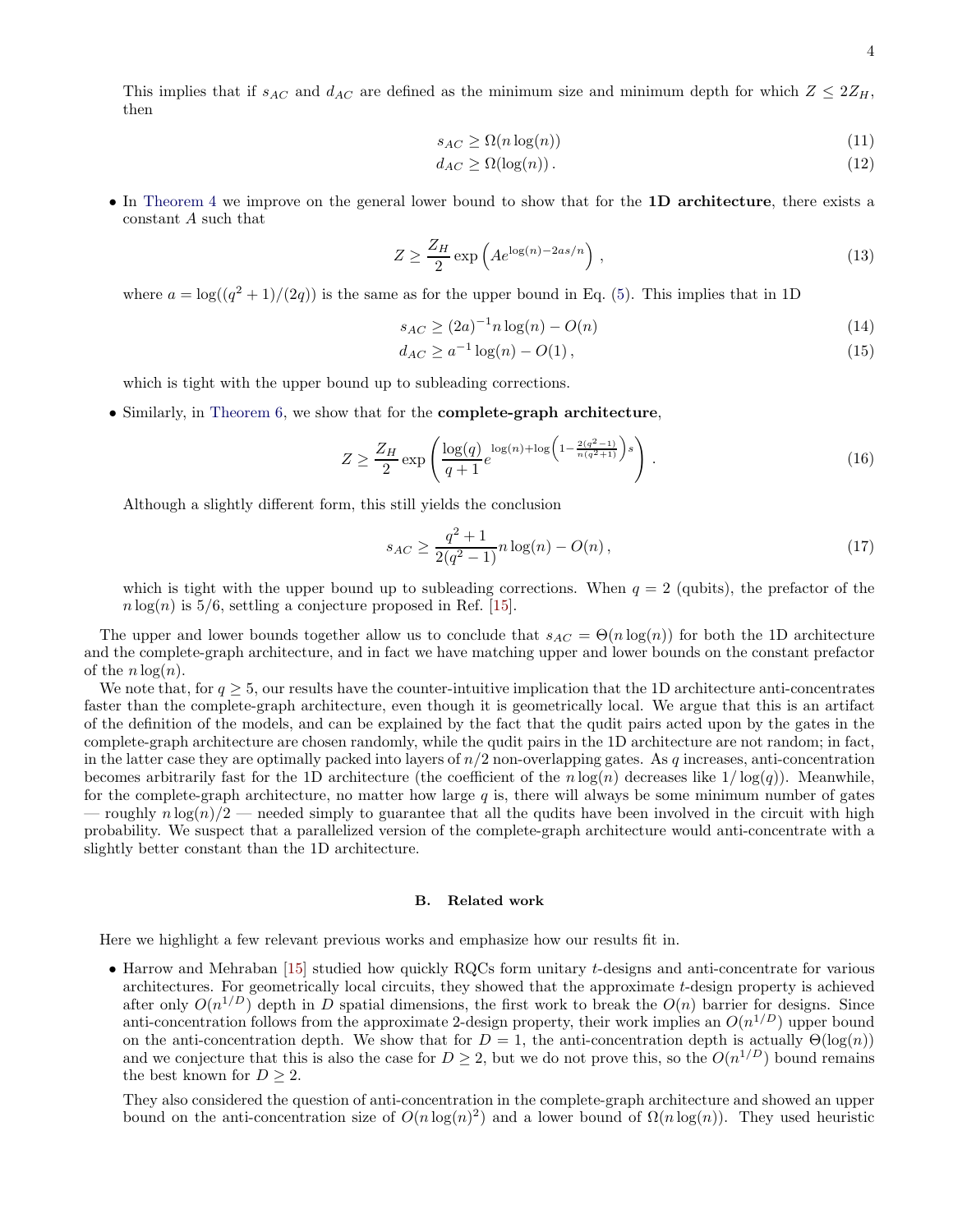This implies that if $s_{AC}$ and $d_{AC}$ are defined as the minimum size and minimum depth for which $Z \leq 2Z_H$, then

$$s_{AC} \geq \Omega(n\log(n)) \tag{11}$$

$$d_{AC} \geq \Omega(\log(n))\,. \tag{12}$$

- In Theorem 4 we improve on the general lower bound to show that for the **1D architecture**, there exists a constant $A$ such that

$$Z \geq \frac{Z_H}{2}\exp\left(Ae^{\log(n)-2as/n}\right), \tag{13}$$

  where $a = \log((q^2+1)/(2q))$ is the same as for the upper bound in Eq. (5). This implies that in 1D

$$s_{AC} \geq (2a)^{-1} n\log(n) - O(n) \tag{14}$$

$$d_{AC} \geq a^{-1}\log(n) - O(1)\,, \tag{15}$$

  which is tight with the upper bound up to subleading corrections.

- Similarly, in Theorem 6, we show that for the **complete-graph architecture**,

$$Z \geq \frac{Z_H}{2}\exp\left(\frac{\log(q)}{q+1}e^{\log(n)+\log\left(1-\frac{2(q^2-1)}{n(q^2+1)}\right)s}\right). \tag{16}$$

  Although a slightly different form, this still yields the conclusion

$$s_{AC} \geq \frac{q^2+1}{2(q^2-1)} n\log(n) - O(n)\,, \tag{17}$$

  which is tight with the upper bound up to subleading corrections. When $q=2$ (qubits), the prefactor of the $n\log(n)$ is $5/6$, settling a conjecture proposed in Ref. [15].

The upper and lower bounds together allow us to conclude that $s_{AC} = \Theta(n\log(n))$ for both the 1D architecture and the complete-graph architecture, and in fact we have matching upper and lower bounds on the constant prefactor of the $n\log(n)$.

We note that, for $q \geq 5$, our results have the counter-intuitive implication that the 1D architecture anti-concentrates faster than the complete-graph architecture, even though it is geometrically local. We argue that this is an artifact of the definition of the models, and can be explained by the fact that the qudit pairs acted upon by the gates in the complete-graph architecture are chosen randomly, while the qudit pairs in the 1D architecture are not random; in fact, in the latter case they are optimally packed into layers of $n/2$ non-overlapping gates. As $q$ increases, anti-concentration becomes arbitrarily fast for the 1D architecture (the coefficient of the $n\log(n)$ decreases like $1/\log(q)$). Meanwhile, for the complete-graph architecture, no matter how large $q$ is, there will always be some minimum number of gates — roughly $n\log(n)/2$ — needed simply to guarantee that all the qudits have been involved in the circuit with high probability. We suspect that a parallelized version of the complete-graph architecture would anti-concentrate with a slightly better constant than the 1D architecture.

## B. Related work

Here we highlight a few relevant previous works and emphasize how our results fit in.

- Harrow and Mehraban [15] studied how quickly RQCs form unitary $t$-designs and anti-concentrate for various architectures. For geometrically local circuits, they showed that the approximate $t$-design property is achieved after only $O(n^{1/D})$ depth in $D$ spatial dimensions, the first work to break the $O(n)$ barrier for designs. Since anti-concentration follows from the approximate 2-design property, their work implies an $O(n^{1/D})$ upper bound on the anti-concentration depth. We show that for $D=1$, the anti-concentration depth is actually $\Theta(\log(n))$ and we conjecture that this is also the case for $D \geq 2$, but we do not prove this, so the $O(n^{1/D})$ bound remains the best known for $D \geq 2$.

  They also considered the question of anti-concentration in the complete-graph architecture and showed an upper bound on the anti-concentration size of $O(n\log(n)^2)$ and a lower bound of $\Omega(n\log(n))$. They used heuristic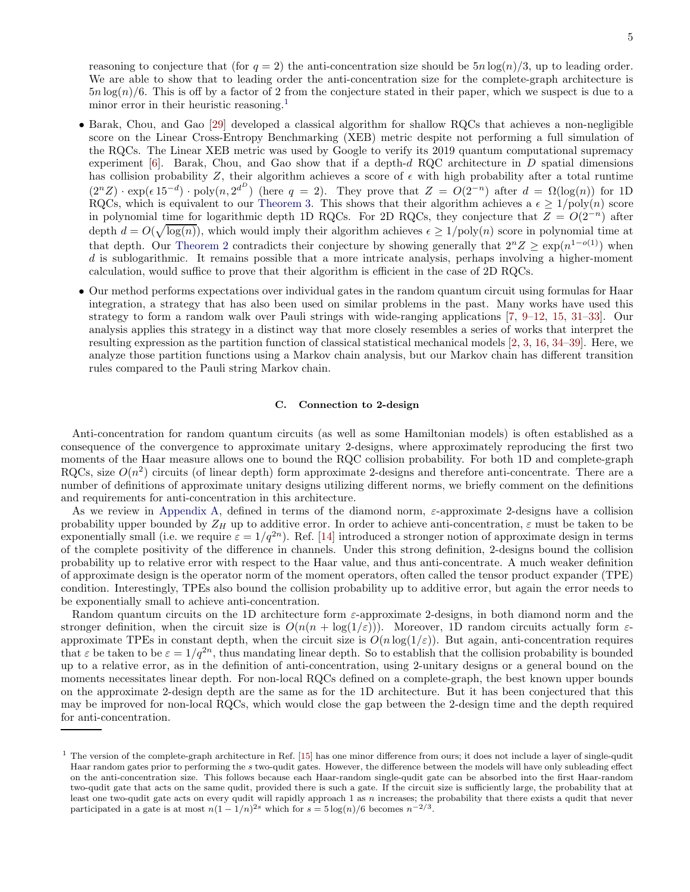reasoning to conjecture that (for $q = 2$) the anti-concentration size should be $5n\log(n)/3$, up to leading order. We are able to show that to leading order the anti-concentration size for the complete-graph architecture is $5n\log(n)/6$. This is off by a factor of 2 from the conjecture stated in their paper, which we suspect is due to a minor error in their heuristic reasoning.[1]

- Barak, Chou, and Gao [29] developed a classical algorithm for shallow RQCs that achieves a non-negligible score on the Linear Cross-Entropy Benchmarking (XEB) metric despite not performing a full simulation of the RQCs. The Linear XEB metric was used by Google to verify its 2019 quantum computational supremacy experiment [6]. Barak, Chou, and Gao show that if a depth-$d$ RQC architecture in $D$ spatial dimensions has collision probability $Z$, their algorithm achieves a score of $\epsilon$ with high probability after a total runtime $(2^n Z)\cdot \exp(\epsilon\, 15^{-d})\cdot \mathrm{poly}(n, 2^{d^D})$ (here $q = 2$). They prove that $Z = O(2^{-n})$ after $d = \Omega(\log(n))$ for 1D RQCs, which is equivalent to our Theorem 3. This shows that their algorithm achieves a $\epsilon \geq 1/\mathrm{poly}(n)$ score in polynomial time for logarithmic depth 1D RQCs. For 2D RQCs, they conjecture that $Z = O(2^{-n})$ after depth $d = O(\sqrt{\log(n)})$, which would imply their algorithm achieves $\epsilon \geq 1/\mathrm{poly}(n)$ score in polynomial time at that depth. Our Theorem 2 contradicts their conjecture by showing generally that $2^n Z \geq \exp(n^{1-o(1)})$ when $d$ is sublogarithmic. It remains possible that a more intricate analysis, perhaps involving a higher-moment calculation, would suffice to prove that their algorithm is efficient in the case of 2D RQCs.

- Our method performs expectations over individual gates in the random quantum circuit using formulas for Haar integration, a strategy that has also been used on similar problems in the past. Many works have used this strategy to form a random walk over Pauli strings with wide-ranging applications [7, 9–12, 15, 31–33]. Our analysis applies this strategy in a distinct way that more closely resembles a series of works that interpret the resulting expression as the partition function of classical statistical mechanical models [2, 3, 16, 34–39]. Here, we analyze those partition functions using a Markov chain analysis, but our Markov chain has different transition rules compared to the Pauli string Markov chain.

### C. Connection to 2-design

Anti-concentration for random quantum circuits (as well as some Hamiltonian models) is often established as a consequence of the convergence to approximate unitary 2-designs, where approximately reproducing the first two moments of the Haar measure allows one to bound the RQC collision probability. For both 1D and complete-graph RQCs, size $O(n^2)$ circuits (of linear depth) form approximate 2-designs and therefore anti-concentrate. There are a number of definitions of approximate unitary designs utilizing different norms, we briefly comment on the definitions and requirements for anti-concentration in this architecture.

As we review in Appendix A, defined in terms of the diamond norm, $\varepsilon$-approximate 2-designs have a collision probability upper bounded by $Z_H$ up to additive error. In order to achieve anti-concentration, $\varepsilon$ must be taken to be exponentially small (i.e. we require $\varepsilon = 1/q^{2n}$). Ref. [14] introduced a stronger notion of approximate design in terms of the complete positivity of the difference in channels. Under this strong definition, 2-designs bound the collision probability up to relative error with respect to the Haar value, and thus anti-concentrate. A much weaker definition of approximate design is the operator norm of the moment operators, often called the tensor product expander (TPE) condition. Interestingly, TPEs also bound the collision probability up to additive error, but again the error needs to be exponentially small to achieve anti-concentration.

Random quantum circuits on the 1D architecture form $\varepsilon$-approximate 2-designs, in both diamond norm and the stronger definition, when the circuit size is $O(n(n + \log(1/\varepsilon)))$. Moreover, 1D random circuits actually form $\varepsilon$-approximate TPEs in constant depth, when the circuit size is $O(n\log(1/\varepsilon))$. But again, anti-concentration requires that $\varepsilon$ be taken to be $\varepsilon = 1/q^{2n}$, thus mandating linear depth. So to establish that the collision probability is bounded up to a relative error, as in the definition of anti-concentration, using 2-unitary designs or a general bound on the moments necessitates linear depth. For non-local RQCs defined on a complete-graph, the best known upper bounds on the approximate 2-design depth are the same as for the 1D architecture. But it has been conjectured that this may be improved for non-local RQCs, which would close the gap between the 2-design time and the depth required for anti-concentration.

---

[1] The version of the complete-graph architecture in Ref. [15] has one minor difference from ours; it does not include a layer of single-qudit Haar random gates prior to performing the $s$ two-qudit gates. However, the difference between the models will have only subleading effect on the anti-concentration size. This follows because each Haar-random single-qudit gate can be absorbed into the first Haar-random two-qudit gate that acts on the same qudit, provided there is such a gate. If the circuit size is sufficiently large, the probability that at least one two-qudit gate acts on every qudit will rapidly approach 1 as $n$ increases; the probability that there exists a qudit that never participated in a gate is at most $n(1 - 1/n)^{2s}$ which for $s = 5\log(n)/6$ becomes $n^{-2/3}$.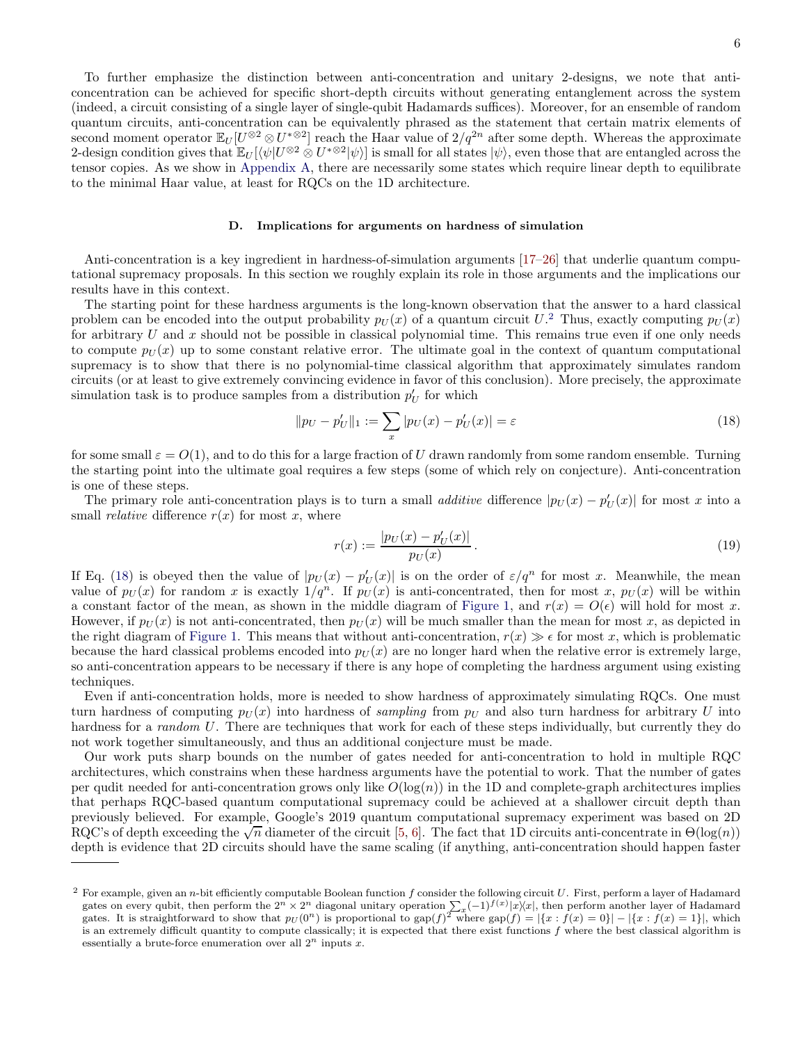To further emphasize the distinction between anti-concentration and unitary 2-designs, we note that anti-concentration can be achieved for specific short-depth circuits without generating entanglement across the system (indeed, a circuit consisting of a single layer of single-qubit Hadamards suffices). Moreover, for an ensemble of random quantum circuits, anti-concentration can be equivalently phrased as the statement that certain matrix elements of second moment operator $\mathbb{E}_U[U^{\otimes 2} \otimes U^{*\otimes 2}]$ reach the Haar value of $2/q^{2n}$ after some depth. Whereas the approximate 2-design condition gives that $\mathbb{E}_U[\langle\psi|U^{\otimes 2} \otimes U^{*\otimes 2}|\psi\rangle]$ is small for all states $|\psi\rangle$, even those that are entangled across the tensor copies. As we show in Appendix A, there are necessarily some states which require linear depth to equilibrate to the minimal Haar value, at least for RQCs on the 1D architecture.

### D. Implications for arguments on hardness of simulation

Anti-concentration is a key ingredient in hardness-of-simulation arguments [17–26] that underlie quantum computational supremacy proposals. In this section we roughly explain its role in those arguments and the implications our results have in this context.

The starting point for these hardness arguments is the long-known observation that the answer to a hard classical problem can be encoded into the output probability $p_U(x)$ of a quantum circuit $U$.[2] Thus, exactly computing $p_U(x)$ for arbitrary $U$ and $x$ should not be possible in classical polynomial time. This remains true even if one only needs to compute $p_U(x)$ up to some constant relative error. The ultimate goal in the context of quantum computational supremacy is to show that there is no polynomial-time classical algorithm that approximately simulates random circuits (or at least to give extremely convincing evidence in favor of this conclusion). More precisely, the approximate simulation task is to produce samples from a distribution $p'_U$ for which

$$\|p_U - p'_U\|_1 := \sum_x |p_U(x) - p'_U(x)| = \varepsilon \tag{18}$$

for some small $\varepsilon = O(1)$, and to do this for a large fraction of $U$ drawn randomly from some random ensemble. Turning the starting point into the ultimate goal requires a few steps (some of which rely on conjecture). Anti-concentration is one of these steps.

The primary role anti-concentration plays is to turn a small *additive* difference $|p_U(x) - p'_U(x)|$ for most $x$ into a small *relative* difference $r(x)$ for most $x$, where

$$r(x) := \frac{|p_U(x) - p'_U(x)|}{p_U(x)}. \tag{19}$$

If Eq. (18) is obeyed then the value of $|p_U(x) - p'_U(x)|$ is on the order of $\varepsilon/q^n$ for most $x$. Meanwhile, the mean value of $p_U(x)$ for random $x$ is exactly $1/q^n$. If $p_U(x)$ is anti-concentrated, then for most $x$, $p_U(x)$ will be within a constant factor of the mean, as shown in the middle diagram of Figure 1, and $r(x) = O(\epsilon)$ will hold for most $x$. However, if $p_U(x)$ is not anti-concentrated, then $p_U(x)$ will be much smaller than the mean for most $x$, as depicted in the right diagram of Figure 1. This means that without anti-concentration, $r(x) \gg \epsilon$ for most $x$, which is problematic because the hard classical problems encoded into $p_U(x)$ are no longer hard when the relative error is extremely large, so anti-concentration appears to be necessary if there is any hope of completing the hardness argument using existing techniques.

Even if anti-concentration holds, more is needed to show hardness of approximately simulating RQCs. One must turn hardness of computing $p_U(x)$ into hardness of *sampling* from $p_U$ and also turn hardness for arbitrary $U$ into hardness for a *random* $U$. There are techniques that work for each of these steps individually, but currently they do not work together simultaneously, and thus an additional conjecture must be made.

Our work puts sharp bounds on the number of gates needed for anti-concentration to hold in multiple RQC architectures, which constrains when these hardness arguments have the potential to work. That the number of gates per qudit needed for anti-concentration grows only like $O(\log(n))$ in the 1D and complete-graph architectures implies that perhaps RQC-based quantum computational supremacy could be achieved at a shallower circuit depth than previously believed. For example, Google's 2019 quantum computational supremacy experiment was based on 2D RQC's of depth exceeding the $\sqrt{n}$ diameter of the circuit [5, 6]. The fact that 1D circuits anti-concentrate in $\Theta(\log(n))$ depth is evidence that 2D circuits should have the same scaling (if anything, anti-concentration should happen faster

[2] For example, given an $n$-bit efficiently computable Boolean function $f$ consider the following circuit $U$. First, perform a layer of Hadamard gates on every qubit, then perform the $2^n \times 2^n$ diagonal unitary operation $\sum_x (-1)^{f(x)} |x\rangle\langle x|$, then perform another layer of Hadamard gates. It is straightforward to show that $p_U(0^n)$ is proportional to $\mathrm{gap}(f)^2$ where $\mathrm{gap}(f) = |\{x : f(x) = 0\}| - |\{x : f(x) = 1\}|$, which is an extremely difficult quantity to compute classically; it is expected that there exist functions $f$ where the best classical algorithm is essentially a brute-force enumeration over all $2^n$ inputs $x$.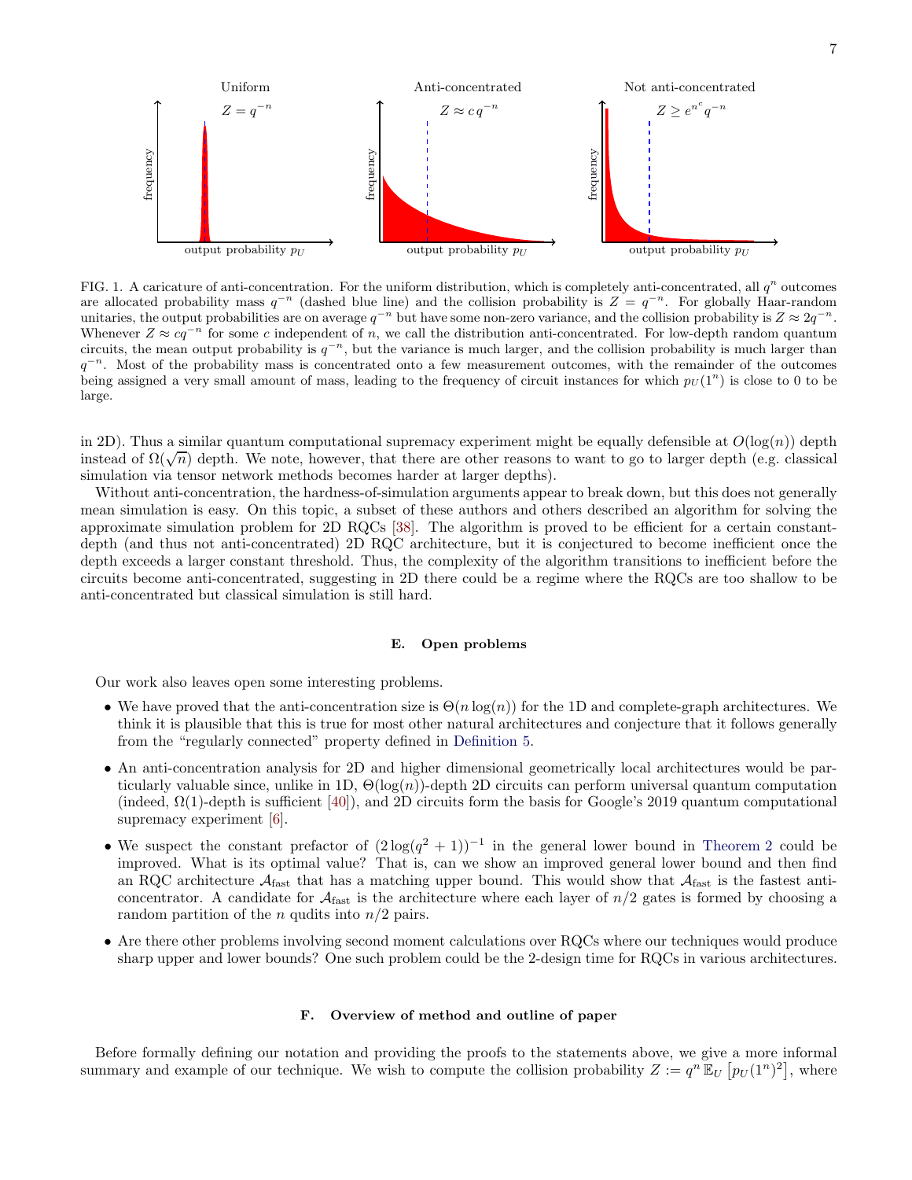FIG. 1. A caricature of anti-concentration. For the uniform distribution, which is completely anti-concentrated, all $q^n$ outcomes are allocated probability mass $q^{-n}$ (dashed blue line) and the collision probability is $Z = q^{-n}$. For globally Haar-random unitaries, the output probabilities are on average $q^{-n}$ but have some non-zero variance, and the collision probability is $Z \approx 2q^{-n}$. Whenever $Z \approx cq^{-n}$ for some $c$ independent of $n$, we call the distribution anti-concentrated. For low-depth random quantum circuits, the mean output probability is $q^{-n}$, but the variance is much larger, and the collision probability is much larger than $q^{-n}$. Most of the probability mass is concentrated onto a few measurement outcomes, with the remainder of the outcomes being assigned a very small amount of mass, leading to the frequency of circuit instances for which $p_U(1^n)$ is close to 0 to be large.

in 2D). Thus a similar quantum computational supremacy experiment might be equally defensible at $O(\log(n))$ depth instead of $\Omega(\sqrt{n})$ depth. We note, however, that there are other reasons to want to go to larger depth (e.g. classical simulation via tensor network methods becomes harder at larger depths).

Without anti-concentration, the hardness-of-simulation arguments appear to break down, but this does not generally mean simulation is easy. On this topic, a subset of these authors and others described an algorithm for solving the approximate simulation problem for 2D RQCs [38]. The algorithm is proved to be efficient for a certain constant-depth (and thus not anti-concentrated) 2D RQC architecture, but it is conjectured to become inefficient once the depth exceeds a larger constant threshold. Thus, the complexity of the algorithm transitions to inefficient before the circuits become anti-concentrated, suggesting in 2D there could be a regime where the RQCs are too shallow to be anti-concentrated but classical simulation is still hard.

## E. Open problems

Our work also leaves open some interesting problems.

- We have proved that the anti-concentration size is $\Theta(n\log(n))$ for the 1D and complete-graph architectures. We think it is plausible that this is true for most other natural architectures and conjecture that it follows generally from the "regularly connected" property defined in Definition 5.
- An anti-concentration analysis for 2D and higher dimensional geometrically local architectures would be particularly valuable since, unlike in 1D, $\Theta(\log(n))$-depth 2D circuits can perform universal quantum computation (indeed, $\Omega(1)$-depth is sufficient [40]), and 2D circuits form the basis for Google's 2019 quantum computational supremacy experiment [6].
- We suspect the constant prefactor of $(2\log(q^2+1))^{-1}$ in the general lower bound in Theorem 2 could be improved. What is its optimal value? That is, can we show an improved general lower bound and then find an RQC architecture $\mathcal{A}_{\text{fast}}$ that has a matching upper bound. This would show that $\mathcal{A}_{\text{fast}}$ is the fastest anti-concentrator. A candidate for $\mathcal{A}_{\text{fast}}$ is the architecture where each layer of $n/2$ gates is formed by choosing a random partition of the $n$ qudits into $n/2$ pairs.
- Are there other problems involving second moment calculations over RQCs where our techniques would produce sharp upper and lower bounds? One such problem could be the 2-design time for RQCs in various architectures.

## F. Overview of method and outline of paper

Before formally defining our notation and providing the proofs to the statements above, we give a more informal summary and example of our technique. We wish to compute the collision probability $Z := q^n\,\mathbb{E}_U\left[p_U(1^n)^2\right]$, where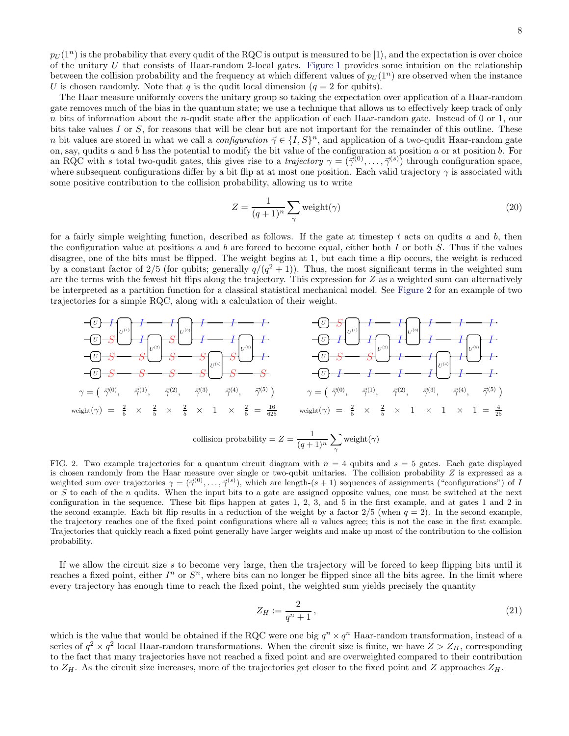$p_U(1^n)$ is the probability that every qudit of the RQC is output is measured to be $|1\rangle$, and the expectation is over choice of the unitary $U$ that consists of Haar-random 2-local gates. Figure 1 provides some intuition on the relationship between the collision probability and the frequency at which different values of $p_U(1^n)$ are observed when the instance $U$ is chosen randomly. Note that $q$ is the qudit local dimension ($q = 2$ for qubits).

The Haar measure uniformly covers the unitary group so taking the expectation over application of a Haar-random gate removes much of the bias in the quantum state; we use a technique that allows us to effectively keep track of only $n$ bits of information about the $n$-qudit state after the application of each Haar-random gate. Instead of 0 or 1, our bits take values $I$ or $S$, for reasons that will be clear but are not important for the remainder of this outline. These $n$ bit values are stored in what we call a *configuration* $\vec{\gamma} \in \{I, S\}^n$, and application of a two-qudit Haar-random gate on, say, qudits $a$ and $b$ has the potential to modify the bit value of the configuration at position $a$ or at position $b$. For an RQC with $s$ total two-qudit gates, this gives rise to a *trajectory* $\gamma = (\vec{\gamma}^{(0)}, \ldots, \vec{\gamma}^{(s)})$ through configuration space, where subsequent configurations differ by a bit flip at at most one position. Each valid trajectory $\gamma$ is associated with some positive contribution to the collision probability, allowing us to write

$$Z = \frac{1}{(q+1)^n} \sum_{\gamma} \text{weight}(\gamma) \tag{20}$$

for a fairly simple weighting function, described as follows. If the gate at timestep $t$ acts on qudits $a$ and $b$, then the configuration value at positions $a$ and $b$ are forced to become equal, either both $I$ or both $S$. Thus if the values disagree, one of the bits must be flipped. The weight begins at 1, but each time a flip occurs, the weight is reduced by a constant factor of $2/5$ (for qubits; generally $q/(q^2+1)$). Thus, the most significant terms in the weighted sum are the terms with the fewest bit flips along the trajectory. This expression for $Z$ as a weighted sum can alternatively be interpreted as a partition function for a classical statistical mechanical model. See Figure 2 for an example of two trajectories for a simple RQC, along with a calculation of their weight.

$\gamma = (\vec{\gamma}^{(0)}, \vec{\gamma}^{(1)}, \vec{\gamma}^{(2)}, \vec{\gamma}^{(3)}, \vec{\gamma}^{(4)}, \vec{\gamma}^{(5)})$

$\text{weight}(\gamma) = \frac{2}{5} \times \frac{2}{5} \times \frac{2}{5} \times 1 \times \frac{2}{5} = \frac{16}{625}$

$\gamma = (\vec{\gamma}^{(0)}, \vec{\gamma}^{(1)}, \vec{\gamma}^{(2)}, \vec{\gamma}^{(3)}, \vec{\gamma}^{(4)}, \vec{\gamma}^{(5)})$

$\text{weight}(\gamma) = \frac{2}{5} \times \frac{2}{5} \times 1 \times 1 \times 1 = \frac{4}{25}$

$$\text{collision probability} = Z = \frac{1}{(q+1)^n} \sum_{\gamma} \text{weight}(\gamma)$$

FIG. 2. Two example trajectories for a quantum circuit diagram with $n = 4$ qubits and $s = 5$ gates. Each gate displayed is chosen randomly from the Haar measure over single or two-qubit unitaries. The collision probability $Z$ is expressed as a weighted sum over trajectories $\gamma = (\vec{\gamma}^{(0)}, \ldots, \vec{\gamma}^{(s)})$, which are length-$(s+1)$ sequences of assignments ("configurations") of $I$ or $S$ to each of the $n$ qudits. When the input bits to a gate are assigned opposite values, one must be switched at the next configuration in the sequence. These bit flips happen at gates 1, 2, 3, and 5 in the first example, and at gates 1 and 2 in the second example. Each bit flip results in a reduction of the weight by a factor $2/5$ (when $q = 2$). In the second example, the trajectory reaches one of the fixed point configurations where all $n$ values agree; this is not the case in the first example. Trajectories that quickly reach a fixed point generally have larger weights and make up most of the contribution to the collision probability.

If we allow the circuit size $s$ to become very large, then the trajectory will be forced to keep flipping bits until it reaches a fixed point, either $I^n$ or $S^n$, where bits can no longer be flipped since all the bits agree. In the limit where every trajectory has enough time to reach the fixed point, the weighted sum yields precisely the quantity

$$Z_H := \frac{2}{q^n + 1}, \tag{21}$$

which is the value that would be obtained if the RQC were one big $q^n \times q^n$ Haar-random transformation, instead of a series of $q^2 \times q^2$ local Haar-random transformations. When the circuit size is finite, we have $Z > Z_H$, corresponding to the fact that many trajectories have not reached a fixed point and are overweighted compared to their contribution to $Z_H$. As the circuit size increases, more of the trajectories get closer to the fixed point and $Z$ approaches $Z_H$.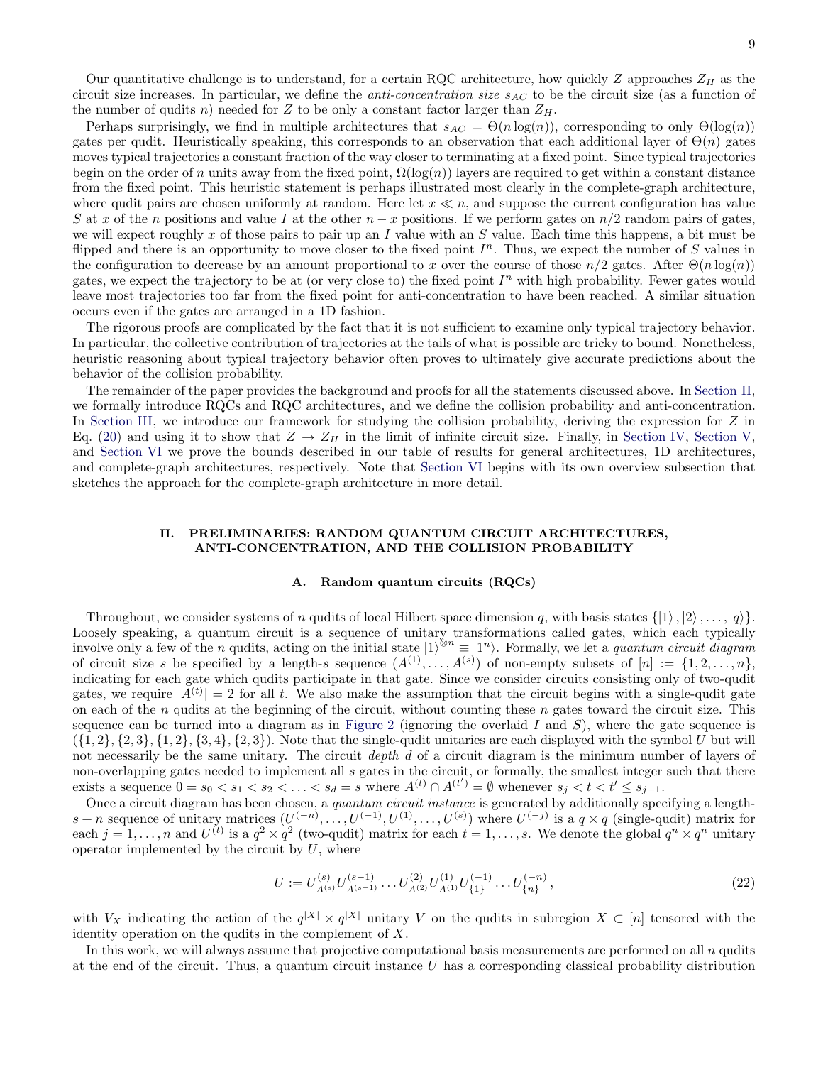Our quantitative challenge is to understand, for a certain RQC architecture, how quickly $Z$ approaches $Z_H$ as the circuit size increases. In particular, we define the *anti-concentration size* $s_{AC}$ to be the circuit size (as a function of the number of qudits $n$) needed for $Z$ to be only a constant factor larger than $Z_H$.

Perhaps surprisingly, we find in multiple architectures that $s_{AC} = \Theta(n \log(n))$, corresponding to only $\Theta(\log(n))$ gates per qudit. Heuristically speaking, this corresponds to an observation that each additional layer of $\Theta(n)$ gates moves typical trajectories a constant fraction of the way closer to terminating at a fixed point. Since typical trajectories begin on the order of $n$ units away from the fixed point, $\Omega(\log(n))$ layers are required to get within a constant distance from the fixed point. This heuristic statement is perhaps illustrated most clearly in the complete-graph architecture, where qudit pairs are chosen uniformly at random. Here let $x \ll n$, and suppose the current configuration has value $S$ at $x$ of the $n$ positions and value $I$ at the other $n - x$ positions. If we perform gates on $n/2$ random pairs of gates, we will expect roughly $x$ of those pairs to pair up an $I$ value with an $S$ value. Each time this happens, a bit must be flipped and there is an opportunity to move closer to the fixed point $I^n$. Thus, we expect the number of $S$ values in the configuration to decrease by an amount proportional to $x$ over the course of those $n/2$ gates. After $\Theta(n \log(n))$ gates, we expect the trajectory to be at (or very close to) the fixed point $I^n$ with high probability. Fewer gates would leave most trajectories too far from the fixed point for anti-concentration to have been reached. A similar situation occurs even if the gates are arranged in a 1D fashion.

The rigorous proofs are complicated by the fact that it is not sufficient to examine only typical trajectory behavior. In particular, the collective contribution of trajectories at the tails of what is possible are tricky to bound. Nonetheless, heuristic reasoning about typical trajectory behavior often proves to ultimately give accurate predictions about the behavior of the collision probability.

The remainder of the paper provides the background and proofs for all the statements discussed above. In Section II, we formally introduce RQCs and RQC architectures, and we define the collision probability and anti-concentration. In Section III, we introduce our framework for studying the collision probability, deriving the expression for $Z$ in Eq. (20) and using it to show that $Z \to Z_H$ in the limit of infinite circuit size. Finally, in Section IV, Section V, and Section VI we prove the bounds described in our table of results for general architectures, 1D architectures, and complete-graph architectures, respectively. Note that Section VI begins with its own overview subsection that sketches the approach for the complete-graph architecture in more detail.

## II. PRELIMINARIES: RANDOM QUANTUM CIRCUIT ARCHITECTURES, ANTI-CONCENTRATION, AND THE COLLISION PROBABILITY

### A. Random quantum circuits (RQCs)

Throughout, we consider systems of $n$ qudits of local Hilbert space dimension $q$, with basis states $\{|1\rangle, |2\rangle, \ldots, |q\rangle\}$. Loosely speaking, a quantum circuit is a sequence of unitary transformations called gates, which each typically involve only a few of the $n$ qudits, acting on the initial state $|1\rangle^{\otimes n} \equiv |1^n\rangle$. Formally, we let a *quantum circuit diagram* of circuit size $s$ be specified by a length-$s$ sequence $(A^{(1)}, \ldots, A^{(s)})$ of non-empty subsets of $[n] := \{1, 2, \ldots, n\}$, indicating for each gate which qudits participate in that gate. Since we consider circuits consisting only of two-qudit gates, we require $|A^{(t)}| = 2$ for all $t$. We also make the assumption that the circuit begins with a single-qudit gate on each of the $n$ qudits at the beginning of the circuit, without counting these $n$ gates toward the circuit size. This sequence can be turned into a diagram as in Figure 2 (ignoring the overlaid $I$ and $S$), where the gate sequence is $(\{1,2\}, \{2,3\}, \{1,2\}, \{3,4\}, \{2,3\})$. Note that the single-qudit unitaries are each displayed with the symbol $U$ but will not necessarily be the same unitary. The circuit *depth* $d$ of a circuit diagram is the minimum number of layers of non-overlapping gates needed to implement all $s$ gates in the circuit, or formally, the smallest integer such that there exists a sequence $0 = s_0 < s_1 < s_2 < \ldots < s_d = s$ where $A^{(t)} \cap A^{(t')} = \emptyset$ whenever $s_j < t < t' \leq s_{j+1}$.

Once a circuit diagram has been chosen, a *quantum circuit instance* is generated by additionally specifying a length-$s+n$ sequence of unitary matrices $(U^{(-n)}, \ldots, U^{(-1)}, U^{(1)}, \ldots, U^{(s)})$ where $U^{(-j)}$ is a $q \times q$ (single-qudit) matrix for each $j = 1, \ldots, n$ and $U^{(t)}$ is a $q^2 \times q^2$ (two-qudit) matrix for each $t = 1, \ldots, s$. We denote the global $q^n \times q^n$ unitary operator implemented by the circuit by $U$, where

$$U := U^{(s)}_{A^{(s)}} U^{(s-1)}_{A^{(s-1)}} \ldots U^{(2)}_{A^{(2)}} U^{(1)}_{A^{(1)}} U^{(-1)}_{\{1\}} \ldots U^{(-n)}_{\{n\}}, \tag{22}$$

with $V_X$ indicating the action of the $q^{|X|} \times q^{|X|}$ unitary $V$ on the qudits in subregion $X \subset [n]$ tensored with the identity operation on the qudits in the complement of $X$.

In this work, we will always assume that projective computational basis measurements are performed on all $n$ qudits at the end of the circuit. Thus, a quantum circuit instance $U$ has a corresponding classical probability distribution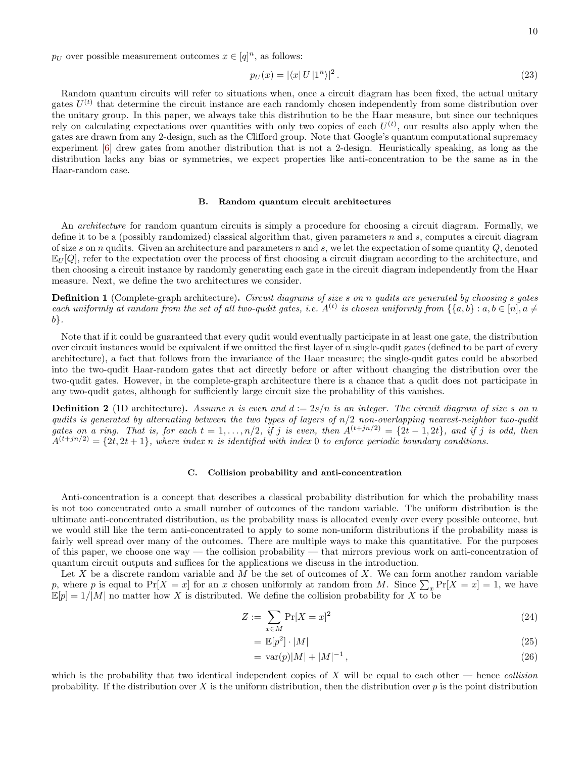$p_U$ over possible measurement outcomes $x \in [q]^n$, as follows:

$$p_U(x) = |\langle x| U |1^n\rangle|^2 . \tag{23}$$

Random quantum circuits will refer to situations when, once a circuit diagram has been fixed, the actual unitary gates $U^{(t)}$ that determine the circuit instance are each randomly chosen independently from some distribution over the unitary group. In this paper, we always take this distribution to be the Haar measure, but since our techniques rely on calculating expectations over quantities with only two copies of each $U^{(t)}$, our results also apply when the gates are drawn from any 2-design, such as the Clifford group. Note that Google's quantum computational supremacy experiment [6] drew gates from another distribution that is not a 2-design. Heuristically speaking, as long as the distribution lacks any bias or symmetries, we expect properties like anti-concentration to be the same as in the Haar-random case.

### B. Random quantum circuit architectures

An *architecture* for random quantum circuits is simply a procedure for choosing a circuit diagram. Formally, we define it to be a (possibly randomized) classical algorithm that, given parameters $n$ and $s$, computes a circuit diagram of size $s$ on $n$ qudits. Given an architecture and parameters $n$ and $s$, we let the expectation of some quantity $Q$, denoted $\mathbb{E}_U[Q]$, refer to the expectation over the process of first choosing a circuit diagram according to the architecture, and then choosing a circuit instance by randomly generating each gate in the circuit diagram independently from the Haar measure. Next, we define the two architectures we consider.

**Definition 1** (Complete-graph architecture)**.** *Circuit diagrams of size $s$ on $n$ qudits are generated by choosing $s$ gates each uniformly at random from the set of all two-qudit gates, i.e. $A^{(t)}$ is chosen uniformly from $\{\{a,b\} : a,b \in [n], a \neq b\}$.*

Note that if it could be guaranteed that every qudit would eventually participate in at least one gate, the distribution over circuit instances would be equivalent if we omitted the first layer of $n$ single-qudit gates (defined to be part of every architecture), a fact that follows from the invariance of the Haar measure; the single-qudit gates could be absorbed into the two-qudit Haar-random gates that act directly before or after without changing the distribution over the two-qudit gates. However, in the complete-graph architecture there is a chance that a qudit does not participate in any two-qudit gates, although for sufficiently large circuit size the probability of this vanishes.

**Definition 2** (1D architecture)**.** *Assume $n$ is even and $d := 2s/n$ is an integer. The circuit diagram of size $s$ on $n$ qudits is generated by alternating between the two types of layers of $n/2$ non-overlapping nearest-neighbor two-qudit gates on a ring. That is, for each $t = 1, \ldots, n/2$, if $j$ is even, then $A^{(t+jn/2)} = \{2t-1, 2t\}$, and if $j$ is odd, then $A^{(t+jn/2)} = \{2t, 2t+1\}$, where index $n$ is identified with index $0$ to enforce periodic boundary conditions.*

### C. Collision probability and anti-concentration

Anti-concentration is a concept that describes a classical probability distribution for which the probability mass is not too concentrated onto a small number of outcomes of the random variable. The uniform distribution is the ultimate anti-concentrated distribution, as the probability mass is allocated evenly over every possible outcome, but we would still like the term anti-concentrated to apply to some non-uniform distributions if the probability mass is fairly well spread over many of the outcomes. There are multiple ways to make this quantitative. For the purposes of this paper, we choose one way — the collision probability — that mirrors previous work on anti-concentration of quantum circuit outputs and suffices for the applications we discuss in the introduction.

Let $X$ be a discrete random variable and $M$ be the set of outcomes of $X$. We can form another random variable $p$, where $p$ is equal to $\Pr[X = x]$ for an $x$ chosen uniformly at random from $M$. Since $\sum_x \Pr[X = x] = 1$, we have $\mathbb{E}[p] = 1/|M|$ no matter how $X$ is distributed. We define the collision probability for $X$ to be

$$Z := \sum_{x \in M} \Pr[X = x]^2 \tag{24}$$

$$= \mathbb{E}[p^2] \cdot |M| \tag{25}$$

$$= \mathrm{var}(p)|M| + |M|^{-1} , \tag{26}$$

which is the probability that two identical independent copies of $X$ will be equal to each other — hence *collision* probability. If the distribution over $X$ is the uniform distribution, then the distribution over $p$ is the point distribution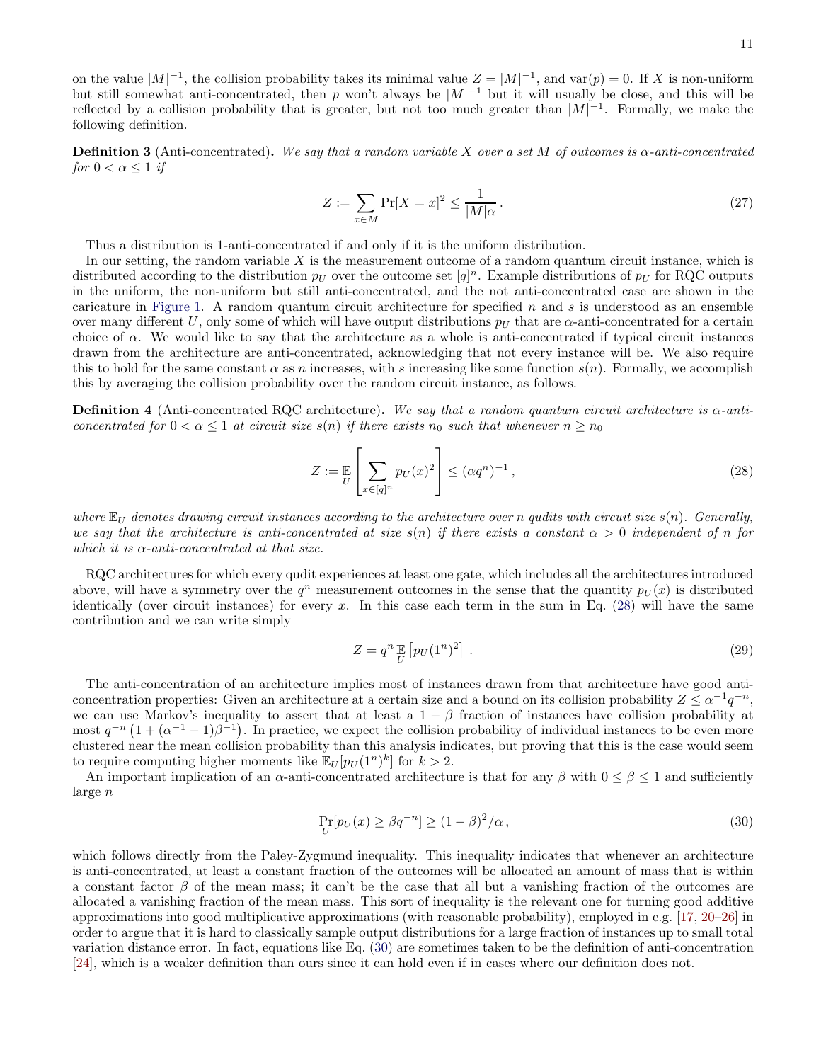on the value $|M|^{-1}$, the collision probability takes its minimal value $Z = |M|^{-1}$, and $\mathrm{var}(p) = 0$. If $X$ is non-uniform but still somewhat anti-concentrated, then $p$ won't always be $|M|^{-1}$ but it will usually be close, and this will be reflected by a collision probability that is greater, but not too much greater than $|M|^{-1}$. Formally, we make the following definition.

**Definition 3** (Anti-concentrated)**.** *We say that a random variable $X$ over a set $M$ of outcomes is $\alpha$-anti-concentrated for $0 < \alpha \leq 1$ if*

$$Z := \sum_{x \in M} \Pr[X = x]^2 \leq \frac{1}{|M|\alpha} . \tag{27}$$

Thus a distribution is 1-anti-concentrated if and only if it is the uniform distribution.

In our setting, the random variable $X$ is the measurement outcome of a random quantum circuit instance, which is distributed according to the distribution $p_U$ over the outcome set $[q]^n$. Example distributions of $p_U$ for RQC outputs in the uniform, the non-uniform but still anti-concentrated, and the not anti-concentrated case are shown in the caricature in Figure 1. A random quantum circuit architecture for specified $n$ and $s$ is understood as an ensemble over many different $U$, only some of which will have output distributions $p_U$ that are $\alpha$-anti-concentrated for a certain choice of $\alpha$. We would like to say that the architecture as a whole is anti-concentrated if typical circuit instances drawn from the architecture are anti-concentrated, acknowledging that not every instance will be. We also require this to hold for the same constant $\alpha$ as $n$ increases, with $s$ increasing like some function $s(n)$. Formally, we accomplish this by averaging the collision probability over the random circuit instance, as follows.

**Definition 4** (Anti-concentrated RQC architecture)**.** *We say that a random quantum circuit architecture is $\alpha$-anti-concentrated for $0 < \alpha \leq 1$ at circuit size $s(n)$ if there exists $n_0$ such that whenever $n \geq n_0$*

$$Z := \mathop{\mathbb{E}}_{U}\left[\sum_{x \in [q]^n} p_U(x)^2\right] \leq (\alpha q^n)^{-1} , \tag{28}$$

*where $\mathbb{E}_U$ denotes drawing circuit instances according to the architecture over $n$ qudits with circuit size $s(n)$. Generally, we say that the architecture is anti-concentrated at size $s(n)$ if there exists a constant $\alpha > 0$ independent of $n$ for which it is $\alpha$-anti-concentrated at that size.*

RQC architectures for which every qudit experiences at least one gate, which includes all the architectures introduced above, will have a symmetry over the $q^n$ measurement outcomes in the sense that the quantity $p_U(x)$ is distributed identically (over circuit instances) for every $x$. In this case each term in the sum in Eq. (28) will have the same contribution and we can write simply

$$Z = q^n \mathop{\mathbb{E}}_{U}\left[p_U(1^n)^2\right] . \tag{29}$$

The anti-concentration of an architecture implies most of instances drawn from that architecture have good anti-concentration properties: Given an architecture at a certain size and a bound on its collision probability $Z \leq \alpha^{-1} q^{-n}$, we can use Markov's inequality to assert that at least a $1 - \beta$ fraction of instances have collision probability at most $q^{-n}\left(1 + (\alpha^{-1} - 1)\beta^{-1}\right)$. In practice, we expect the collision probability of individual instances to be even more clustered near the mean collision probability than this analysis indicates, but proving that this is the case would seem to require computing higher moments like $\mathbb{E}_U[p_U(1^n)^k]$ for $k > 2$.

An important implication of an $\alpha$-anti-concentrated architecture is that for any $\beta$ with $0 \leq \beta \leq 1$ and sufficiently large $n$

$$\Pr_U[p_U(x) \geq \beta q^{-n}] \geq (1 - \beta)^2/\alpha , \tag{30}$$

which follows directly from the Paley-Zygmund inequality. This inequality indicates that whenever an architecture is anti-concentrated, at least a constant fraction of the outcomes will be allocated an amount of mass that is within a constant factor $\beta$ of the mean mass; it can't be the case that all but a vanishing fraction of the outcomes are allocated a vanishing fraction of the mean mass. This sort of inequality is the relevant one for turning good additive approximations into good multiplicative approximations (with reasonable probability), employed in e.g. [17, 20–26] in order to argue that it is hard to classically sample output distributions for a large fraction of instances up to small total variation distance error. In fact, equations like Eq. (30) are sometimes taken to be the definition of anti-concentration [24], which is a weaker definition than ours since it can hold even if in cases where our definition does not.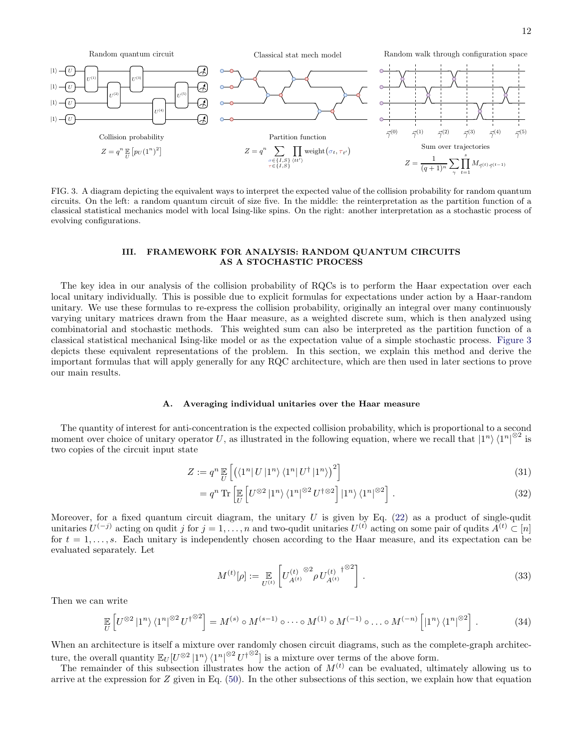Random quantum circuit

Classical stat mech model

Random walk through configuration space

Collision probability

$$Z = q^n \mathop{\mathbb{E}}_{U}\left[p_U(1^n)^2\right]$$

Partition function

$$Z = q^n \sum_{\substack{\sigma \in \{I,S\} \\ \tau \in \{I,S\}}} \prod_{\langle tt' \rangle} \text{weight}(\sigma_t, \tau_{t'})$$

Sum over trajectories

$$Z = \frac{1}{(q+1)^n} \sum_{\gamma} \prod_{t=1}^{s} M_{\vec{\gamma}^{(t)}\vec{\gamma}^{(t-1)}}$$

FIG. 3. A diagram depicting the equivalent ways to interpret the expected value of the collision probability for random quantum circuits. On the left: a random quantum circuit of size five. In the middle: the reinterpretation as the partition function of a classical statistical mechanics model with local Ising-like spins. On the right: another interpretation as a stochastic process of evolving configurations.

## III. FRAMEWORK FOR ANALYSIS: RANDOM QUANTUM CIRCUITS AS A STOCHASTIC PROCESS

The key idea in our analysis of the collision probability of RQCs is to perform the Haar expectation over each local unitary individually. This is possible due to explicit formulas for expectations under action by a Haar-random unitary. We use these formulas to re-express the collision probability, originally an integral over many continuously varying unitary matrices drawn from the Haar measure, as a weighted discrete sum, which is then analyzed using combinatorial and stochastic methods. This weighted sum can also be interpreted as the partition function of a classical statistical mechanical Ising-like model or as the expectation value of a simple stochastic process. Figure 3 depicts these equivalent representations of the problem. In this section, we explain this method and derive the important formulas that will apply generally for any RQC architecture, which are then used in later sections to prove our main results.

### A. Averaging individual unitaries over the Haar measure

The quantity of interest for anti-concentration is the expected collision probability, which is proportional to a second moment over choice of unitary operator $U$, as illustrated in the following equation, where we recall that $|1^n\rangle\langle 1^n|^{\otimes 2}$ is two copies of the circuit input state

$$Z := q^n \mathop{\mathbb{E}}_{U}\left[\left(\langle 1^n| U |1^n\rangle \langle 1^n| U^\dagger |1^n\rangle\right)^2\right] \tag{31}$$

$$= q^n \operatorname{Tr}\left[\mathop{\mathbb{E}}_{U}\left[U^{\otimes 2} |1^n\rangle\langle 1^n|^{\otimes 2} U^{\dagger \otimes 2}\right] |1^n\rangle\langle 1^n|^{\otimes 2}\right]. \tag{32}$$

Moreover, for a fixed quantum circuit diagram, the unitary $U$ is given by Eq. (22) as a product of single-qudit unitaries $U^{(-j)}$ acting on qudit $j$ for $j = 1, \ldots, n$ and two-qudit unitaries $U^{(t)}$ acting on some pair of qudits $A^{(t)} \subset [n]$ for $t = 1, \ldots, s$. Each unitary is independently chosen according to the Haar measure, and its expectation can be evaluated separately. Let

$$M^{(t)}[\rho] := \mathop{\mathbb{E}}_{U^{(t)}}\left[{U^{(t)}_{A^{(t)}}}^{\otimes 2} \rho \, {U^{(t)}_{A^{(t)}}}^{\dagger \otimes 2}\right]. \tag{33}$$

Then we can write

$$\mathop{\mathbb{E}}_{U}\left[U^{\otimes 2} |1^n\rangle\langle 1^n|^{\otimes 2} U^{\dagger \otimes 2}\right] = M^{(s)} \circ M^{(s-1)} \circ \cdots \circ M^{(1)} \circ M^{(-1)} \circ \ldots \circ M^{(-n)}\left[|1^n\rangle\langle 1^n|^{\otimes 2}\right]. \tag{34}$$

When an architecture is itself a mixture over randomly chosen circuit diagrams, such as the complete-graph architecture, the overall quantity $\mathbb{E}_U[U^{\otimes 2} |1^n\rangle\langle 1^n|^{\otimes 2} U^{\dagger \otimes 2}]$ is a mixture over terms of the above form.

The remainder of this subsection illustrates how the action of $M^{(t)}$ can be evaluated, ultimately allowing us to arrive at the expression for $Z$ given in Eq. (50). In the other subsections of this section, we explain how that equation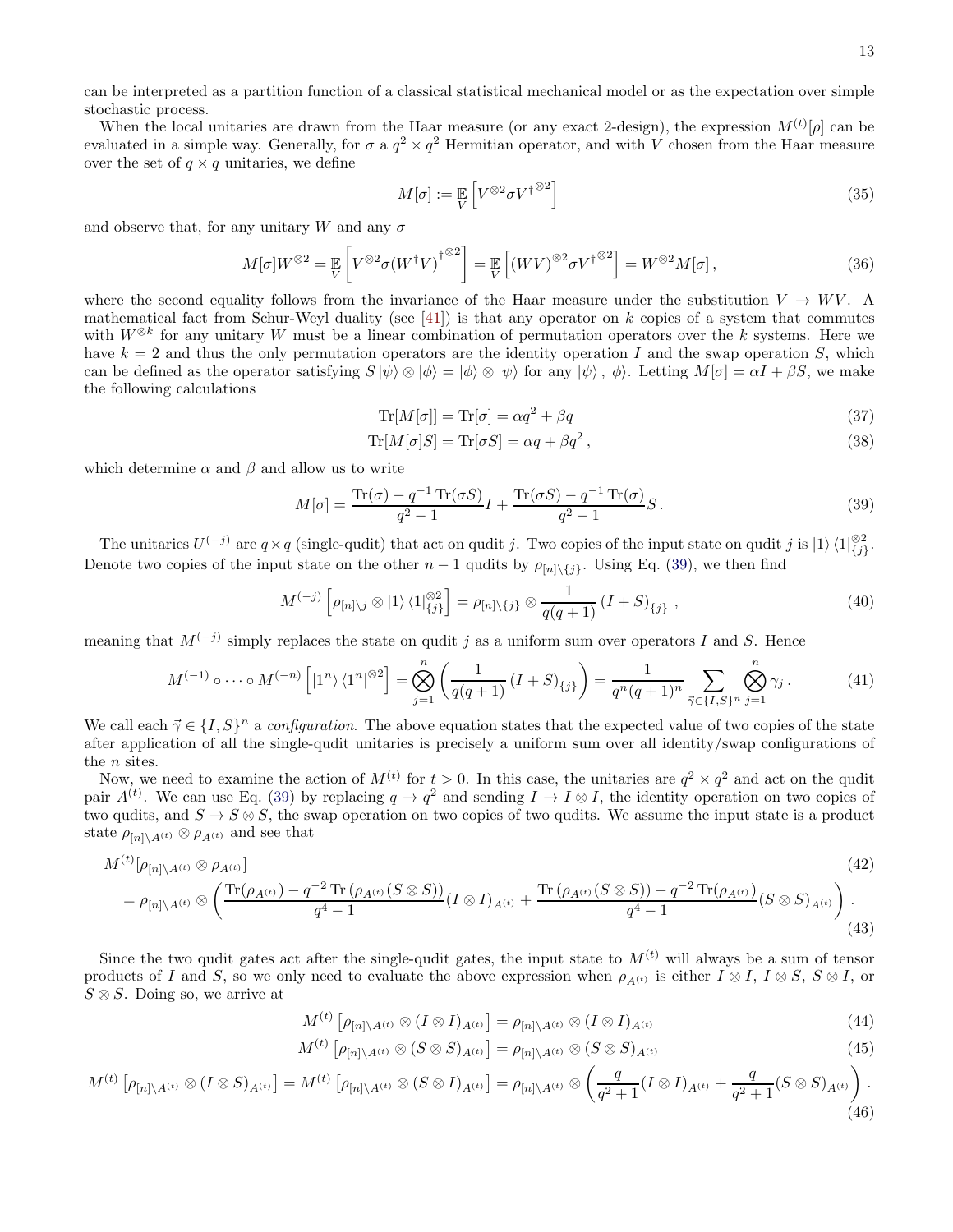can be interpreted as a partition function of a classical statistical mechanical model or as the expectation over simple stochastic process.

When the local unitaries are drawn from the Haar measure (or any exact 2-design), the expression $M^{(t)}[\rho]$ can be evaluated in a simple way. Generally, for $\sigma$ a $q^2 \times q^2$ Hermitian operator, and with $V$ chosen from the Haar measure over the set of $q \times q$ unitaries, we define

$$M[\sigma] := \mathop{\mathbb{E}}_{V}\left[V^{\otimes 2}\sigma V^{\dagger\otimes 2}\right] \tag{35}$$

and observe that, for any unitary $W$ and any $\sigma$

$$M[\sigma]W^{\otimes 2} = \mathop{\mathbb{E}}_{V}\left[V^{\otimes 2}\sigma (W^{\dagger}V)^{\dagger\otimes 2}\right] = \mathop{\mathbb{E}}_{V}\left[(WV)^{\otimes 2}\sigma V^{\dagger\otimes 2}\right] = W^{\otimes 2}M[\sigma]\,, \tag{36}$$

where the second equality follows from the invariance of the Haar measure under the substitution $V \to WV$. A mathematical fact from Schur-Weyl duality (see [41]) is that any operator on $k$ copies of a system that commutes with $W^{\otimes k}$ for any unitary $W$ must be a linear combination of permutation operators over the $k$ systems. Here we have $k = 2$ and thus the only permutation operators are the identity operation $I$ and the swap operation $S$, which can be defined as the operator satisfying $S\left|\psi\right\rangle \otimes \left|\phi\right\rangle = \left|\phi\right\rangle \otimes \left|\psi\right\rangle$ for any $\left|\psi\right\rangle, \left|\phi\right\rangle$. Letting $M[\sigma] = \alpha I + \beta S$, we make the following calculations

$$\mathrm{Tr}[M[\sigma]] = \mathrm{Tr}[\sigma] = \alpha q^2 + \beta q \tag{37}$$

$$\mathrm{Tr}[M[\sigma]S] = \mathrm{Tr}[\sigma S] = \alpha q + \beta q^2\,, \tag{38}$$

which determine $\alpha$ and $\beta$ and allow us to write

$$M[\sigma] = \frac{\mathrm{Tr}(\sigma) - q^{-1}\,\mathrm{Tr}(\sigma S)}{q^2-1} I + \frac{\mathrm{Tr}(\sigma S) - q^{-1}\,\mathrm{Tr}(\sigma)}{q^2-1} S\,. \tag{39}$$

The unitaries $U^{(-j)}$ are $q \times q$ (single-qudit) that act on qudit $j$. Two copies of the input state on qudit $j$ is $\left|1\right\rangle\left\langle 1\right|^{\otimes 2}_{\{j\}}$. Denote two copies of the input state on the other $n-1$ qudits by $\rho_{[n]\setminus\{j\}}$. Using Eq. (39), we then find

$$M^{(-j)}\left[\rho_{[n]\setminus j} \otimes \left|1\right\rangle\left\langle 1\right|^{\otimes 2}_{\{j\}}\right] = \rho_{[n]\setminus\{j\}} \otimes \frac{1}{q(q+1)}\left(I + S\right)_{\{j\}}\,, \tag{40}$$

meaning that $M^{(-j)}$ simply replaces the state on qudit $j$ as a uniform sum over operators $I$ and $S$. Hence

$$M^{(-1)} \circ \cdots \circ M^{(-n)}\left[\left|1^n\right\rangle\left\langle 1^n\right|^{\otimes 2}\right] = \bigotimes_{j=1}^{n}\left(\frac{1}{q(q+1)}\left(I+S\right)_{\{j\}}\right) = \frac{1}{q^n(q+1)^n}\sum_{\vec{\gamma}\in\{I,S\}^n}\bigotimes_{j=1}^{n}\gamma_j\,. \tag{41}$$

We call each $\vec{\gamma} \in \{I, S\}^n$ a *configuration*. The above equation states that the expected value of two copies of the state after application of all the single-qudit unitaries is precisely a uniform sum over all identity/swap configurations of the $n$ sites.

Now, we need to examine the action of $M^{(t)}$ for $t > 0$. In this case, the unitaries are $q^2 \times q^2$ and act on the qudit pair $A^{(t)}$. We can use Eq. (39) by replacing $q \to q^2$ and sending $I \to I \otimes I$, the identity operation on two copies of two qudits, and $S \to S \otimes S$, the swap operation on two copies of two qudits. We assume the input state is a product state $\rho_{[n]\setminus A^{(t)}} \otimes \rho_{A^{(t)}}$ and see that

$$M^{(t)}[\rho_{[n]\setminus A^{(t)}} \otimes \rho_{A^{(t)}}] \tag{42}$$

$$= \rho_{[n]\setminus A^{(t)}} \otimes \left(\frac{\mathrm{Tr}(\rho_{A^{(t)}}) - q^{-2}\,\mathrm{Tr}\left(\rho_{A^{(t)}}(S\otimes S)\right)}{q^4-1}(I\otimes I)_{A^{(t)}} + \frac{\mathrm{Tr}\left(\rho_{A^{(t)}}(S\otimes S)\right) - q^{-2}\,\mathrm{Tr}(\rho_{A^{(t)}})}{q^4-1}(S\otimes S)_{A^{(t)}}\right)\,. \tag{43}$$

Since the two qudit gates act after the single-qudit gates, the input state to $M^{(t)}$ will always be a sum of tensor products of $I$ and $S$, so we only need to evaluate the above expression when $\rho_{A^{(t)}}$ is either $I \otimes I$, $I \otimes S$, $S \otimes I$, or $S \otimes S$. Doing so, we arrive at

$$M^{(t)}\left[\rho_{[n]\setminus A^{(t)}} \otimes (I\otimes I)_{A^{(t)}}\right] = \rho_{[n]\setminus A^{(t)}} \otimes (I\otimes I)_{A^{(t)}} \tag{44}$$

$$M^{(t)}\left[\rho_{[n]\setminus A^{(t)}} \otimes (S\otimes S)_{A^{(t)}}\right] = \rho_{[n]\setminus A^{(t)}} \otimes (S\otimes S)_{A^{(t)}} \tag{45}$$

$$M^{(t)}\left[\rho_{[n]\setminus A^{(t)}} \otimes (I\otimes S)_{A^{(t)}}\right] = M^{(t)}\left[\rho_{[n]\setminus A^{(t)}} \otimes (S\otimes I)_{A^{(t)}}\right] = \rho_{[n]\setminus A^{(t)}} \otimes \left(\frac{q}{q^2+1}(I\otimes I)_{A^{(t)}} + \frac{q}{q^2+1}(S\otimes S)_{A^{(t)}}\right)\,. \tag{46}$$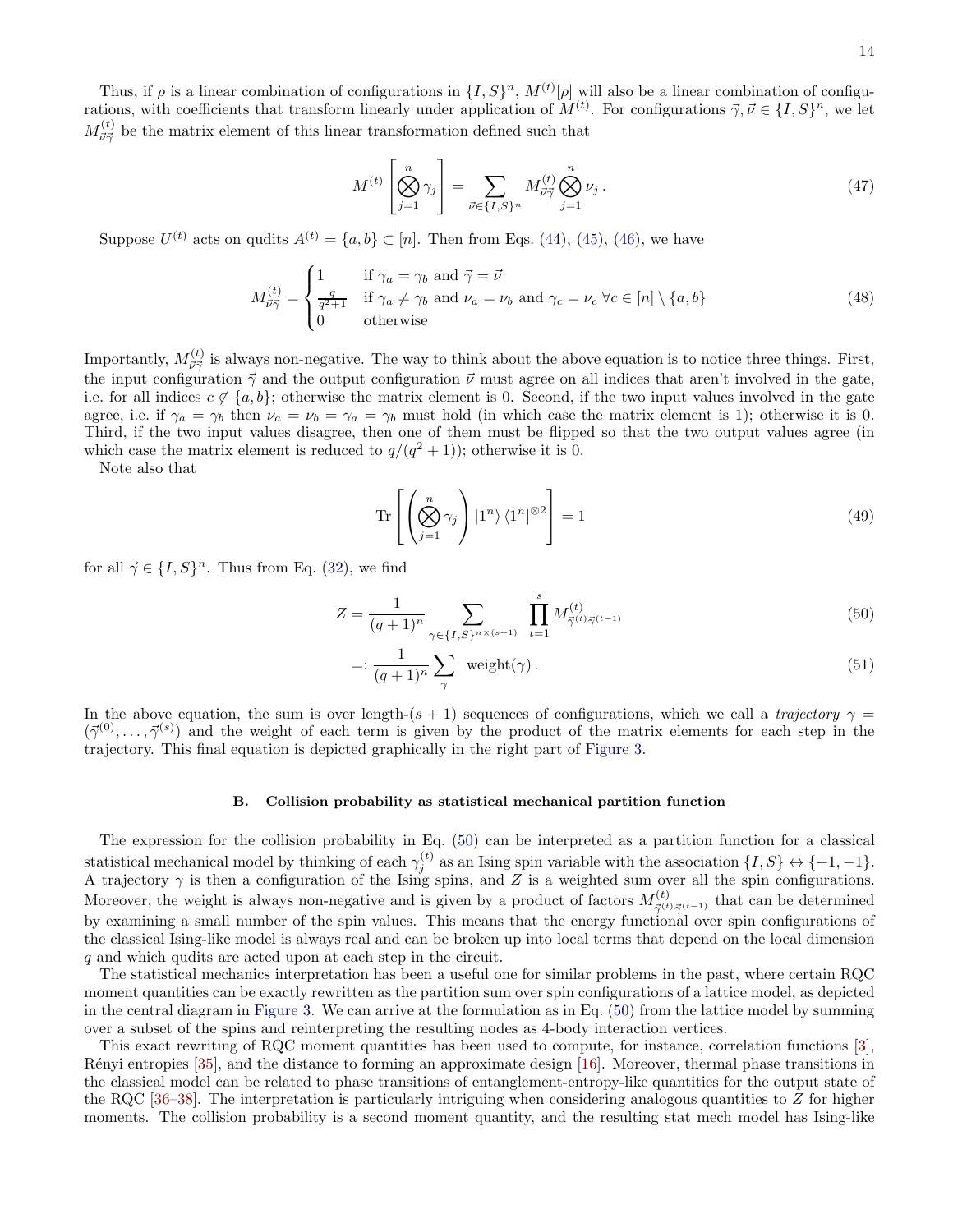Thus, if $\rho$ is a linear combination of configurations in $\{I, S\}^n$, $M^{(t)}[\rho]$ will also be a linear combination of configurations, with coefficients that transform linearly under application of $M^{(t)}$. For configurations $\vec{\gamma}, \vec{\nu} \in \{I, S\}^n$, we let $M^{(t)}_{\vec{\nu}\vec{\gamma}}$ be the matrix element of this linear transformation defined such that

$$M^{(t)}\left[\bigotimes_{j=1}^{n} \gamma_j\right] = \sum_{\vec{\nu}\in\{I,S\}^n} M^{(t)}_{\vec{\nu}\vec{\gamma}} \bigotimes_{j=1}^{n} \nu_j \,. \tag{47}$$

Suppose $U^{(t)}$ acts on qudits $A^{(t)} = \{a, b\} \subset [n]$. Then from Eqs. (44), (45), (46), we have

$$M^{(t)}_{\vec{\nu}\vec{\gamma}} = \begin{cases} 1 & \text{if } \gamma_a = \gamma_b \text{ and } \vec{\gamma} = \vec{\nu} \\ \frac{q}{q^2+1} & \text{if } \gamma_a \neq \gamma_b \text{ and } \nu_a = \nu_b \text{ and } \gamma_c = \nu_c \; \forall c \in [n] \setminus \{a, b\} \\ 0 & \text{otherwise} \end{cases} \tag{48}$$

Importantly, $M^{(t)}_{\vec{\nu}\vec{\gamma}}$ is always non-negative. The way to think about the above equation is to notice three things. First, the input configuration $\vec{\gamma}$ and the output configuration $\vec{\nu}$ must agree on all indices that aren't involved in the gate, i.e. for all indices $c \notin \{a, b\}$; otherwise the matrix element is 0. Second, if the two input values involved in the gate agree, i.e. if $\gamma_a = \gamma_b$ then $\nu_a = \nu_b = \gamma_a = \gamma_b$ must hold (in which case the matrix element is 1); otherwise it is 0. Third, if the two input values disagree, then one of them must be flipped so that the two output values agree (in which case the matrix element is reduced to $q/(q^2 + 1)$); otherwise it is 0.

Note also that

$$\mathrm{Tr}\left[\left(\bigotimes_{j=1}^{n} \gamma_j\right) |1^n\rangle\langle 1^n|^{\otimes 2}\right] = 1 \tag{49}$$

for all $\vec{\gamma} \in \{I, S\}^n$. Thus from Eq. (32), we find

$$Z = \frac{1}{(q+1)^n} \sum_{\gamma\in\{I,S\}^{n\times(s+1)}} \prod_{t=1}^{s} M^{(t)}_{\vec{\gamma}^{(t)}\vec{\gamma}^{(t-1)}} \tag{50}$$

$$=: \frac{1}{(q+1)^n} \sum_{\gamma} \; \mathrm{weight}(\gamma) \,. \tag{51}$$

In the above equation, the sum is over length-$(s + 1)$ sequences of configurations, which we call a *trajectory* $\gamma = (\vec{\gamma}^{(0)}, \ldots, \vec{\gamma}^{(s)})$ and the weight of each term is given by the product of the matrix elements for each step in the trajectory. This final equation is depicted graphically in the right part of Figure 3.

### B. Collision probability as statistical mechanical partition function

The expression for the collision probability in Eq. (50) can be interpreted as a partition function for a classical statistical mechanical model by thinking of each $\gamma^{(t)}_j$ as an Ising spin variable with the association $\{I, S\} \leftrightarrow \{+1, -1\}$. A trajectory $\gamma$ is then a configuration of the Ising spins, and $Z$ is a weighted sum over all the spin configurations. Moreover, the weight is always non-negative and is given by a product of factors $M^{(t)}_{\vec{\gamma}^{(t)}\vec{\gamma}^{(t-1)}}$ that can be determined by examining a small number of the spin values. This means that the energy functional over spin configurations of the classical Ising-like model is always real and can be broken up into local terms that depend on the local dimension $q$ and which qudits are acted upon at each step in the circuit.

The statistical mechanics interpretation has been a useful one for similar problems in the past, where certain RQC moment quantities can be exactly rewritten as the partition sum over spin configurations of a lattice model, as depicted in the central diagram in Figure 3. We can arrive at the formulation as in Eq. (50) from the lattice model by summing over a subset of the spins and reinterpreting the resulting nodes as 4-body interaction vertices.

This exact rewriting of RQC moment quantities has been used to compute, for instance, correlation functions [3], Rényi entropies [35], and the distance to forming an approximate design [16]. Moreover, thermal phase transitions in the classical model can be related to phase transitions of entanglement-entropy-like quantities for the output state of the RQC [36–38]. The interpretation is particularly intriguing when considering analogous quantities to $Z$ for higher moments. The collision probability is a second moment quantity, and the resulting stat mech model has Ising-like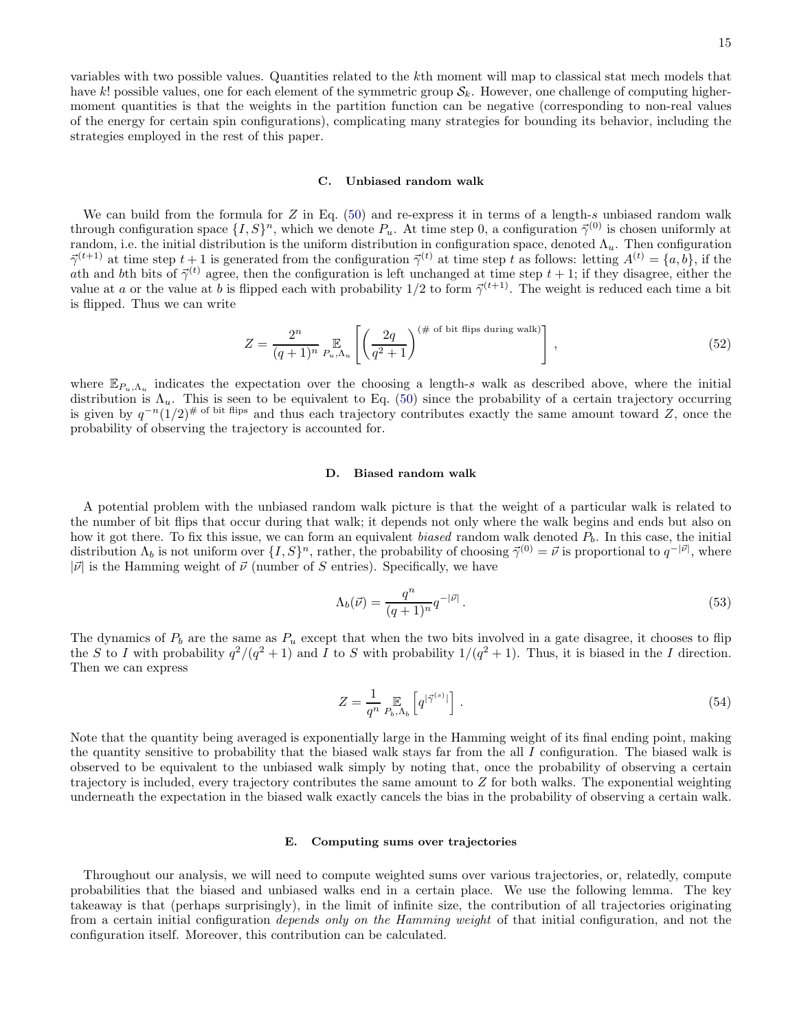variables with two possible values. Quantities related to the $k$th moment will map to classical stat mech models that have $k!$ possible values, one for each element of the symmetric group $\mathcal{S}_k$. However, one challenge of computing higher-moment quantities is that the weights in the partition function can be negative (corresponding to non-real values of the energy for certain spin configurations), complicating many strategies for bounding its behavior, including the strategies employed in the rest of this paper.

### C. Unbiased random walk

We can build from the formula for $Z$ in Eq. (50) and re-express it in terms of a length-$s$ unbiased random walk through configuration space $\{I, S\}^n$, which we denote $P_u$. At time step 0, a configuration $\vec{\gamma}^{(0)}$ is chosen uniformly at random, i.e. the initial distribution is the uniform distribution in configuration space, denoted $\Lambda_u$. Then configuration $\vec{\gamma}^{(t+1)}$ at time step $t+1$ is generated from the configuration $\vec{\gamma}^{(t)}$ at time step $t$ as follows: letting $A^{(t)} = \{a, b\}$, if the $a$th and $b$th bits of $\vec{\gamma}^{(t)}$ agree, then the configuration is left unchanged at time step $t+1$; if they disagree, either the value at $a$ or the value at $b$ is flipped each with probability 1/2 to form $\vec{\gamma}^{(t+1)}$. The weight is reduced each time a bit is flipped. Thus we can write

$$Z = \frac{2^n}{(q+1)^n} \mathop{\mathbb{E}}_{P_u, \Lambda_u} \left[ \left( \frac{2q}{q^2+1} \right)^{(\text{\# of bit flips during walk})} \right], \tag{52}$$

where $\mathbb{E}_{P_u, \Lambda_u}$ indicates the expectation over the choosing a length-$s$ walk as described above, where the initial distribution is $\Lambda_u$. This is seen to be equivalent to Eq. (50) since the probability of a certain trajectory occurring is given by $q^{-n}(1/2)^{\text{\# of bit flips}}$ and thus each trajectory contributes exactly the same amount toward $Z$, once the probability of observing the trajectory is accounted for.

### D. Biased random walk

A potential problem with the unbiased random walk picture is that the weight of a particular walk is related to the number of bit flips that occur during that walk; it depends not only where the walk begins and ends but also on how it got there. To fix this issue, we can form an equivalent *biased* random walk denoted $P_b$. In this case, the initial distribution $\Lambda_b$ is not uniform over $\{I, S\}^n$, rather, the probability of choosing $\vec{\gamma}^{(0)} = \vec{\nu}$ is proportional to $q^{-|\vec{\nu}|}$, where $|\vec{\nu}|$ is the Hamming weight of $\vec{\nu}$ (number of $S$ entries). Specifically, we have

$$\Lambda_b(\vec{\nu}) = \frac{q^n}{(q+1)^n} q^{-|\vec{\nu}|}. \tag{53}$$

The dynamics of $P_b$ are the same as $P_u$ except that when the two bits involved in a gate disagree, it chooses to flip the $S$ to $I$ with probability $q^2/(q^2+1)$ and $I$ to $S$ with probability $1/(q^2+1)$. Thus, it is biased in the $I$ direction. Then we can express

$$Z = \frac{1}{q^n} \mathop{\mathbb{E}}_{P_b, \Lambda_b} \left[ q^{|\vec{\gamma}^{(s)}|} \right]. \tag{54}$$

Note that the quantity being averaged is exponentially large in the Hamming weight of its final ending point, making the quantity sensitive to probability that the biased walk stays far from the all $I$ configuration. The biased walk is observed to be equivalent to the unbiased walk simply by noting that, once the probability of observing a certain trajectory is included, every trajectory contributes the same amount to $Z$ for both walks. The exponential weighting underneath the expectation in the biased walk exactly cancels the bias in the probability of observing a certain walk.

### E. Computing sums over trajectories

Throughout our analysis, we will need to compute weighted sums over various trajectories, or, relatedly, compute probabilities that the biased and unbiased walks end in a certain place. We use the following lemma. The key takeaway is that (perhaps surprisingly), in the limit of infinite size, the contribution of all trajectories originating from a certain initial configuration *depends only on the Hamming weight* of that initial configuration, and not the configuration itself. Moreover, this contribution can be calculated.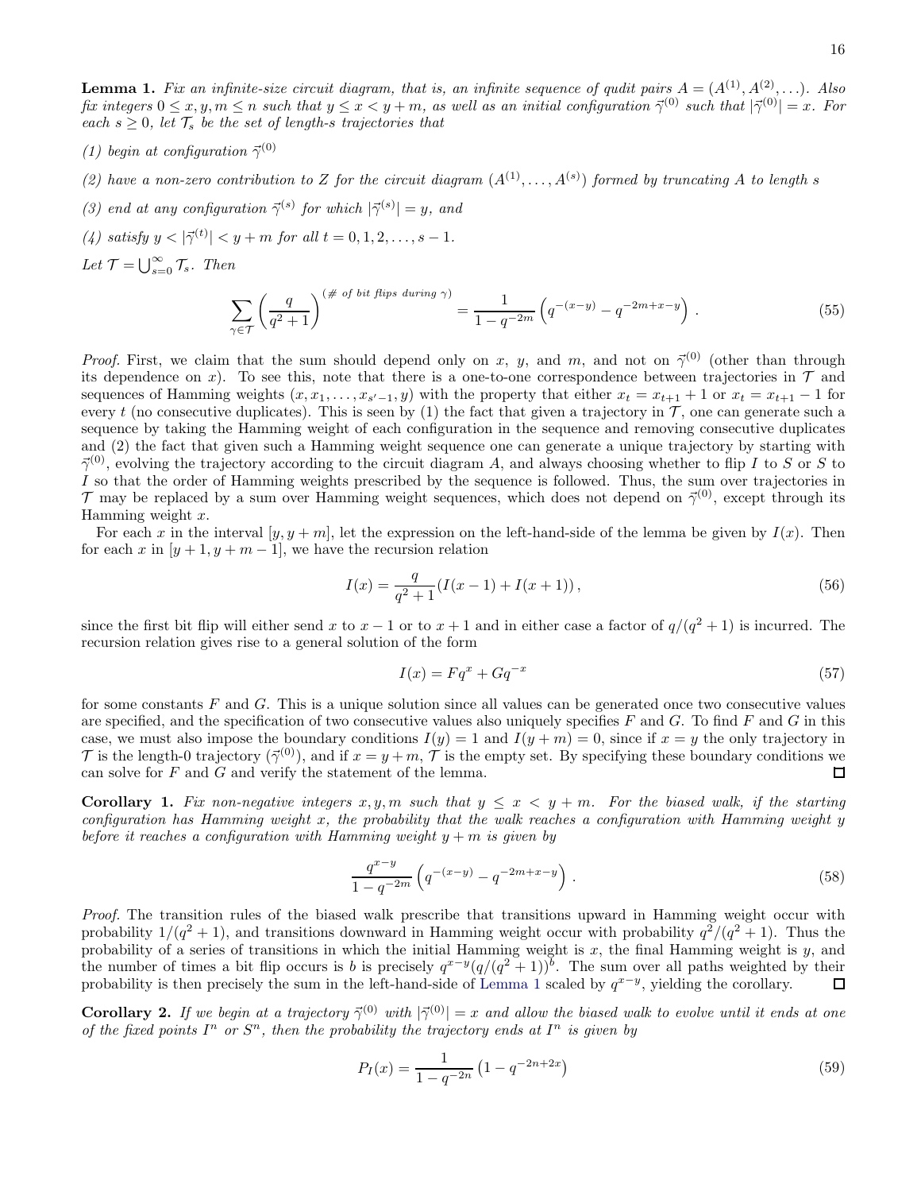**Lemma 1.** *Fix an infinite-size circuit diagram, that is, an infinite sequence of qudit pairs $A = (A^{(1)}, A^{(2)}, \ldots)$. Also fix integers $0 \leq x, y, m \leq n$ such that $y \leq x < y + m$, as well as an initial configuration $\vec{\gamma}^{(0)}$ such that $|\vec{\gamma}^{(0)}| = x$. For each $s \geq 0$, let $\mathcal{T}_s$ be the set of length-$s$ trajectories that*

*(1) begin at configuration $\vec{\gamma}^{(0)}$*

*(2) have a non-zero contribution to $Z$ for the circuit diagram $(A^{(1)}, \ldots, A^{(s)})$ formed by truncating $A$ to length $s$*

*(3) end at any configuration $\vec{\gamma}^{(s)}$ for which $|\vec{\gamma}^{(s)}| = y$, and*

*(4) satisfy $y < |\vec{\gamma}^{(t)}| < y + m$ for all $t = 0, 1, 2, \ldots, s-1$.*

*Let $\mathcal{T} = \bigcup_{s=0}^{\infty} \mathcal{T}_s$. Then*

$$\sum_{\gamma \in \mathcal{T}} \left( \frac{q}{q^2+1} \right)^{(\#\text{ of bit flips during } \gamma)} = \frac{1}{1 - q^{-2m}} \left( q^{-(x-y)} - q^{-2m+x-y} \right). \tag{55}$$

*Proof.* First, we claim that the sum should depend only on $x$, $y$, and $m$, and not on $\vec{\gamma}^{(0)}$ (other than through its dependence on $x$). To see this, note that there is a one-to-one correspondence between trajectories in $\mathcal{T}$ and sequences of Hamming weights $(x, x_1, \ldots, x_{s'-1}, y)$ with the property that either $x_t = x_{t+1} + 1$ or $x_t = x_{t+1} - 1$ for every $t$ (no consecutive duplicates). This is seen by (1) the fact that given a trajectory in $\mathcal{T}$, one can generate such a sequence by taking the Hamming weight of each configuration in the sequence and removing consecutive duplicates and (2) the fact that given such a Hamming weight sequence one can generate a unique trajectory by starting with $\vec{\gamma}^{(0)}$, evolving the trajectory according to the circuit diagram $A$, and always choosing whether to flip $I$ to $S$ or $S$ to $I$ so that the order of Hamming weights prescribed by the sequence is followed. Thus, the sum over trajectories in $\mathcal{T}$ may be replaced by a sum over Hamming weight sequences, which does not depend on $\vec{\gamma}^{(0)}$, except through its Hamming weight $x$.

For each $x$ in the interval $[y, y+m]$, let the expression on the left-hand-side of the lemma be given by $I(x)$. Then for each $x$ in $[y+1, y+m-1]$, we have the recursion relation

$$I(x) = \frac{q}{q^2+1} \left( I(x-1) + I(x+1) \right), \tag{56}$$

since the first bit flip will either send $x$ to $x-1$ or to $x+1$ and in either case a factor of $q/(q^2+1)$ is incurred. The recursion relation gives rise to a general solution of the form

$$I(x) = F q^x + G q^{-x} \tag{57}$$

for some constants $F$ and $G$. This is a unique solution since all values can be generated once two consecutive values are specified, and the specification of two consecutive values also uniquely specifies $F$ and $G$. To find $F$ and $G$ in this case, we must also impose the boundary conditions $I(y) = 1$ and $I(y+m) = 0$, since if $x = y$ the only trajectory in $\mathcal{T}$ is the length-0 trajectory $(\vec{\gamma}^{(0)})$, and if $x = y+m$, $\mathcal{T}$ is the empty set. By specifying these boundary conditions we can solve for $F$ and $G$ and verify the statement of the lemma. ◻

**Corollary 1.** *Fix non-negative integers $x, y, m$ such that $y \leq x < y + m$. For the biased walk, if the starting configuration has Hamming weight $x$, the probability that the walk reaches a configuration with Hamming weight $y$ before it reaches a configuration with Hamming weight $y+m$ is given by*

$$\frac{q^{x-y}}{1 - q^{-2m}} \left( q^{-(x-y)} - q^{-2m+x-y} \right). \tag{58}$$

*Proof.* The transition rules of the biased walk prescribe that transitions upward in Hamming weight occur with probability $1/(q^2+1)$, and transitions downward in Hamming weight occur with probability $q^2/(q^2+1)$. Thus the probability of a series of transitions in which the initial Hamming weight is $x$, the final Hamming weight is $y$, and the number of times a bit flip occurs is $b$ is precisely $q^{x-y}(q/(q^2+1))^b$. The sum over all paths weighted by their probability is then precisely the sum in the left-hand-side of Lemma 1 scaled by $q^{x-y}$, yielding the corollary. ◻

**Corollary 2.** *If we begin at a trajectory $\vec{\gamma}^{(0)}$ with $|\vec{\gamma}^{(0)}| = x$ and allow the biased walk to evolve until it ends at one of the fixed points $I^n$ or $S^n$, then the probability the trajectory ends at $I^n$ is given by*

$$P_I(x) = \frac{1}{1 - q^{-2n}} \left( 1 - q^{-2n+2x} \right) \tag{59}$$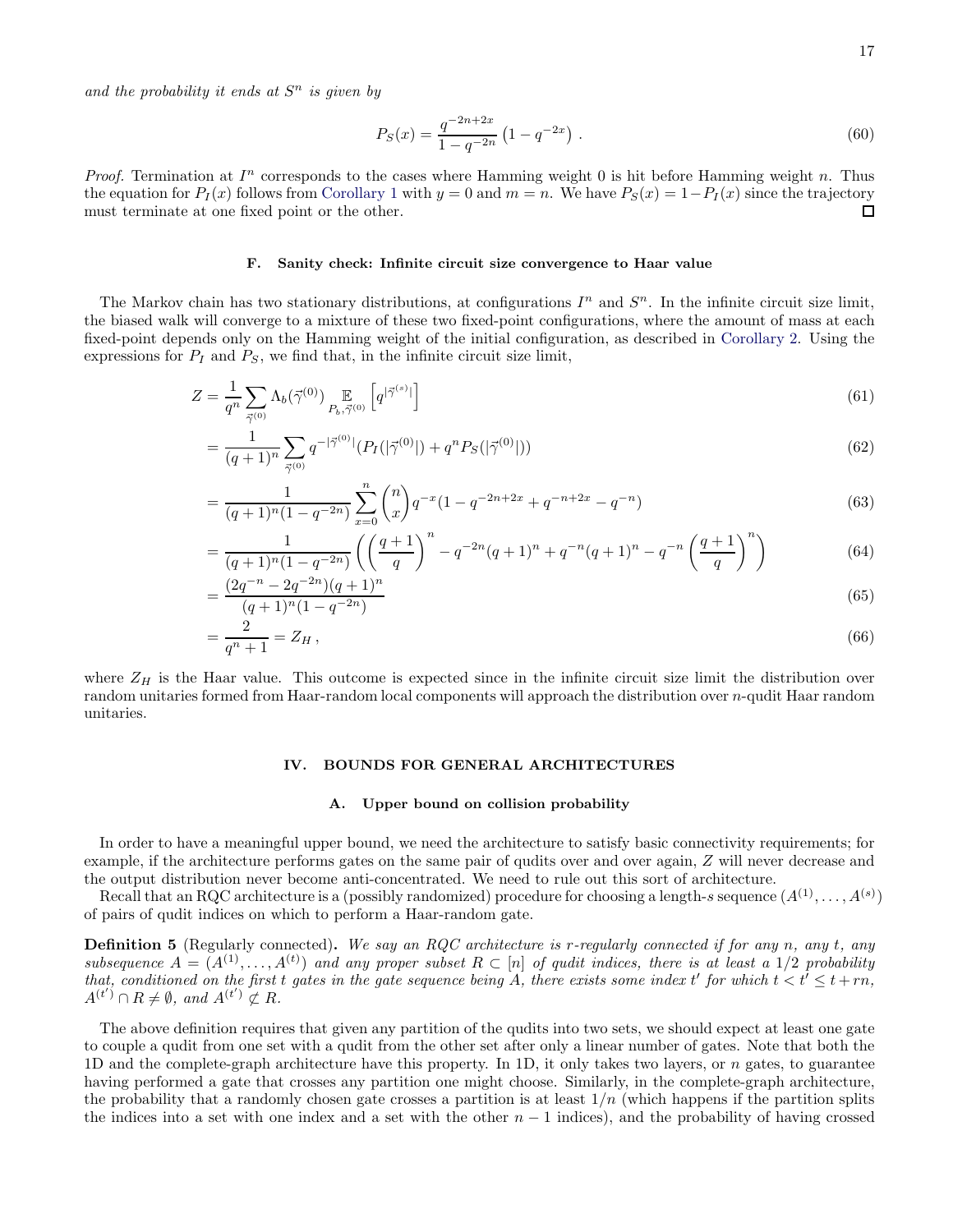*and the probability it ends at $S^n$ is given by*

$$P_S(x) = \frac{q^{-2n+2x}}{1-q^{-2n}}\left(1-q^{-2x}\right) . \tag{60}$$

*Proof.* Termination at $I^n$ corresponds to the cases where Hamming weight 0 is hit before Hamming weight $n$. Thus the equation for $P_I(x)$ follows from Corollary 1 with $y=0$ and $m=n$. We have $P_S(x) = 1 - P_I(x)$ since the trajectory must terminate at one fixed point or the other. □

### F. Sanity check: Infinite circuit size convergence to Haar value

The Markov chain has two stationary distributions, at configurations $I^n$ and $S^n$. In the infinite circuit size limit, the biased walk will converge to a mixture of these two fixed-point configurations, where the amount of mass at each fixed-point depends only on the Hamming weight of the initial configuration, as described in Corollary 2. Using the expressions for $P_I$ and $P_S$, we find that, in the infinite circuit size limit,

$$Z = \frac{1}{q^n}\sum_{\vec{\gamma}^{(0)}} \Lambda_b(\vec{\gamma}^{(0)}) \mathop{\mathbb{E}}_{P_b,\vec{\gamma}^{(0)}}\left[q^{|\vec{\gamma}^{(s)}|}\right] \tag{61}$$

$$= \frac{1}{(q+1)^n}\sum_{\vec{\gamma}^{(0)}} q^{-|\vec{\gamma}^{(0)}|}(P_I(|\vec{\gamma}^{(0)}|) + q^n P_S(|\vec{\gamma}^{(0)}|)) \tag{62}$$

$$= \frac{1}{(q+1)^n(1-q^{-2n})}\sum_{x=0}^{n}\binom{n}{x} q^{-x}(1-q^{-2n+2x}+q^{-n+2x}-q^{-n}) \tag{63}$$

$$= \frac{1}{(q+1)^n(1-q^{-2n})}\left(\left(\frac{q+1}{q}\right)^n - q^{-2n}(q+1)^n + q^{-n}(q+1)^n - q^{-n}\left(\frac{q+1}{q}\right)^n\right) \tag{64}$$

$$= \frac{(2q^{-n}-2q^{-2n})(q+1)^n}{(q+1)^n(1-q^{-2n})} \tag{65}$$

$$= \frac{2}{q^n+1} = Z_H\,, \tag{66}$$

where $Z_H$ is the Haar value. This outcome is expected since in the infinite circuit size limit the distribution over random unitaries formed from Haar-random local components will approach the distribution over $n$-qudit Haar random unitaries.

## IV. BOUNDS FOR GENERAL ARCHITECTURES

### A. Upper bound on collision probability

In order to have a meaningful upper bound, we need the architecture to satisfy basic connectivity requirements; for example, if the architecture performs gates on the same pair of qudits over and over again, $Z$ will never decrease and the output distribution never become anti-concentrated. We need to rule out this sort of architecture.

Recall that an RQC architecture is a (possibly randomized) procedure for choosing a length-$s$ sequence $(A^{(1)},\ldots,A^{(s)})$ of pairs of qudit indices on which to perform a Haar-random gate.

**Definition 5** (Regularly connected)**.** *We say an RQC architecture is $r$-regularly connected if for any $n$, any $t$, any subsequence $A=(A^{(1)},\ldots,A^{(t)})$ and any proper subset $R\subset[n]$ of qudit indices, there is at least a $1/2$ probability that, conditioned on the first $t$ gates in the gate sequence being $A$, there exists some index $t'$ for which $t<t'\leq t+rn$, $A^{(t')}\cap R\neq\emptyset$, and $A^{(t')}\not\subset R$.*

The above definition requires that given any partition of the qudits into two sets, we should expect at least one gate to couple a qudit from one set with a qudit from the other set after only a linear number of gates. Note that both the 1D and the complete-graph architecture have this property. In 1D, it only takes two layers, or $n$ gates, to guarantee having performed a gate that crosses any partition one might choose. Similarly, in the complete-graph architecture, the probability that a randomly chosen gate crosses a partition is at least $1/n$ (which happens if the partition splits the indices into a set with one index and a set with the other $n-1$ indices), and the probability of having crossed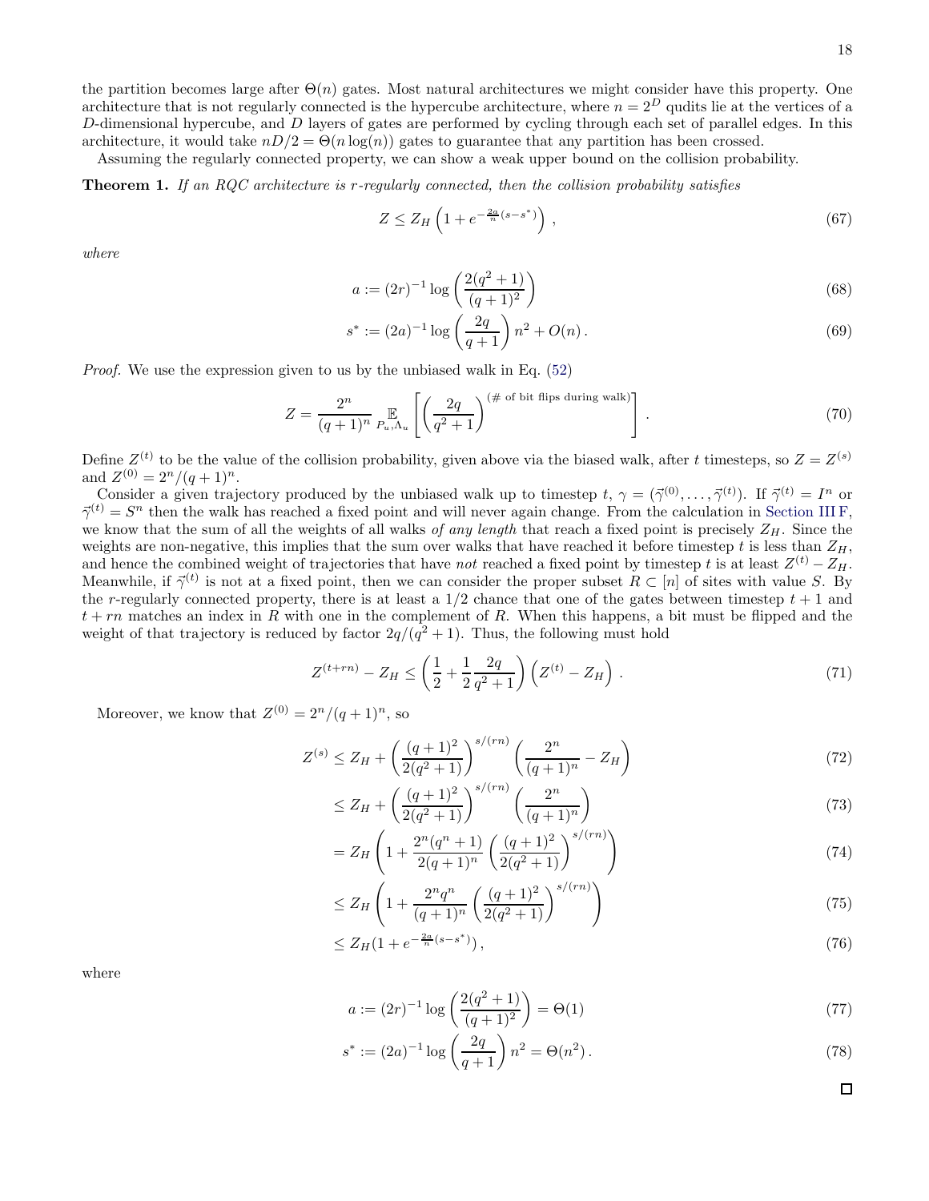the partition becomes large after $\Theta(n)$ gates. Most natural architectures we might consider have this property. One architecture that is not regularly connected is the hypercube architecture, where $n = 2^D$ qudits lie at the vertices of a $D$-dimensional hypercube, and $D$ layers of gates are performed by cycling through each set of parallel edges. In this architecture, it would take $nD/2 = \Theta(n\log(n))$ gates to guarantee that any partition has been crossed.

Assuming the regularly connected property, we can show a weak upper bound on the collision probability.

**Theorem 1.** *If an RQC architecture is $r$-regularly connected, then the collision probability satisfies*

$$Z \leq Z_H \left(1 + e^{-\frac{2a}{n}(s-s^*)}\right) , \tag{67}$$

*where*

$$a := (2r)^{-1} \log\left(\frac{2(q^2+1)}{(q+1)^2}\right) \tag{68}$$

$$s^* := (2a)^{-1} \log\left(\frac{2q}{q+1}\right) n^2 + O(n) . \tag{69}$$

*Proof.* We use the expression given to us by the unbiased walk in Eq. (52)

$$Z = \frac{2^n}{(q+1)^n} \mathop{\mathbb{E}}_{P_u,\Lambda_u}\left[\left(\frac{2q}{q^2+1}\right)^{(\text{\# of bit flips during walk})}\right] . \tag{70}$$

Define $Z^{(t)}$ to be the value of the collision probability, given above via the biased walk, after $t$ timesteps, so $Z = Z^{(s)}$ and $Z^{(0)} = 2^n/(q+1)^n$.

Consider a given trajectory produced by the unbiased walk up to timestep $t$, $\gamma = (\vec{\gamma}^{(0)}, \ldots, \vec{\gamma}^{(t)})$. If $\vec{\gamma}^{(t)} = I^n$ or $\vec{\gamma}^{(t)} = S^n$ then the walk has reached a fixed point and will never again change. From the calculation in Section III F, we know that the sum of all the weights of all walks *of any length* that reach a fixed point is precisely $Z_H$. Since the weights are non-negative, this implies that the sum over walks that have reached it before timestep $t$ is less than $Z_H$, and hence the combined weight of trajectories that have *not* reached a fixed point by timestep $t$ is at least $Z^{(t)} - Z_H$. Meanwhile, if $\vec{\gamma}^{(t)}$ is not at a fixed point, then we can consider the proper subset $R \subset [n]$ of sites with value $S$. By the $r$-regularly connected property, there is at least a $1/2$ chance that one of the gates between timestep $t+1$ and $t+rn$ matches an index in $R$ with one in the complement of $R$. When this happens, a bit must be flipped and the weight of that trajectory is reduced by factor $2q/(q^2+1)$. Thus, the following must hold

$$Z^{(t+rn)} - Z_H \leq \left(\frac{1}{2} + \frac{1}{2}\frac{2q}{q^2+1}\right)\left(Z^{(t)} - Z_H\right) . \tag{71}$$

Moreover, we know that $Z^{(0)} = 2^n/(q+1)^n$, so

$$Z^{(s)} \leq Z_H + \left(\frac{(q+1)^2}{2(q^2+1)}\right)^{s/(rn)} \left(\frac{2^n}{(q+1)^n} - Z_H\right) \tag{72}$$

$$\leq Z_H + \left(\frac{(q+1)^2}{2(q^2+1)}\right)^{s/(rn)} \left(\frac{2^n}{(q+1)^n}\right) \tag{73}$$

$$= Z_H \left(1 + \frac{2^n(q^n+1)}{2(q+1)^n}\left(\frac{(q+1)^2}{2(q^2+1)}\right)^{s/(rn)}\right) \tag{74}$$

$$\leq Z_H \left(1 + \frac{2^n q^n}{(q+1)^n}\left(\frac{(q+1)^2}{2(q^2+1)}\right)^{s/(rn)}\right) \tag{75}$$

$$\leq Z_H (1 + e^{-\frac{2a}{n}(s-s^*)}) , \tag{76}$$

where

$$a := (2r)^{-1} \log\left(\frac{2(q^2+1)}{(q+1)^2}\right) = \Theta(1) \tag{77}$$

$$s^* := (2a)^{-1} \log\left(\frac{2q}{q+1}\right) n^2 = \Theta(n^2) . \tag{78}$$

$\square$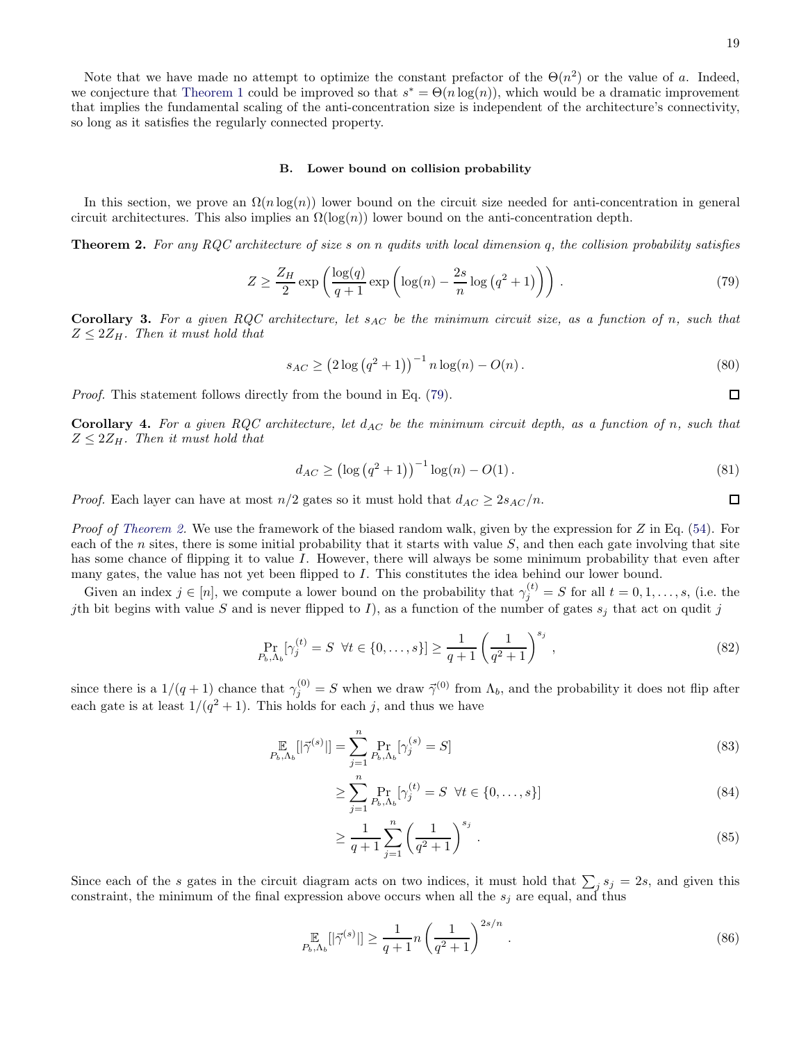Note that we have made no attempt to optimize the constant prefactor of the $\Theta(n^2)$ or the value of $a$. Indeed, we conjecture that Theorem 1 could be improved so that $s^* = \Theta(n\log(n))$, which would be a dramatic improvement that implies the fundamental scaling of the anti-concentration size is independent of the architecture's connectivity, so long as it satisfies the regularly connected property.

### B. Lower bound on collision probability

In this section, we prove an $\Omega(n\log(n))$ lower bound on the circuit size needed for anti-concentration in general circuit architectures. This also implies an $\Omega(\log(n))$ lower bound on the anti-concentration depth.

**Theorem 2.** *For any RQC architecture of size $s$ on $n$ qudits with local dimension $q$, the collision probability satisfies*

$$Z \geq \frac{Z_H}{2}\exp\left(\frac{\log(q)}{q+1}\exp\left(\log(n) - \frac{2s}{n}\log\left(q^2+1\right)\right)\right)\,. \tag{79}$$

**Corollary 3.** *For a given RQC architecture, let $s_{AC}$ be the minimum circuit size, as a function of $n$, such that $Z \leq 2Z_H$. Then it must hold that*

$$s_{AC} \geq \left(2\log\left(q^2+1\right)\right)^{-1} n\log(n) - O(n)\,. \tag{80}$$

*Proof.* This statement follows directly from the bound in Eq. (79). ∎

**Corollary 4.** *For a given RQC architecture, let $d_{AC}$ be the minimum circuit depth, as a function of $n$, such that $Z \leq 2Z_H$. Then it must hold that*

$$d_{AC} \geq \left(\log\left(q^2+1\right)\right)^{-1}\log(n) - O(1)\,. \tag{81}$$

*Proof.* Each layer can have at most $n/2$ gates so it must hold that $d_{AC} \geq 2s_{AC}/n$. ∎

*Proof of Theorem 2.* We use the framework of the biased random walk, given by the expression for $Z$ in Eq. (54). For each of the $n$ sites, there is some initial probability that it starts with value $S$, and then each gate involving that site has some chance of flipping it to value $I$. However, there will always be some minimum probability that even after many gates, the value has not yet been flipped to $I$. This constitutes the idea behind our lower bound.

Given an index $j \in [n]$, we compute a lower bound on the probability that $\gamma_j^{(t)} = S$ for all $t = 0, 1, \ldots, s$, (i.e. the $j$th bit begins with value $S$ and is never flipped to $I$), as a function of the number of gates $s_j$ that act on qudit $j$

$$\Pr_{P_b,\Lambda_b}[\gamma_j^{(t)} = S \;\; \forall t \in \{0,\ldots,s\}] \geq \frac{1}{q+1}\left(\frac{1}{q^2+1}\right)^{s_j}\,, \tag{82}$$

since there is a $1/(q+1)$ chance that $\gamma_j^{(0)} = S$ when we draw $\vec{\gamma}^{(0)}$ from $\Lambda_b$, and the probability it does not flip after each gate is at least $1/(q^2+1)$. This holds for each $j$, and thus we have

$$\mathop{\mathbb{E}}_{P_b,\Lambda_b}[|\vec{\gamma}^{(s)}|] = \sum_{j=1}^{n} \Pr_{P_b,\Lambda_b}[\gamma_j^{(s)} = S] \tag{83}$$

$$\geq \sum_{j=1}^{n} \Pr_{P_b,\Lambda_b}[\gamma_j^{(t)} = S \;\; \forall t \in \{0,\ldots,s\}] \tag{84}$$

$$\geq \frac{1}{q+1}\sum_{j=1}^{n}\left(\frac{1}{q^2+1}\right)^{s_j}\,. \tag{85}$$

Since each of the $s$ gates in the circuit diagram acts on two indices, it must hold that $\sum_j s_j = 2s$, and given this constraint, the minimum of the final expression above occurs when all the $s_j$ are equal, and thus

$$\mathop{\mathbb{E}}_{P_b,\Lambda_b}[|\vec{\gamma}^{(s)}|] \geq \frac{1}{q+1}n\left(\frac{1}{q^2+1}\right)^{2s/n}\,. \tag{86}$$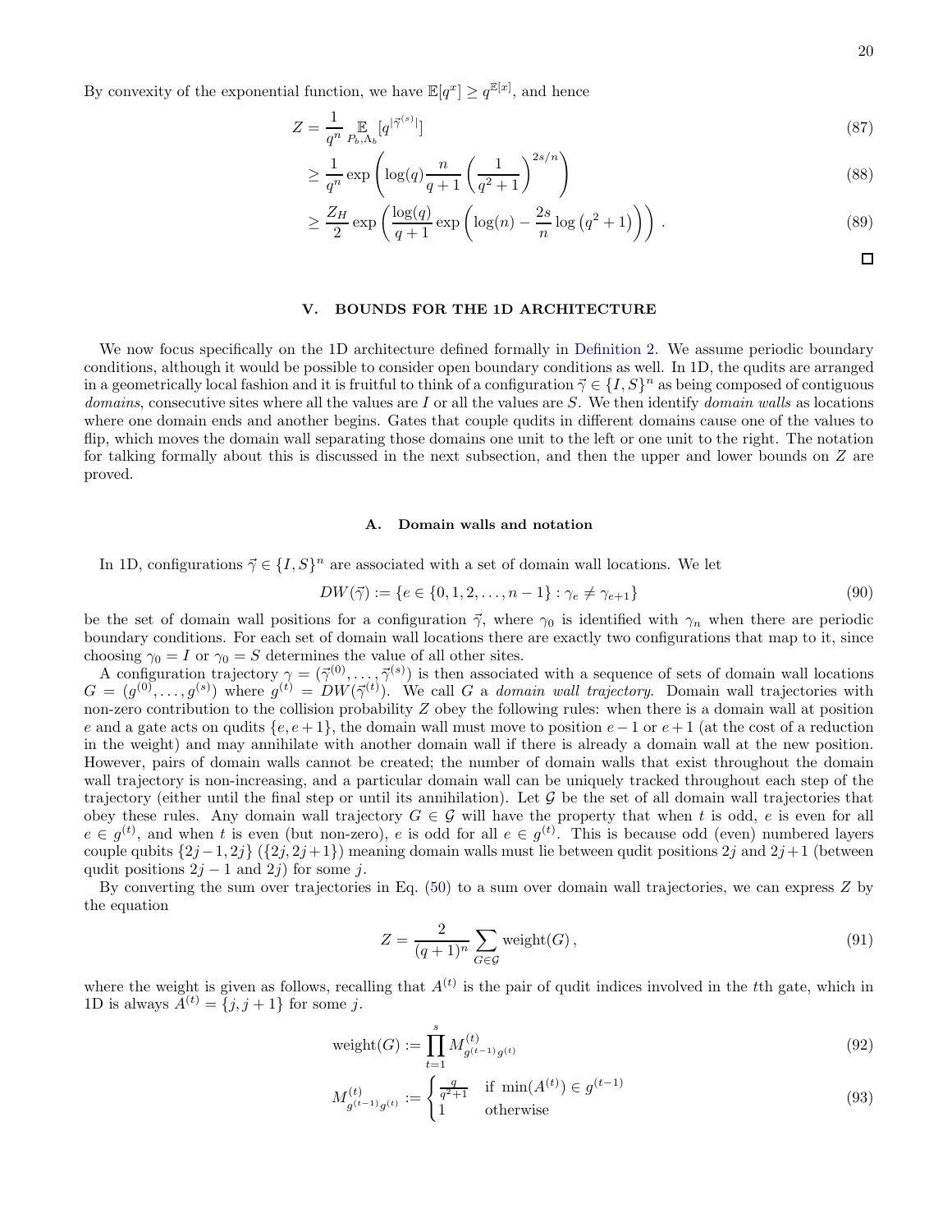By convexity of the exponential function, we have $\mathbb{E}[q^x] \geq q^{\mathbb{E}[x]}$, and hence

$$
\begin{aligned}
Z &= \frac{1}{q^n} \mathop{\mathbb{E}}_{P_b, \Lambda_b}[q^{|\vec{\gamma}^{(s)}|}] && (87)\\
&\geq \frac{1}{q^n} \exp\left(\log(q) \frac{n}{q+1}\left(\frac{1}{q^2+1}\right)^{2s/n}\right) && (88)\\
&\geq \frac{Z_H}{2} \exp\left(\frac{\log(q)}{q+1} \exp\left(\log(n) - \frac{2s}{n}\log\left(q^2+1\right)\right)\right). && (89)
\end{aligned}
$$

□

## V. BOUNDS FOR THE 1D ARCHITECTURE

We now focus specifically on the 1D architecture defined formally in Definition 2. We assume periodic boundary conditions, although it would be possible to consider open boundary conditions as well. In 1D, the qudits are arranged in a geometrically local fashion and it is fruitful to think of a configuration $\vec{\gamma} \in \{I, S\}^n$ as being composed of contiguous *domains*, consecutive sites where all the values are $I$ or all the values are $S$. We then identify *domain walls* as locations where one domain ends and another begins. Gates that couple qudits in different domains cause one of the values to flip, which moves the domain wall separating those domains one unit to the left or one unit to the right. The notation for talking formally about this is discussed in the next subsection, and then the upper and lower bounds on $Z$ are proved.

### A. Domain walls and notation

In 1D, configurations $\vec{\gamma} \in \{I, S\}^n$ are associated with a set of domain wall locations. We let

$$DW(\vec{\gamma}) := \{e \in \{0, 1, 2, \ldots, n-1\} : \gamma_e \neq \gamma_{e+1}\} \tag{90}$$

be the set of domain wall positions for a configuration $\vec{\gamma}$, where $\gamma_0$ is identified with $\gamma_n$ when there are periodic boundary conditions. For each set of domain wall locations there are exactly two configurations that map to it, since choosing $\gamma_0 = I$ or $\gamma_0 = S$ determines the value of all other sites.

A configuration trajectory $\gamma = (\vec{\gamma}^{(0)}, \ldots, \vec{\gamma}^{(s)})$ is then associated with a sequence of sets of domain wall locations $G = (g^{(0)}, \ldots, g^{(s)})$ where $g^{(t)} = DW(\vec{\gamma}^{(t)})$. We call $G$ a *domain wall trajectory*. Domain wall trajectories with non-zero contribution to the collision probability $Z$ obey the following rules: when there is a domain wall at position $e$ and a gate acts on qudits $\{e, e+1\}$, the domain wall must move to position $e-1$ or $e+1$ (at the cost of a reduction in the weight) and may annihilate with another domain wall if there is already a domain wall at the new position. However, pairs of domain walls cannot be created; the number of domain walls that exist throughout the domain wall trajectory is non-increasing, and a particular domain wall can be uniquely tracked throughout each step of the trajectory (either until the final step or until its annihilation). Let $\mathcal{G}$ be the set of all domain wall trajectories that obey these rules. Any domain wall trajectory $G \in \mathcal{G}$ will have the property that when $t$ is odd, $e$ is even for all $e \in g^{(t)}$, and when $t$ is even (but non-zero), $e$ is odd for all $e \in g^{(t)}$. This is because odd (even) numbered layers couple qubits $\{2j-1, 2j\}$ ($\{2j, 2j+1\}$) meaning domain walls must lie between qudit positions $2j$ and $2j+1$ (between qudit positions $2j-1$ and $2j$) for some $j$.

By converting the sum over trajectories in Eq. (50) to a sum over domain wall trajectories, we can express $Z$ by the equation

$$Z = \frac{2}{(q+1)^n} \sum_{G \in \mathcal{G}} \text{weight}(G), \tag{91}$$

where the weight is given as follows, recalling that $A^{(t)}$ is the pair of qudit indices involved in the $t$th gate, which in 1D is always $A^{(t)} = \{j, j+1\}$ for some $j$.

$$\text{weight}(G) := \prod_{t=1}^{s} M^{(t)}_{g^{(t-1)} g^{(t)}} \tag{92}$$

$$M^{(t)}_{g^{(t-1)} g^{(t)}} := \begin{cases} \frac{q}{q^2+1} & \text{if } \min(A^{(t)}) \in g^{(t-1)} \\ 1 & \text{otherwise} \end{cases} \tag{93}$$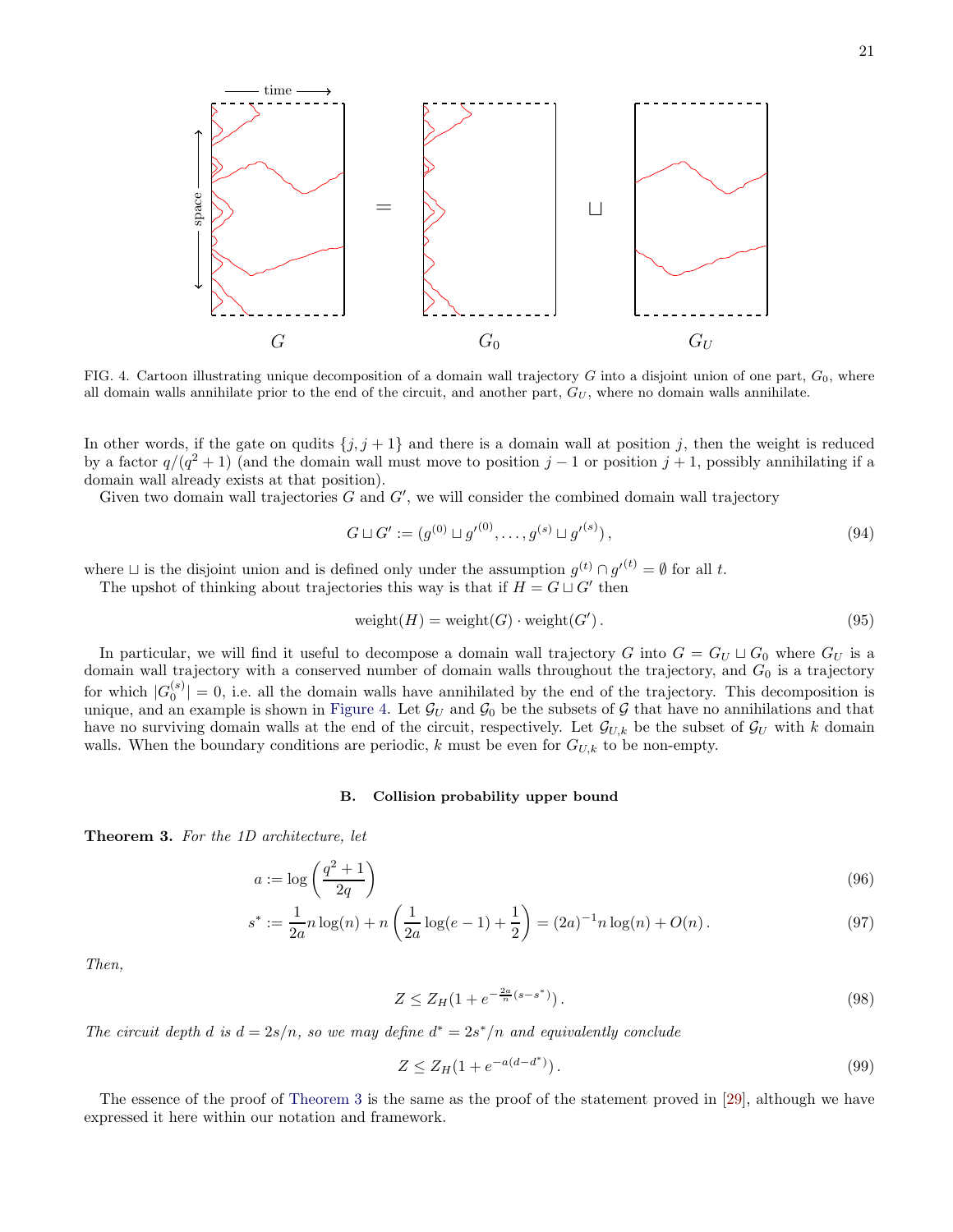FIG. 4. Cartoon illustrating unique decomposition of a domain wall trajectory $G$ into a disjoint union of one part, $G_0$, where all domain walls annihilate prior to the end of the circuit, and another part, $G_U$, where no domain walls annihilate.

In other words, if the gate on qudits $\{j, j+1\}$ and there is a domain wall at position $j$, then the weight is reduced by a factor $q/(q^2+1)$ (and the domain wall must move to position $j-1$ or position $j+1$, possibly annihilating if a domain wall already exists at that position).

Given two domain wall trajectories $G$ and $G'$, we will consider the combined domain wall trajectory

$$G \sqcup G' := (g^{(0)} \sqcup {g'}^{(0)}, \ldots, g^{(s)} \sqcup {g'}^{(s)}), \tag{94}$$

where $\sqcup$ is the disjoint union and is defined only under the assumption $g^{(t)} \cap {g'}^{(t)} = \emptyset$ for all $t$.

The upshot of thinking about trajectories this way is that if $H = G \sqcup G'$ then

$$\text{weight}(H) = \text{weight}(G) \cdot \text{weight}(G'). \tag{95}$$

In particular, we will find it useful to decompose a domain wall trajectory $G$ into $G = G_U \sqcup G_0$ where $G_U$ is a domain wall trajectory with a conserved number of domain walls throughout the trajectory, and $G_0$ is a trajectory for which $|G_0^{(s)}| = 0$, i.e. all the domain walls have annihilated by the end of the trajectory. This decomposition is unique, and an example is shown in Figure 4. Let $\mathcal{G}_U$ and $\mathcal{G}_0$ be the subsets of $\mathcal{G}$ that have no annihilations and that have no surviving domain walls at the end of the circuit, respectively. Let $\mathcal{G}_{U,k}$ be the subset of $\mathcal{G}_U$ with $k$ domain walls. When the boundary conditions are periodic, $k$ must be even for $G_{U,k}$ to be non-empty.

### B. Collision probability upper bound

**Theorem 3.** *For the 1D architecture, let*

$$a := \log\left(\frac{q^2+1}{2q}\right) \tag{96}$$

$$s^* := \frac{1}{2a} n \log(n) + n\left(\frac{1}{2a}\log(e-1) + \frac{1}{2}\right) = (2a)^{-1} n \log(n) + O(n). \tag{97}$$

*Then,*

$$Z \leq Z_H(1 + e^{-\frac{2a}{n}(s-s^*)}). \tag{98}$$

*The circuit depth $d$ is $d = 2s/n$, so we may define $d^* = 2s^*/n$ and equivalently conclude*

$$Z \leq Z_H(1 + e^{-a(d-d^*)}). \tag{99}$$

The essence of the proof of Theorem 3 is the same as the proof of the statement proved in [29], although we have expressed it here within our notation and framework.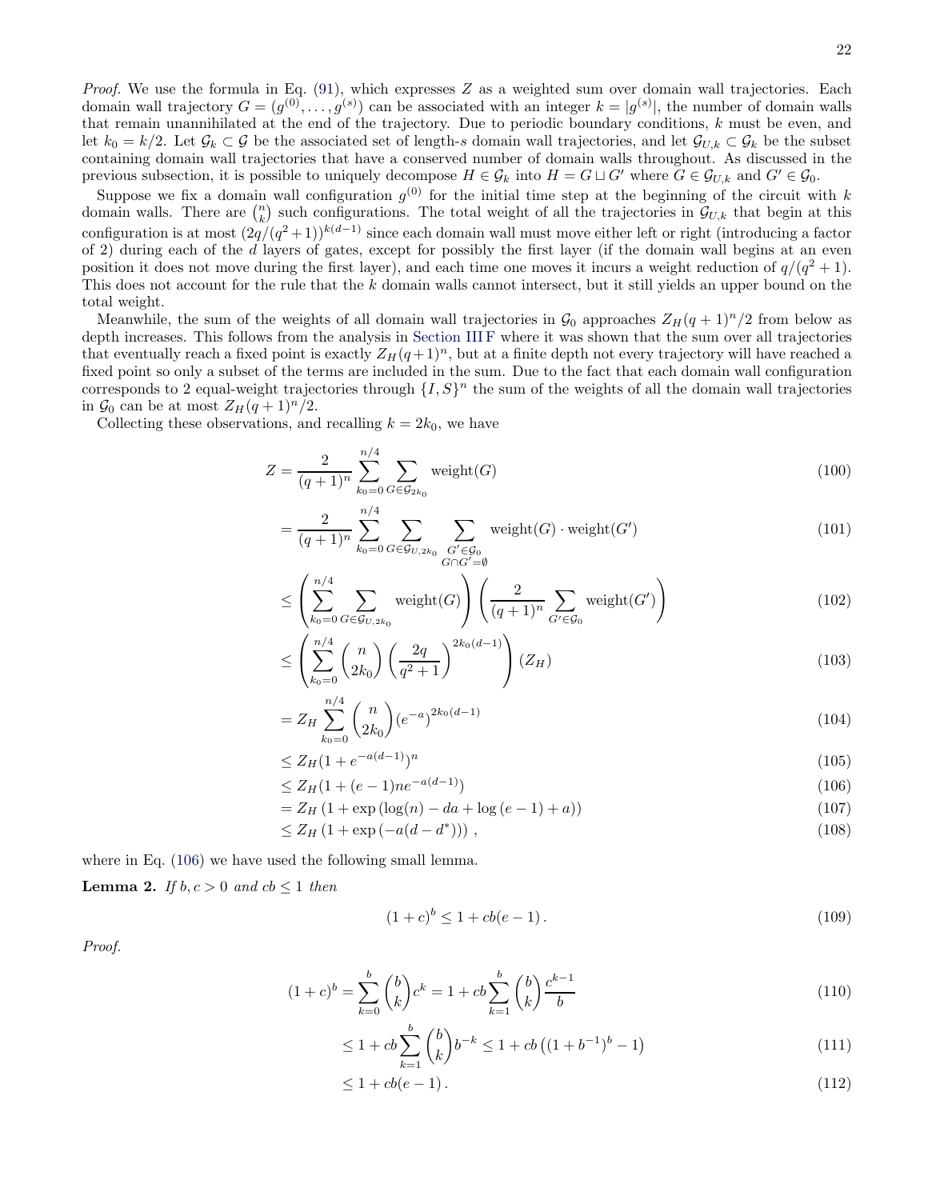*Proof.* We use the formula in Eq. (91), which expresses $Z$ as a weighted sum over domain wall trajectories. Each domain wall trajectory $G = (g^{(0)}, \ldots, g^{(s)})$ can be associated with an integer $k = |g^{(s)}|$, the number of domain walls that remain unannihilated at the end of the trajectory. Due to periodic boundary conditions, $k$ must be even, and let $k_0 = k/2$. Let $\mathcal{G}_k \subset \mathcal{G}$ be the associated set of length-$s$ domain wall trajectories, and let $\mathcal{G}_{U,k} \subset \mathcal{G}_k$ be the subset containing domain wall trajectories that have a conserved number of domain walls throughout. As discussed in the previous subsection, it is possible to uniquely decompose $H \in \mathcal{G}_k$ into $H = G \sqcup G'$ where $G \in \mathcal{G}_{U,k}$ and $G' \in \mathcal{G}_0$.

Suppose we fix a domain wall configuration $g^{(0)}$ for the initial time step at the beginning of the circuit with $k$ domain walls. There are $\binom{n}{k}$ such configurations. The total weight of all the trajectories in $\mathcal{G}_{U,k}$ that begin at this configuration is at most $(2q/(q^2+1))^{k(d-1)}$ since each domain wall must move either left or right (introducing a factor of 2) during each of the $d$ layers of gates, except for possibly the first layer (if the domain wall begins at an even position it does not move during the first layer), and each time one moves it incurs a weight reduction of $q/(q^2+1)$. This does not account for the rule that the $k$ domain walls cannot intersect, but it still yields an upper bound on the total weight.

Meanwhile, the sum of the weights of all domain wall trajectories in $\mathcal{G}_0$ approaches $Z_H(q+1)^n/2$ from below as depth increases. This follows from the analysis in Section III F where it was shown that the sum over all trajectories that eventually reach a fixed point is exactly $Z_H(q+1)^n$, but at a finite depth not every trajectory will have reached a fixed point so only a subset of the terms are included in the sum. Due to the fact that each domain wall configuration corresponds to 2 equal-weight trajectories through $\{I, S\}^n$ the sum of the weights of all the domain wall trajectories in $\mathcal{G}_0$ can be at most $Z_H(q+1)^n/2$.

Collecting these observations, and recalling $k = 2k_0$, we have

$$Z = \frac{2}{(q+1)^n} \sum_{k_0=0}^{n/4} \sum_{G \in \mathcal{G}_{2k_0}} \text{weight}(G) \tag{100}$$

$$= \frac{2}{(q+1)^n} \sum_{k_0=0}^{n/4} \sum_{G \in \mathcal{G}_{U,2k_0}} \sum_{\substack{G' \in \mathcal{G}_0 \\ G \cap G' = \emptyset}} \text{weight}(G) \cdot \text{weight}(G') \tag{101}$$

$$\leq \left( \sum_{k_0=0}^{n/4} \sum_{G \in \mathcal{G}_{U,2k_0}} \text{weight}(G) \right) \left( \frac{2}{(q+1)^n} \sum_{G' \in \mathcal{G}_0} \text{weight}(G') \right) \tag{102}$$

$$\leq \left( \sum_{k_0=0}^{n/4} \binom{n}{2k_0} \left( \frac{2q}{q^2+1} \right)^{2k_0(d-1)} \right) (Z_H) \tag{103}$$

$$= Z_H \sum_{k_0=0}^{n/4} \binom{n}{2k_0} (e^{-a})^{2k_0(d-1)} \tag{104}$$

$$\leq Z_H (1 + e^{-a(d-1)})^n \tag{105}$$

$$\leq Z_H (1 + (e-1) n e^{-a(d-1)}) \tag{106}$$

$$= Z_H \left(1 + \exp\left(\log(n) - da + \log(e-1) + a\right)\right) \tag{107}$$

$$\leq Z_H \left(1 + \exp\left(-a(d - d^*)\right)\right), \tag{108}$$

where in Eq. (106) we have used the following small lemma.

**Lemma 2.** *If $b, c > 0$ and $cb \leq 1$ then*

$$(1+c)^b \leq 1 + cb(e-1). \tag{109}$$

*Proof.*

$$(1+c)^b = \sum_{k=0}^{b} \binom{b}{k} c^k = 1 + cb \sum_{k=1}^{b} \binom{b}{k} \frac{c^{k-1}}{b} \tag{110}$$

$$\leq 1 + cb \sum_{k=1}^{b} \binom{b}{k} b^{-k} \leq 1 + cb\left((1 + b^{-1})^b - 1\right) \tag{111}$$

$$\leq 1 + cb(e-1). \tag{112}$$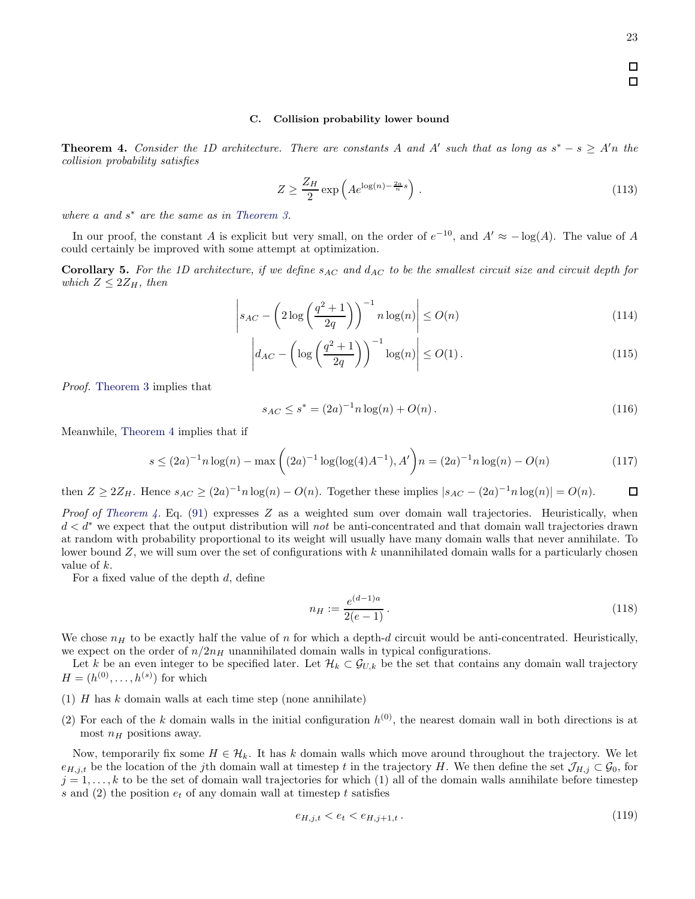□

□

### C. Collision probability lower bound

**Theorem 4.** *Consider the 1D architecture. There are constants $A$ and $A'$ such that as long as $s^* - s \geq A'n$ the collision probability satisfies*

$$Z \geq \frac{Z_H}{2} \exp\left(Ae^{\log(n) - \frac{2a}{n}s}\right) . \tag{113}$$

*where $a$ and $s^*$ are the same as in Theorem 3.*

In our proof, the constant $A$ is explicit but very small, on the order of $e^{-10}$, and $A' \approx -\log(A)$. The value of $A$ could certainly be improved with some attempt at optimization.

**Corollary 5.** *For the 1D architecture, if we define $s_{AC}$ and $d_{AC}$ to be the smallest circuit size and circuit depth for which $Z \leq 2Z_H$, then*

$$\left| s_{AC} - \left(2\log\left(\frac{q^2+1}{2q}\right)\right)^{-1} n\log(n)\right| \leq O(n) \tag{114}$$

$$\left| d_{AC} - \left(\log\left(\frac{q^2+1}{2q}\right)\right)^{-1} \log(n)\right| \leq O(1)\,. \tag{115}$$

*Proof.* Theorem 3 implies that

$$s_{AC} \leq s^* = (2a)^{-1}n\log(n) + O(n)\,. \tag{116}$$

Meanwhile, Theorem 4 implies that if

$$s \leq (2a)^{-1}n\log(n) - \max\left((2a)^{-1}\log(\log(4)A^{-1}), A'\right)n = (2a)^{-1}n\log(n) - O(n) \tag{117}$$

then $Z \geq 2Z_H$. Hence $s_{AC} \geq (2a)^{-1}n\log(n) - O(n)$. Together these implies $|s_{AC} - (2a)^{-1}n\log(n)| = O(n)$. □

*Proof of Theorem 4.* Eq. (91) expresses $Z$ as a weighted sum over domain wall trajectories. Heuristically, when $d < d^*$ we expect that the output distribution will *not* be anti-concentrated and that domain wall trajectories drawn at random with probability proportional to its weight will usually have many domain walls that never annihilate. To lower bound $Z$, we will sum over the set of configurations with $k$ unannihilated domain walls for a particularly chosen value of $k$.

For a fixed value of the depth $d$, define

$$n_H := \frac{e^{(d-1)a}}{2(e-1)}\,. \tag{118}$$

We chose $n_H$ to be exactly half the value of $n$ for which a depth-$d$ circuit would be anti-concentrated. Heuristically, we expect on the order of $n/2n_H$ unannihilated domain walls in typical configurations.

Let $k$ be an even integer to be specified later. Let $\mathcal{H}_k \subset \mathcal{G}_{U,k}$ be the set that contains any domain wall trajectory $H = (h^{(0)}, \ldots, h^{(s)})$ for which

(1) $H$ has $k$ domain walls at each time step (none annihilate)

(2) For each of the $k$ domain walls in the initial configuration $h^{(0)}$, the nearest domain wall in both directions is at most $n_H$ positions away.

Now, temporarily fix some $H \in \mathcal{H}_k$. It has $k$ domain walls which move around throughout the trajectory. We let $e_{H,j,t}$ be the location of the $j$th domain wall at timestep $t$ in the trajectory $H$. We then define the set $\mathcal{J}_{H,j} \subset \mathcal{G}_0$, for $j = 1, \ldots, k$ to be the set of domain wall trajectories for which (1) all of the domain walls annihilate before timestep $s$ and (2) the position $e_t$ of any domain wall at timestep $t$ satisfies

$$e_{H,j,t} < e_t < e_{H,j+1,t}\,. \tag{119}$$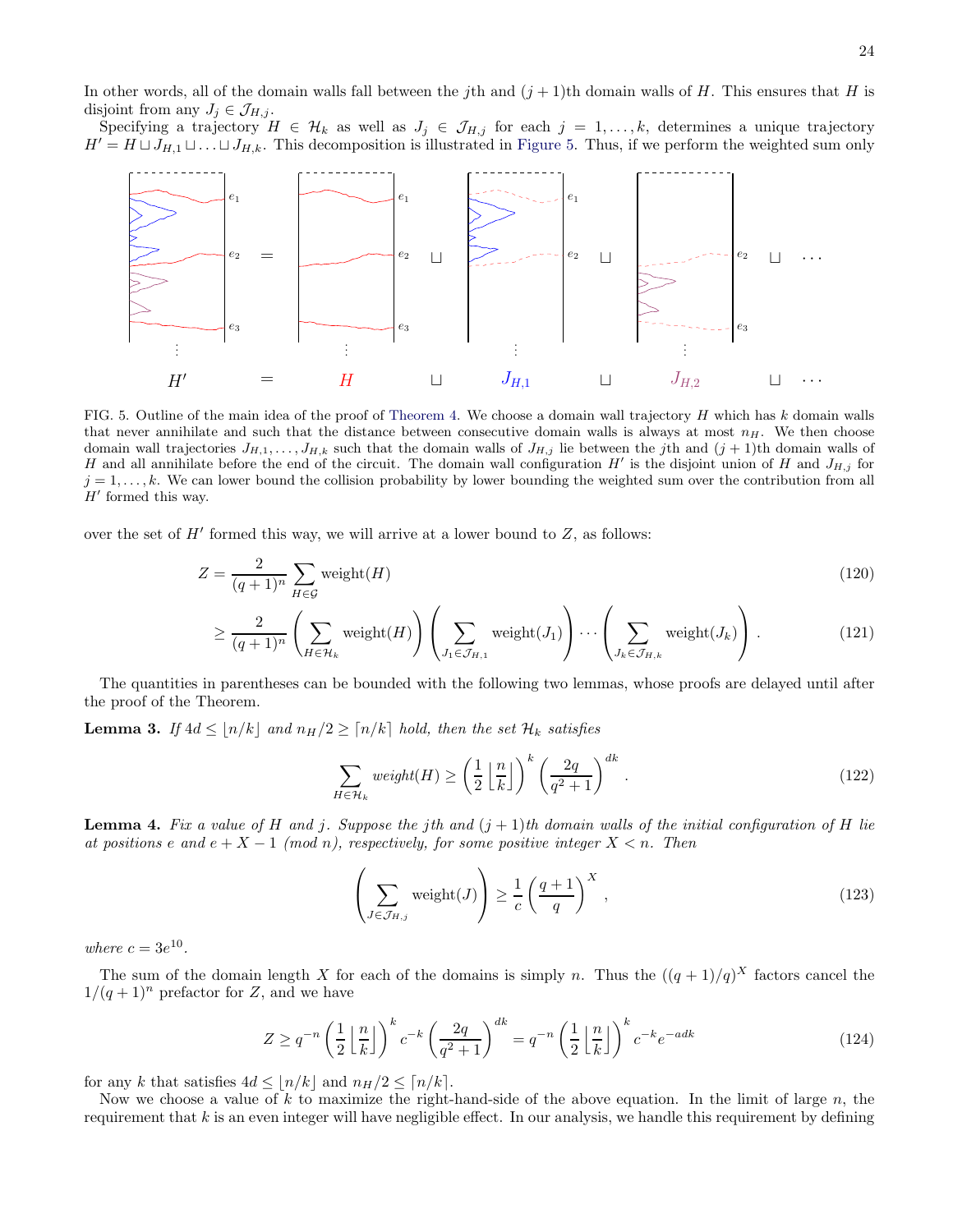In other words, all of the domain walls fall between the $j$th and $(j+1)$th domain walls of $H$. This ensures that $H$ is disjoint from any $J_j \in \mathcal{J}_{H,j}$.

Specifying a trajectory $H \in \mathcal{H}_k$ as well as $J_j \in \mathcal{J}_{H,j}$ for each $j = 1, \ldots, k$, determines a unique trajectory $H' = H \sqcup J_{H,1} \sqcup \ldots \sqcup J_{H,k}$. This decomposition is illustrated in Figure 5. Thus, if we perform the weighted sum only

FIG. 5. Outline of the main idea of the proof of Theorem 4. We choose a domain wall trajectory $H$ which has $k$ domain walls that never annihilate and such that the distance between consecutive domain walls is always at most $n_H$. We then choose domain wall trajectories $J_{H,1}, \ldots, J_{H,k}$ such that the domain walls of $J_{H,j}$ lie between the $j$th and $(j+1)$th domain walls of $H$ and all annihilate before the end of the circuit. The domain wall configuration $H'$ is the disjoint union of $H$ and $J_{H,j}$ for $j = 1, \ldots, k$. We can lower bound the collision probability by lower bounding the weighted sum over the contribution from all $H'$ formed this way.

over the set of $H'$ formed this way, we will arrive at a lower bound to $Z$, as follows:

$$Z = \frac{2}{(q+1)^n} \sum_{H \in \mathcal{G}} \text{weight}(H) \tag{120}$$

$$\geq \frac{2}{(q+1)^n} \left( \sum_{H \in \mathcal{H}_k} \text{weight}(H) \right) \left( \sum_{J_1 \in \mathcal{J}_{H,1}} \text{weight}(J_1) \right) \cdots \left( \sum_{J_k \in \mathcal{J}_{H,k}} \text{weight}(J_k) \right). \tag{121}$$

The quantities in parentheses can be bounded with the following two lemmas, whose proofs are delayed until after the proof of the Theorem.

**Lemma 3.** *If $4d \leq \lfloor n/k \rfloor$ and $n_H/2 \geq \lceil n/k \rceil$ hold, then the set $\mathcal{H}_k$ satisfies*

$$\sum_{H \in \mathcal{H}_k} \textit{weight}(H) \geq \left( \frac{1}{2} \left\lfloor \frac{n}{k} \right\rfloor \right)^k \left( \frac{2q}{q^2+1} \right)^{dk}. \tag{122}$$

**Lemma 4.** *Fix a value of $H$ and $j$. Suppose the $j$th and $(j+1)$th domain walls of the initial configuration of $H$ lie at positions $e$ and $e + X - 1$ (mod $n$), respectively, for some positive integer $X < n$. Then*

$$\left( \sum_{J \in \mathcal{J}_{H,j}} \text{weight}(J) \right) \geq \frac{1}{c} \left( \frac{q+1}{q} \right)^X, \tag{123}$$

*where $c = 3e^{10}$.*

The sum of the domain length $X$ for each of the domains is simply $n$. Thus the $((q+1)/q)^X$ factors cancel the $1/(q+1)^n$ prefactor for $Z$, and we have

$$Z \geq q^{-n} \left( \frac{1}{2} \left\lfloor \frac{n}{k} \right\rfloor \right)^k c^{-k} \left( \frac{2q}{q^2+1} \right)^{dk} = q^{-n} \left( \frac{1}{2} \left\lfloor \frac{n}{k} \right\rfloor \right)^k c^{-k} e^{-adk} \tag{124}$$

for any $k$ that satisfies $4d \leq \lfloor n/k \rfloor$ and $n_H/2 \leq \lceil n/k \rceil$.

Now we choose a value of $k$ to maximize the right-hand-side of the above equation. In the limit of large $n$, the requirement that $k$ is an even integer will have negligible effect. In our analysis, we handle this requirement by defining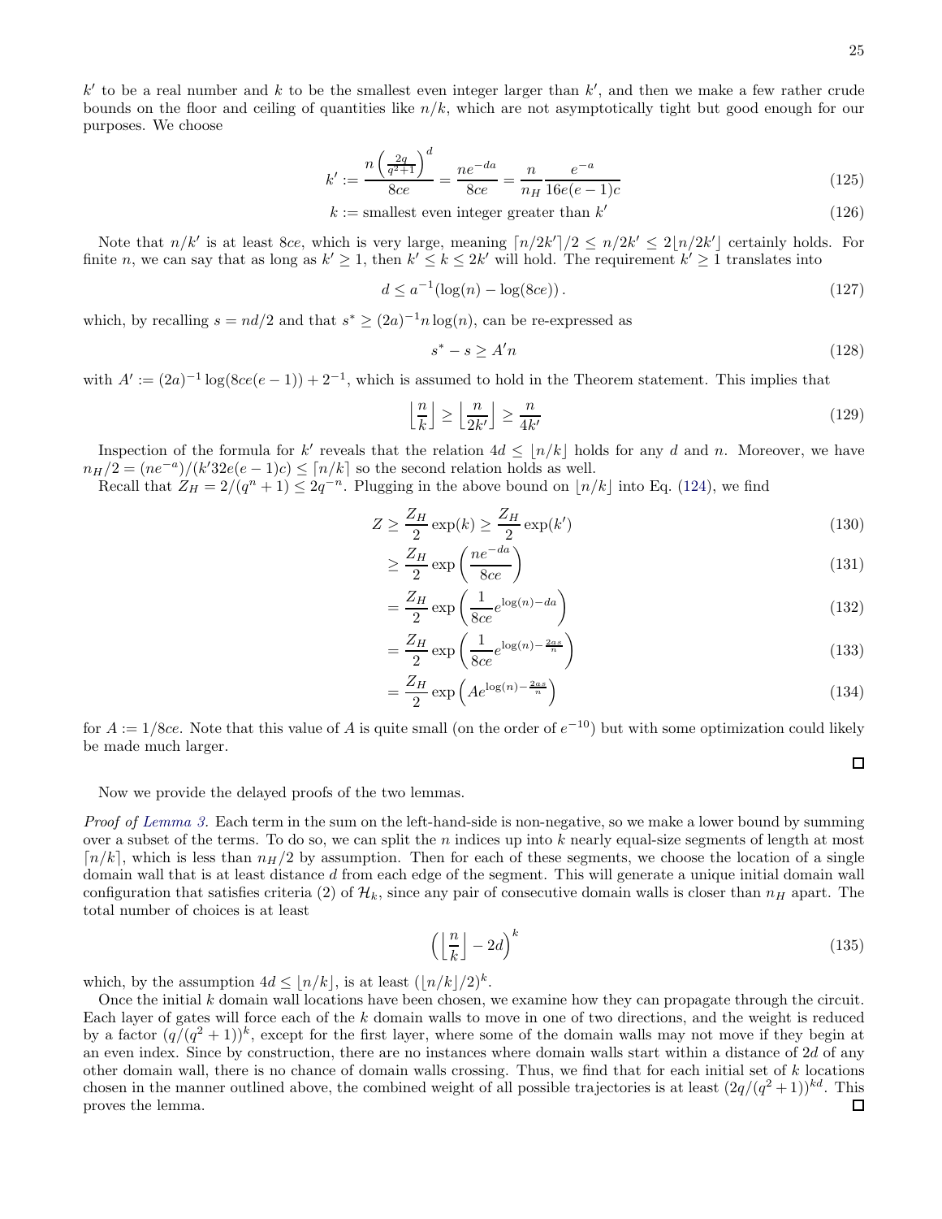$k'$ to be a real number and $k$ to be the smallest even integer larger than $k'$, and then we make a few rather crude bounds on the floor and ceiling of quantities like $n/k$, which are not asymptotically tight but good enough for our purposes. We choose

$$k' := \frac{n\left(\frac{2q}{q^2+1}\right)^d}{8ce} = \frac{ne^{-da}}{8ce} = \frac{n}{n_H}\frac{e^{-a}}{16e(e-1)c} \tag{125}$$

$$k := \text{smallest even integer greater than } k' \tag{126}$$

Note that $n/k'$ is at least $8ce$, which is very large, meaning $\lceil n/2k' \rceil/2 \leq n/2k' \leq 2\lfloor n/2k' \rfloor$ certainly holds. For finite $n$, we can say that as long as $k' \geq 1$, then $k' \leq k \leq 2k'$ will hold. The requirement $k' \geq 1$ translates into

$$d \leq a^{-1}(\log(n) - \log(8ce)) \,. \tag{127}$$

which, by recalling $s = nd/2$ and that $s^* \geq (2a)^{-1} n \log(n)$, can be re-expressed as

$$s^* - s \geq A' n \tag{128}$$

with $A' := (2a)^{-1}\log(8ce(e-1)) + 2^{-1}$, which is assumed to hold in the Theorem statement. This implies that

$$\left\lfloor \frac{n}{k} \right\rfloor \geq \left\lfloor \frac{n}{2k'} \right\rfloor \geq \frac{n}{4k'} \tag{129}$$

Inspection of the formula for $k'$ reveals that the relation $4d \leq \lfloor n/k \rfloor$ holds for any $d$ and $n$. Moreover, we have $n_H/2 = (ne^{-a})/(k' 32e(e-1)c) \leq \lceil n/k \rceil$ so the second relation holds as well.

Recall that $Z_H = 2/(q^n+1) \leq 2q^{-n}$. Plugging in the above bound on $\lfloor n/k \rfloor$ into Eq. (124), we find

$$Z \geq \frac{Z_H}{2}\exp(k) \geq \frac{Z_H}{2}\exp(k') \tag{130}$$

$$\geq \frac{Z_H}{2}\exp\left(\frac{ne^{-da}}{8ce}\right) \tag{131}$$

$$= \frac{Z_H}{2}\exp\left(\frac{1}{8ce}e^{\log(n) - da}\right) \tag{132}$$

$$= \frac{Z_H}{2}\exp\left(\frac{1}{8ce}e^{\log(n) - \frac{2as}{n}}\right) \tag{133}$$

$$= \frac{Z_H}{2}\exp\left(Ae^{\log(n) - \frac{2as}{n}}\right) \tag{134}$$

for $A := 1/8ce$. Note that this value of $A$ is quite small (on the order of $e^{-10}$) but with some optimization could likely be made much larger. ◻

Now we provide the delayed proofs of the two lemmas.

*Proof of Lemma 3.* Each term in the sum on the left-hand-side is non-negative, so we make a lower bound by summing over a subset of the terms. To do so, we can split the $n$ indices up into $k$ nearly equal-size segments of length at most $\lceil n/k \rceil$, which is less than $n_H/2$ by assumption. Then for each of these segments, we choose the location of a single domain wall that is at least distance $d$ from each edge of the segment. This will generate a unique initial domain wall configuration that satisfies criteria (2) of $\mathcal{H}_k$, since any pair of consecutive domain walls is closer than $n_H$ apart. The total number of choices is at least

$$\left(\left\lfloor \frac{n}{k} \right\rfloor - 2d\right)^k \tag{135}$$

which, by the assumption $4d \leq \lfloor n/k \rfloor$, is at least $(\lfloor n/k \rfloor/2)^k$.

Once the initial $k$ domain wall locations have been chosen, we examine how they can propagate through the circuit. Each layer of gates will force each of the $k$ domain walls to move in one of two directions, and the weight is reduced by a factor $(q/(q^2+1))^k$, except for the first layer, where some of the domain walls may not move if they begin at an even index. Since by construction, there are no instances where domain walls start within a distance of $2d$ of any other domain wall, there is no chance of domain walls crossing. Thus, we find that for each initial set of $k$ locations chosen in the manner outlined above, the combined weight of all possible trajectories is at least $(2q/(q^2+1))^{kd}$. This proves the lemma. ◻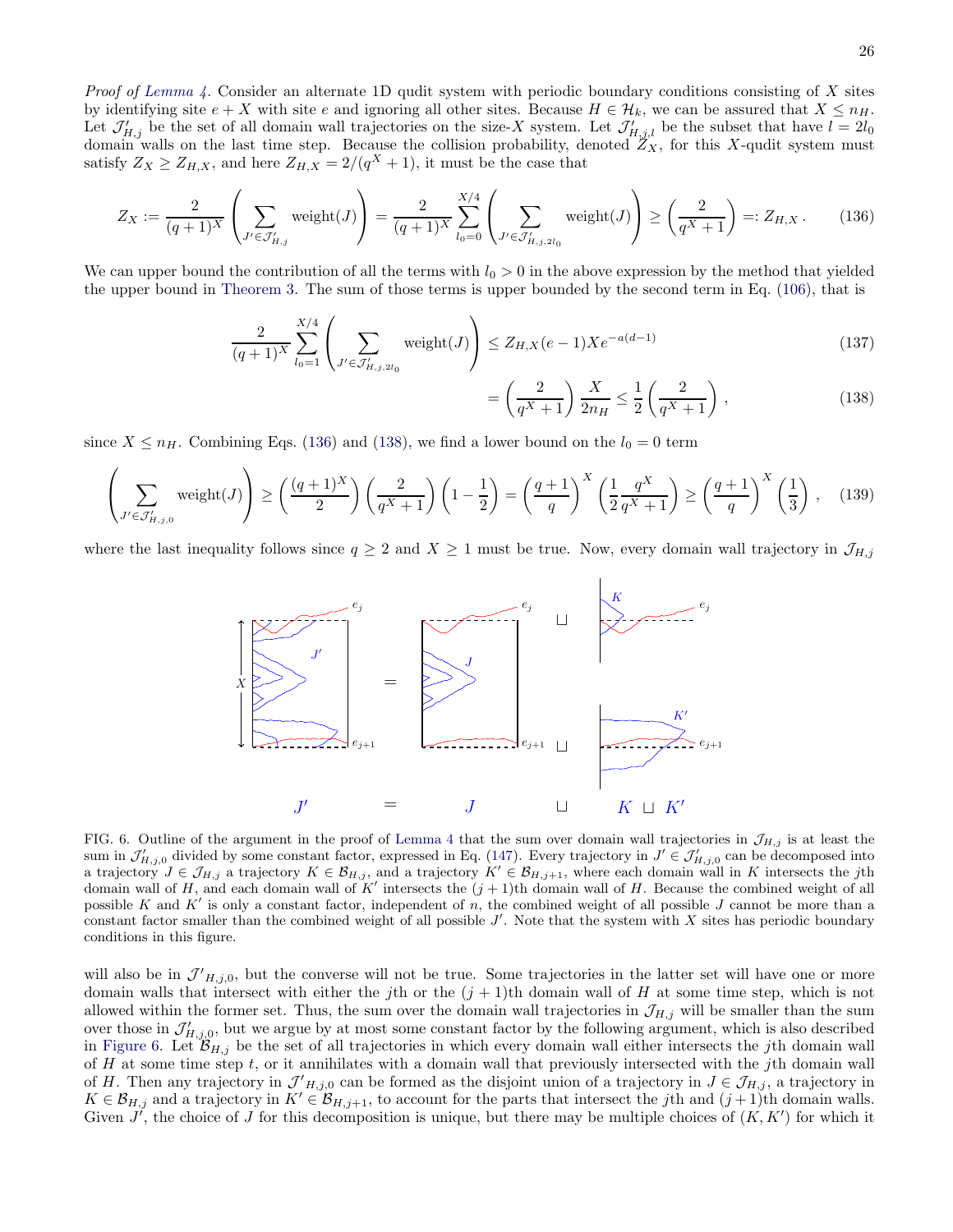*Proof of Lemma 4.* Consider an alternate 1D qudit system with periodic boundary conditions consisting of $X$ sites by identifying site $e+X$ with site $e$ and ignoring all other sites. Because $H \in \mathcal{H}_k$, we can be assured that $X \leq n_H$. Let $\mathcal{J}'_{H,j}$ be the set of all domain wall trajectories on the size-$X$ system. Let $\mathcal{J}'_{H,j,l}$ be the subset that have $l = 2l_0$ domain walls on the last time step. Because the collision probability, denoted $Z_X$, for this $X$-qudit system must satisfy $Z_X \geq Z_{H,X}$, and here $Z_{H,X} = 2/(q^X+1)$, it must be the case that

$$Z_X := \frac{2}{(q+1)^X}\left(\sum_{J' \in \mathcal{J}'_{H,j}} \text{weight}(J)\right) = \frac{2}{(q+1)^X}\sum_{l_0=0}^{X/4}\left(\sum_{J' \in \mathcal{J}'_{H,j,2l_0}} \text{weight}(J)\right) \geq \left(\frac{2}{q^X+1}\right) =: Z_{H,X}\,. \tag{136}$$

We can upper bound the contribution of all the terms with $l_0 > 0$ in the above expression by the method that yielded the upper bound in Theorem 3. The sum of those terms is upper bounded by the second term in Eq. (106), that is

$$\frac{2}{(q+1)^X}\sum_{l_0=1}^{X/4}\left(\sum_{J' \in \mathcal{J}'_{H,j,2l_0}} \text{weight}(J)\right) \leq Z_{H,X}(e-1)Xe^{-a(d-1)} \tag{137}$$

$$= \left(\frac{2}{q^X+1}\right)\frac{X}{2n_H} \leq \frac{1}{2}\left(\frac{2}{q^X+1}\right), \tag{138}$$

since $X \leq n_H$. Combining Eqs. (136) and (138), we find a lower bound on the $l_0 = 0$ term

$$\left(\sum_{J' \in \mathcal{J}'_{H,j,0}} \text{weight}(J)\right) \geq \left(\frac{(q+1)^X}{2}\right)\left(\frac{2}{q^X+1}\right)\left(1-\frac{1}{2}\right) = \left(\frac{q+1}{q}\right)^X\left(\frac{1}{2}\frac{q^X}{q^X+1}\right) \geq \left(\frac{q+1}{q}\right)^X\left(\frac{1}{3}\right), \tag{139}$$

where the last inequality follows since $q \geq 2$ and $X \geq 1$ must be true. Now, every domain wall trajectory in $\mathcal{J}_{H,j}$

FIG. 6. Outline of the argument in the proof of Lemma 4 that the sum over domain wall trajectories in $\mathcal{J}_{H,j}$ is at least the sum in $\mathcal{J}'_{H,j,0}$ divided by some constant factor, expressed in Eq. (147). Every trajectory in $J' \in \mathcal{J}'_{H,j,0}$ can be decomposed into a trajectory $J \in \mathcal{J}_{H,j}$ a trajectory $K \in \mathcal{B}_{H,j}$, and a trajectory $K' \in \mathcal{B}_{H,j+1}$, where each domain wall in $K$ intersects the $j$th domain wall of $H$, and each domain wall of $K'$ intersects the $(j+1)$th domain wall of $H$. Because the combined weight of all possible $K$ and $K'$ is only a constant factor, independent of $n$, the combined weight of all possible $J$ cannot be more than a constant factor smaller than the combined weight of all possible $J'$. Note that the system with $X$ sites has periodic boundary conditions in this figure.

will also be in $\mathcal{J}'_{H,j,0}$, but the converse will not be true. Some trajectories in the latter set will have one or more domain walls that intersect with either the $j$th or the $(j+1)$th domain wall of $H$ at some time step, which is not allowed within the former set. Thus, the sum over the domain wall trajectories in $\mathcal{J}_{H,j}$ will be smaller than the sum over those in $\mathcal{J}'_{H,j,0}$, but we argue by at most some constant factor by the following argument, which is also described in Figure 6. Let $\mathcal{B}_{H,j}$ be the set of all trajectories in which every domain wall either intersects the $j$th domain wall of $H$ at some time step $t$, or it annihilates with a domain wall that previously intersected with the $j$th domain wall of $H$. Then any trajectory in $\mathcal{J}'_{H,j,0}$ can be formed as the disjoint union of a trajectory in $J \in \mathcal{J}_{H,j}$, a trajectory in $K \in \mathcal{B}_{H,j}$ and a trajectory in $K' \in \mathcal{B}_{H,j+1}$, to account for the parts that intersect the $j$th and $(j+1)$th domain walls. Given $J'$, the choice of $J$ for this decomposition is unique, but there may be multiple choices of $(K, K')$ for which it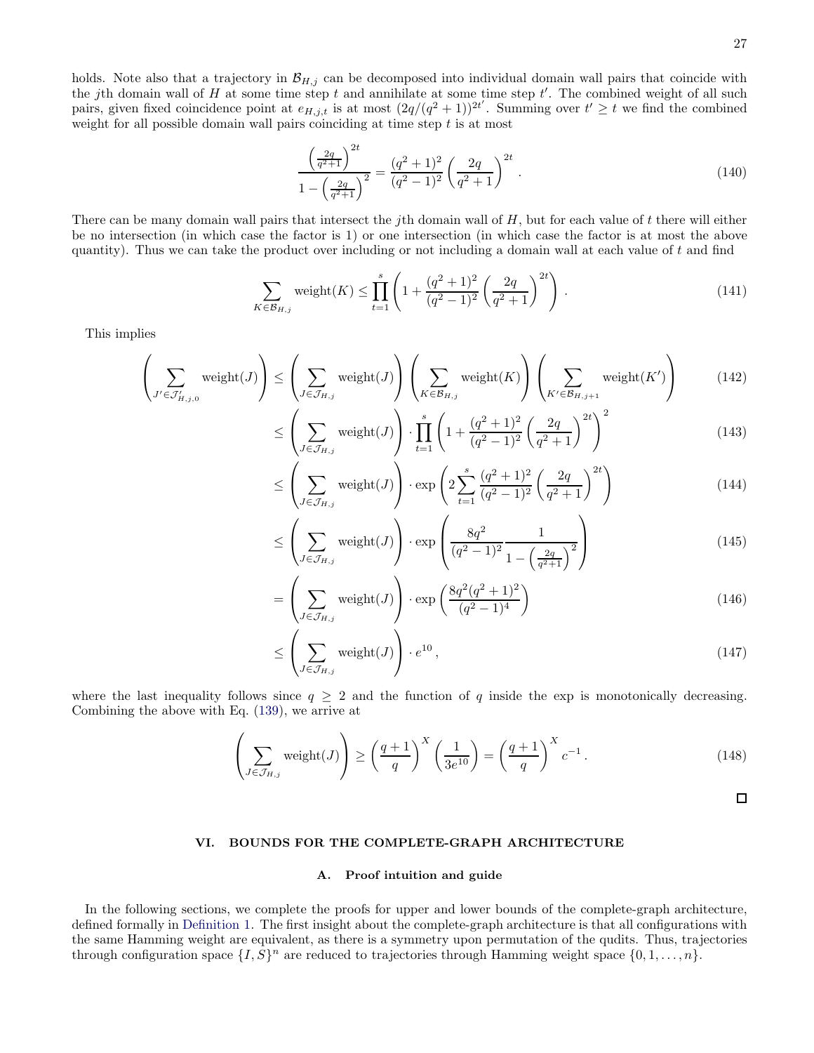holds. Note also that a trajectory in $\mathcal{B}_{H,j}$ can be decomposed into individual domain wall pairs that coincide with the $j$th domain wall of $H$ at some time step $t$ and annihilate at some time step $t'$. The combined weight of all such pairs, given fixed coincidence point at $e_{H,j,t}$ is at most $(2q/(q^2+1))^{2t'}$. Summing over $t' \geq t$ we find the combined weight for all possible domain wall pairs coinciding at time step $t$ is at most

$$\frac{\left(\frac{2q}{q^2+1}\right)^{2t}}{1-\left(\frac{2q}{q^2+1}\right)^2} = \frac{(q^2+1)^2}{(q^2-1)^2}\left(\frac{2q}{q^2+1}\right)^{2t} . \tag{140}$$

There can be many domain wall pairs that intersect the $j$th domain wall of $H$, but for each value of $t$ there will either be no intersection (in which case the factor is 1) or one intersection (in which case the factor is at most the above quantity). Thus we can take the product over including or not including a domain wall at each value of $t$ and find

$$\sum_{K \in \mathcal{B}_{H,j}} \text{weight}(K) \leq \prod_{t=1}^{s}\left(1 + \frac{(q^2+1)^2}{(q^2-1)^2}\left(\frac{2q}{q^2+1}\right)^{2t}\right) . \tag{141}$$

This implies

$$\left(\sum_{J' \in \mathcal{J}'_{H,j,0}} \text{weight}(J)\right) \leq \left(\sum_{J \in \mathcal{J}_{H,j}} \text{weight}(J)\right)\left(\sum_{K \in \mathcal{B}_{H,j}} \text{weight}(K)\right)\left(\sum_{K' \in \mathcal{B}_{H,j+1}} \text{weight}(K')\right) \tag{142}$$

$$\leq \left(\sum_{J \in \mathcal{J}_{H,j}} \text{weight}(J)\right) \cdot \prod_{t=1}^{s}\left(1 + \frac{(q^2+1)^2}{(q^2-1)^2}\left(\frac{2q}{q^2+1}\right)^{2t}\right)^2 \tag{143}$$

$$\leq \left(\sum_{J \in \mathcal{J}_{H,j}} \text{weight}(J)\right) \cdot \exp\left(2\sum_{t=1}^{s} \frac{(q^2+1)^2}{(q^2-1)^2}\left(\frac{2q}{q^2+1}\right)^{2t}\right) \tag{144}$$

$$\leq \left(\sum_{J \in \mathcal{J}_{H,j}} \text{weight}(J)\right) \cdot \exp\left(\frac{8q^2}{(q^2-1)^2}\frac{1}{1-\left(\frac{2q}{q^2+1}\right)^2}\right) \tag{145}$$

$$= \left(\sum_{J \in \mathcal{J}_{H,j}} \text{weight}(J)\right) \cdot \exp\left(\frac{8q^2(q^2+1)^2}{(q^2-1)^4}\right) \tag{146}$$

$$\leq \left(\sum_{J \in \mathcal{J}_{H,j}} \text{weight}(J)\right) \cdot e^{10} , \tag{147}$$

where the last inequality follows since $q \geq 2$ and the function of $q$ inside the exp is monotonically decreasing. Combining the above with Eq. (139), we arrive at

$$\left(\sum_{J \in \mathcal{J}_{H,j}} \text{weight}(J)\right) \geq \left(\frac{q+1}{q}\right)^X \left(\frac{1}{3e^{10}}\right) = \left(\frac{q+1}{q}\right)^X c^{-1} . \tag{148}$$

□

## VI. BOUNDS FOR THE COMPLETE-GRAPH ARCHITECTURE

### A. Proof intuition and guide

In the following sections, we complete the proofs for upper and lower bounds of the complete-graph architecture, defined formally in Definition 1. The first insight about the complete-graph architecture is that all configurations with the same Hamming weight are equivalent, as there is a symmetry upon permutation of the qudits. Thus, trajectories through configuration space $\{I, S\}^n$ are reduced to trajectories through Hamming weight space $\{0, 1, \ldots, n\}$.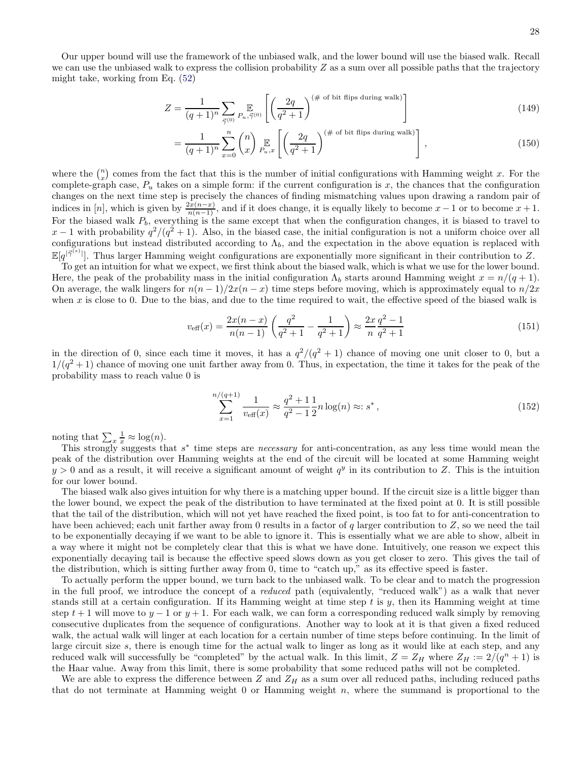Our upper bound will use the framework of the unbiased walk, and the lower bound will use the biased walk. Recall we can use the unbiased walk to express the collision probability $Z$ as a sum over all possible paths that the trajectory might take, working from Eq. (52)

$$Z = \frac{1}{(q+1)^n} \sum_{\vec{\gamma}^{(0)}} \mathop{\mathbb{E}}_{P_u, \vec{\gamma}^{(0)}} \left[ \left( \frac{2q}{q^2+1} \right)^{(\text{\# of bit flips during walk})} \right] \tag{149}$$

$$= \frac{1}{(q+1)^n} \sum_{x=0}^{n} \binom{n}{x} \mathop{\mathbb{E}}_{P_u, x} \left[ \left( \frac{2q}{q^2+1} \right)^{(\text{\# of bit flips during walk})} \right], \tag{150}$$

where the $\binom{n}{x}$ comes from the fact that this is the number of initial configurations with Hamming weight $x$. For the complete-graph case, $P_u$ takes on a simple form: if the current configuration is $x$, the chances that the configuration changes on the next time step is precisely the chances of finding mismatching values upon drawing a random pair of indices in $[n]$, which is given by $\frac{2x(n-x)}{n(n-1)}$, and if it does change, it is equally likely to become $x-1$ or to become $x+1$. For the biased walk $P_b$, everything is the same except that when the configuration changes, it is biased to travel to $x-1$ with probability $q^2/(q^2+1)$. Also, in the biased case, the initial configuration is not a uniform choice over all configurations but instead distributed according to $\Lambda_b$, and the expectation in the above equation is replaced with $\mathbb{E}[q^{|\vec{\gamma}^{(s)}|}]$. Thus larger Hamming weight configurations are exponentially more significant in their contribution to $Z$.

To get an intuition for what we expect, we first think about the biased walk, which is what we use for the lower bound. Here, the peak of the probability mass in the initial configuration $\Lambda_b$ starts around Hamming weight $x = n/(q+1)$. On average, the walk lingers for $n(n-1)/2x(n-x)$ time steps before moving, which is approximately equal to $n/2x$ when $x$ is close to 0. Due to the bias, and due to the time required to wait, the effective speed of the biased walk is

$$v_{\text{eff}}(x) = \frac{2x(n-x)}{n(n-1)} \left( \frac{q^2}{q^2+1} - \frac{1}{q^2+1} \right) \approx \frac{2x}{n} \frac{q^2-1}{q^2+1} \tag{151}$$

in the direction of 0, since each time it moves, it has a $q^2/(q^2+1)$ chance of moving one unit closer to 0, but a $1/(q^2+1)$ chance of moving one unit farther away from 0. Thus, in expectation, the time it takes for the peak of the probability mass to reach value 0 is

$$\sum_{x=1}^{n/(q+1)} \frac{1}{v_{\text{eff}}(x)} \approx \frac{q^2+1}{q^2-1} \frac{1}{2} n \log(n) \approx: s^*, \tag{152}$$

noting that $\sum_x \frac{1}{x} \approx \log(n)$.

This strongly suggests that $s^*$ time steps are *necessary* for anti-concentration, as any less time would mean the peak of the distribution over Hamming weights at the end of the circuit will be located at some Hamming weight $y > 0$ and as a result, it will receive a significant amount of weight $q^y$ in its contribution to $Z$. This is the intuition for our lower bound.

The biased walk also gives intuition for why there is a matching upper bound. If the circuit size is a little bigger than the lower bound, we expect the peak of the distribution to have terminated at the fixed point at 0. It is still possible that the tail of the distribution, which will not yet have reached the fixed point, is too fat to for anti-concentration to have been achieved; each unit farther away from 0 results in a factor of $q$ larger contribution to $Z$, so we need the tail to be exponentially decaying if we want to be able to ignore it. This is essentially what we are able to show, albeit in a way where it might not be completely clear that this is what we have done. Intuitively, one reason we expect this exponentially decaying tail is because the effective speed slows down as you get closer to zero. This gives the tail of the distribution, which is sitting further away from 0, time to "catch up," as its effective speed is faster.

To actually perform the upper bound, we turn back to the unbiased walk. To be clear and to match the progression in the full proof, we introduce the concept of a *reduced* path (equivalently, "reduced walk") as a walk that never stands still at a certain configuration. If its Hamming weight at time step $t$ is $y$, then its Hamming weight at time step $t+1$ will move to $y-1$ or $y+1$. For each walk, we can form a corresponding reduced walk simply by removing consecutive duplicates from the sequence of configurations. Another way to look at it is that given a fixed reduced walk, the actual walk will linger at each location for a certain number of time steps before continuing. In the limit of large circuit size $s$, there is enough time for the actual walk to linger as long as it would like at each step, and any reduced walk will successfully be "completed" by the actual walk. In this limit, $Z = Z_H$ where $Z_H := 2/(q^n+1)$ is the Haar value. Away from this limit, there is some probability that some reduced paths will not be completed.

We are able to express the difference between $Z$ and $Z_H$ as a sum over all reduced paths, including reduced paths that do not terminate at Hamming weight 0 or Hamming weight $n$, where the summand is proportional to the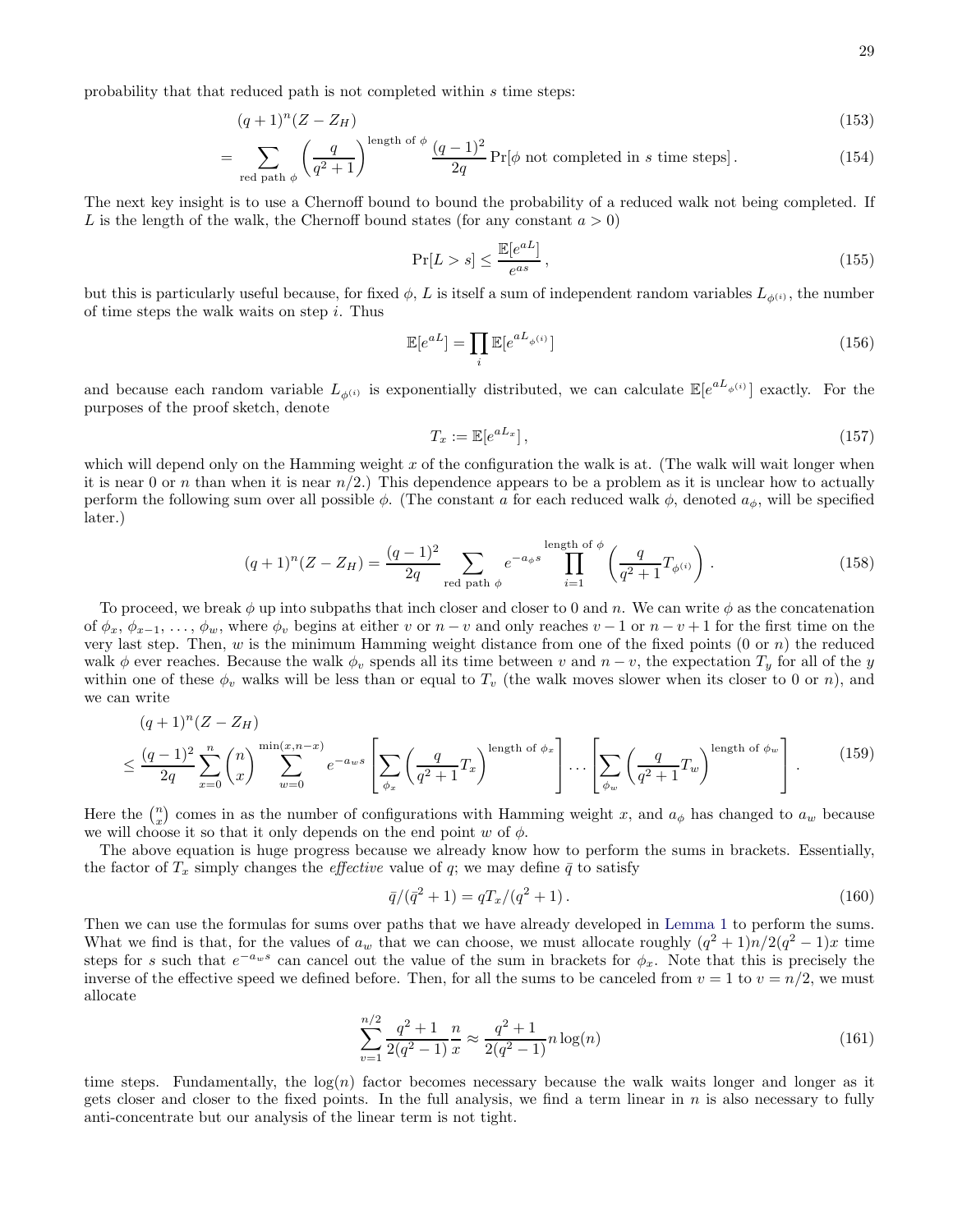probability that that reduced path is not completed within $s$ time steps:

$$
\begin{aligned}
&(q+1)^n(Z - Z_H) && (153)\\
&= \sum_{\text{red path } \phi} \left(\frac{q}{q^2+1}\right)^{\text{length of } \phi} \frac{(q-1)^2}{2q} \Pr[\phi \text{ not completed in } s \text{ time steps}]\,. && (154)
\end{aligned}
$$

The next key insight is to use a Chernoff bound to bound the probability of a reduced walk not being completed. If $L$ is the length of the walk, the Chernoff bound states (for any constant $a > 0$)

$$
\Pr[L > s] \leq \frac{\mathbb{E}[e^{aL}]}{e^{as}}\,, \tag{155}
$$

but this is particularly useful because, for fixed $\phi$, $L$ is itself a sum of independent random variables $L_{\phi^{(i)}}$, the number of time steps the walk waits on step $i$. Thus

$$
\mathbb{E}[e^{aL}] = \prod_i \mathbb{E}[e^{aL_{\phi^{(i)}}}] \tag{156}
$$

and because each random variable $L_{\phi^{(i)}}$ is exponentially distributed, we can calculate $\mathbb{E}[e^{aL_{\phi^{(i)}}}]$ exactly. For the purposes of the proof sketch, denote

$$
T_x := \mathbb{E}[e^{aL_x}]\,, \tag{157}
$$

which will depend only on the Hamming weight $x$ of the configuration the walk is at. (The walk will wait longer when it is near 0 or $n$ than when it is near $n/2$.) This dependence appears to be a problem as it is unclear how to actually perform the following sum over all possible $\phi$. (The constant $a$ for each reduced walk $\phi$, denoted $a_\phi$, will be specified later.)

$$
(q+1)^n(Z - Z_H) = \frac{(q-1)^2}{2q} \sum_{\text{red path } \phi} e^{-a_\phi s} \prod_{i=1}^{\text{length of } \phi} \left(\frac{q}{q^2+1} T_{\phi^{(i)}}\right). \tag{158}
$$

To proceed, we break $\phi$ up into subpaths that inch closer and closer to 0 and $n$. We can write $\phi$ as the concatenation of $\phi_x$, $\phi_{x-1}$, $\ldots$, $\phi_w$, where $\phi_v$ begins at either $v$ or $n-v$ and only reaches $v-1$ or $n-v+1$ for the first time on the very last step. Then, $w$ is the minimum Hamming weight distance from one of the fixed points (0 or $n$) the reduced walk $\phi$ ever reaches. Because the walk $\phi_v$ spends all its time between $v$ and $n-v$, the expectation $T_y$ for all of the $y$ within one of these $\phi_v$ walks will be less than or equal to $T_v$ (the walk moves slower when its closer to 0 or $n$), and we can write

$$
\begin{aligned}
&(q+1)^n(Z - Z_H)\\
&\leq \frac{(q-1)^2}{2q} \sum_{x=0}^{n} \binom{n}{x} \sum_{w=0}^{\min(x,n-x)} e^{-a_w s} \left[\sum_{\phi_x} \left(\frac{q}{q^2+1} T_x\right)^{\text{length of } \phi_x}\right] \cdots \left[\sum_{\phi_w} \left(\frac{q}{q^2+1} T_w\right)^{\text{length of } \phi_w}\right]. && (159)
\end{aligned}
$$

Here the $\binom{n}{x}$ comes in as the number of configurations with Hamming weight $x$, and $a_\phi$ has changed to $a_w$ because we will choose it so that it only depends on the end point $w$ of $\phi$.

The above equation is huge progress because we already know how to perform the sums in brackets. Essentially, the factor of $T_x$ simply changes the *effective* value of $q$; we may define $\bar{q}$ to satisfy

$$
\bar{q}/(\bar{q}^2+1) = qT_x/(q^2+1)\,. \tag{160}
$$

Then we can use the formulas for sums over paths that we have already developed in Lemma 1 to perform the sums. What we find is that, for the values of $a_w$ that we can choose, we must allocate roughly $(q^2+1)n/2(q^2-1)x$ time steps for $s$ such that $e^{-a_w s}$ can cancel out the value of the sum in brackets for $\phi_x$. Note that this is precisely the inverse of the effective speed we defined before. Then, for all the sums to be canceled from $v = 1$ to $v = n/2$, we must allocate

$$
\sum_{v=1}^{n/2} \frac{q^2+1}{2(q^2-1)} \frac{n}{x} \approx \frac{q^2+1}{2(q^2-1)} n \log(n) \tag{161}
$$

time steps. Fundamentally, the $\log(n)$ factor becomes necessary because the walk waits longer and longer as it gets closer and closer to the fixed points. In the full analysis, we find a term linear in $n$ is also necessary to fully anti-concentrate but our analysis of the linear term is not tight.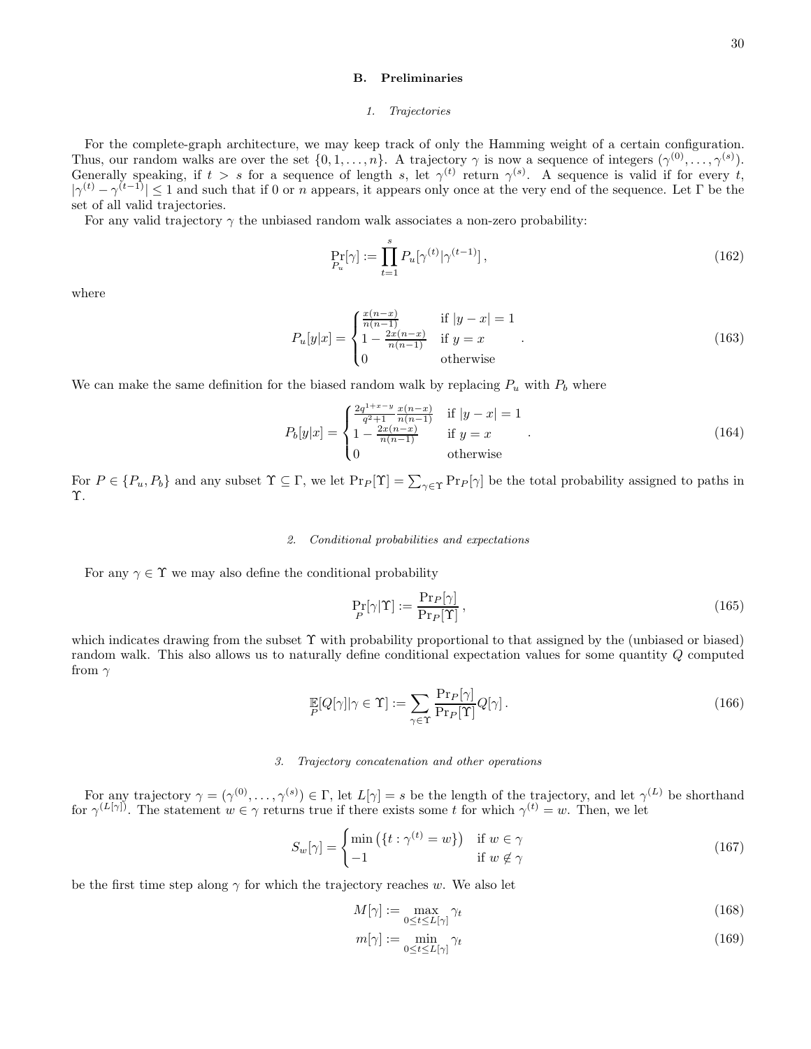## B. Preliminaries

### 1. Trajectories

For the complete-graph architecture, we may keep track of only the Hamming weight of a certain configuration. Thus, our random walks are over the set $\{0, 1, \ldots, n\}$. A trajectory $\gamma$ is now a sequence of integers $(\gamma^{(0)}, \ldots, \gamma^{(s)})$. Generally speaking, if $t > s$ for a sequence of length $s$, let $\gamma^{(t)}$ return $\gamma^{(s)}$. A sequence is valid if for every $t$, $|\gamma^{(t)} - \gamma^{(t-1)}| \leq 1$ and such that if 0 or $n$ appears, it appears only once at the very end of the sequence. Let $\Gamma$ be the set of all valid trajectories.

For any valid trajectory $\gamma$ the unbiased random walk associates a non-zero probability:

$$\Pr_{P_u}[\gamma] := \prod_{t=1}^{s} P_u[\gamma^{(t)}|\gamma^{(t-1)}], \tag{162}$$

where

$$P_u[y|x] = \begin{cases} \frac{x(n-x)}{n(n-1)} & \text{if } |y-x| = 1 \\ 1 - \frac{2x(n-x)}{n(n-1)} & \text{if } y = x \\ 0 & \text{otherwise} \end{cases}. \tag{163}$$

We can make the same definition for the biased random walk by replacing $P_u$ with $P_b$ where

$$P_b[y|x] = \begin{cases} \frac{2q^{1+x-y}}{q^2+1} \frac{x(n-x)}{n(n-1)} & \text{if } |y-x| = 1 \\ 1 - \frac{2x(n-x)}{n(n-1)} & \text{if } y = x \\ 0 & \text{otherwise} \end{cases}. \tag{164}$$

For $P \in \{P_u, P_b\}$ and any subset $\Upsilon \subseteq \Gamma$, we let $\Pr_P[\Upsilon] = \sum_{\gamma \in \Upsilon} \Pr_P[\gamma]$ be the total probability assigned to paths in $\Upsilon$.

### 2. Conditional probabilities and expectations

For any $\gamma \in \Upsilon$ we may also define the conditional probability

$$\Pr_P[\gamma|\Upsilon] := \frac{\Pr_P[\gamma]}{\Pr_P[\Upsilon]}, \tag{165}$$

which indicates drawing from the subset $\Upsilon$ with probability proportional to that assigned by the (unbiased or biased) random walk. This also allows us to naturally define conditional expectation values for some quantity $Q$ computed from $\gamma$

$$\mathop{\mathbb{E}}_P[Q[\gamma]|\gamma \in \Upsilon] := \sum_{\gamma \in \Upsilon} \frac{\Pr_P[\gamma]}{\Pr_P[\Upsilon]} Q[\gamma]. \tag{166}$$

### 3. Trajectory concatenation and other operations

For any trajectory $\gamma = (\gamma^{(0)}, \ldots, \gamma^{(s)}) \in \Gamma$, let $L[\gamma] = s$ be the length of the trajectory, and let $\gamma^{(L)}$ be shorthand for $\gamma^{(L[\gamma])}$. The statement $w \in \gamma$ returns true if there exists some $t$ for which $\gamma^{(t)} = w$. Then, we let

$$S_w[\gamma] = \begin{cases} \min\left(\{t : \gamma^{(t)} = w\}\right) & \text{if } w \in \gamma \\ -1 & \text{if } w \notin \gamma \end{cases} \tag{167}$$

be the first time step along $\gamma$ for which the trajectory reaches $w$. We also let

$$M[\gamma] := \max_{0 \leq t \leq L[\gamma]} \gamma_t \tag{168}$$

$$m[\gamma] := \min_{0 \leq t \leq L[\gamma]} \gamma_t \tag{169}$$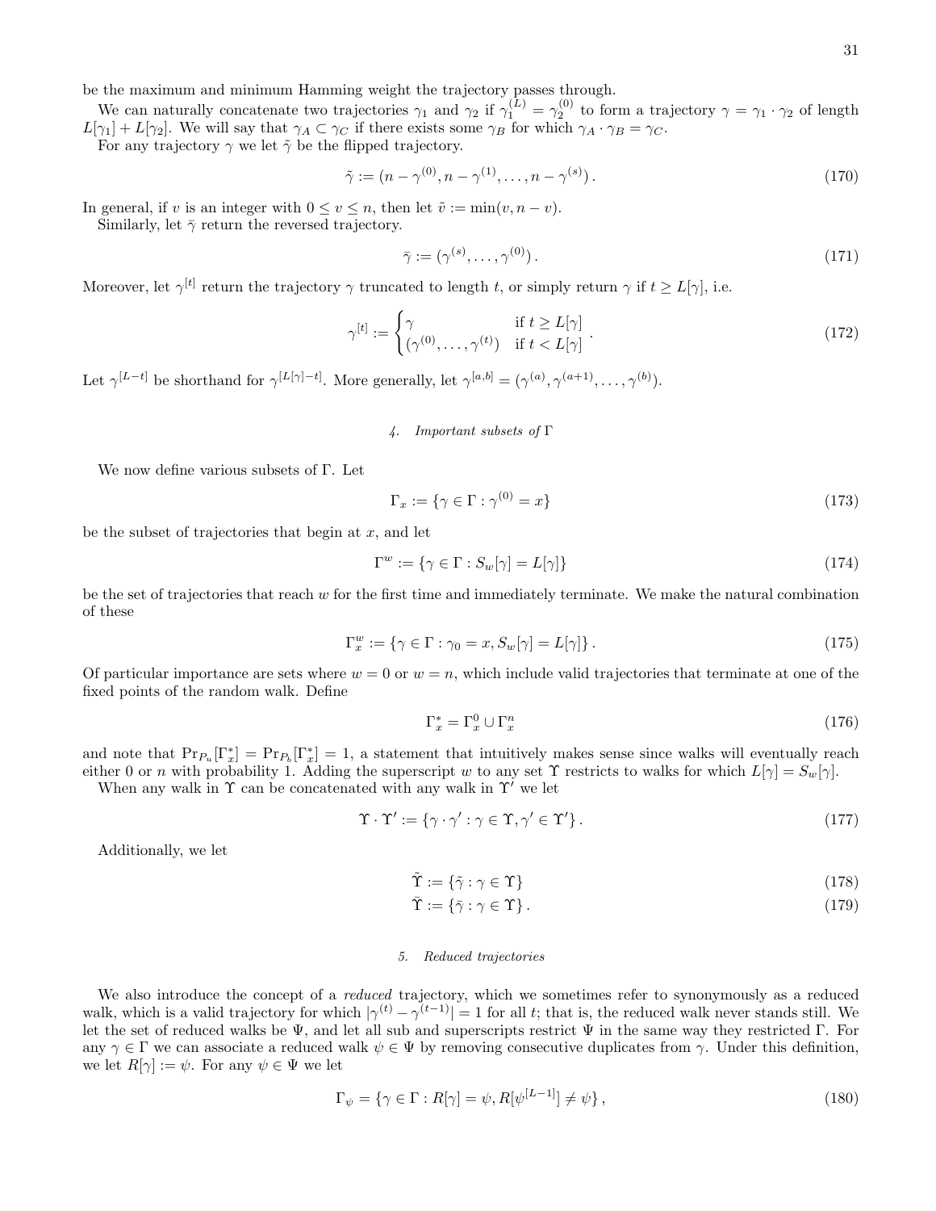be the maximum and minimum Hamming weight the trajectory passes through.

We can naturally concatenate two trajectories $\gamma_1$ and $\gamma_2$ if $\gamma_1^{(L)} = \gamma_2^{(0)}$ to form a trajectory $\gamma = \gamma_1 \cdot \gamma_2$ of length $L[\gamma_1] + L[\gamma_2]$. We will say that $\gamma_A \subset \gamma_C$ if there exists some $\gamma_B$ for which $\gamma_A \cdot \gamma_B = \gamma_C$.

For any trajectory $\gamma$ we let $\tilde{\gamma}$ be the flipped trajectory.

$$\tilde{\gamma} := (n - \gamma^{(0)}, n - \gamma^{(1)}, \ldots, n - \gamma^{(s)}) . \tag{170}$$

In general, if $v$ is an integer with $0 \leq v \leq n$, then let $\tilde{v} := \min(v, n - v)$.

Similarly, let $\bar{\gamma}$ return the reversed trajectory.

$$\bar{\gamma} := (\gamma^{(s)}, \ldots, \gamma^{(0)}) . \tag{171}$$

Moreover, let $\gamma^{[t]}$ return the trajectory $\gamma$ truncated to length $t$, or simply return $\gamma$ if $t \geq L[\gamma]$, i.e.

$$\gamma^{[t]} := \begin{cases} \gamma & \text{if } t \geq L[\gamma] \\ (\gamma^{(0)}, \ldots, \gamma^{(t)}) & \text{if } t < L[\gamma] \end{cases} . \tag{172}$$

Let $\gamma^{[L-t]}$ be shorthand for $\gamma^{[L[\gamma]-t]}$. More generally, let $\gamma^{[a,b]} = (\gamma^{(a)}, \gamma^{(a+1)}, \ldots, \gamma^{(b)})$.

#### 4. Important subsets of $\Gamma$

We now define various subsets of $\Gamma$. Let

$$\Gamma_x := \{\gamma \in \Gamma : \gamma^{(0)} = x\} \tag{173}$$

be the subset of trajectories that begin at $x$, and let

$$\Gamma^w := \{\gamma \in \Gamma : S_w[\gamma] = L[\gamma]\} \tag{174}$$

be the set of trajectories that reach $w$ for the first time and immediately terminate. We make the natural combination of these

$$\Gamma_x^w := \{\gamma \in \Gamma : \gamma_0 = x, S_w[\gamma] = L[\gamma]\} . \tag{175}$$

Of particular importance are sets where $w = 0$ or $w = n$, which include valid trajectories that terminate at one of the fixed points of the random walk. Define

$$\Gamma_x^* = \Gamma_x^0 \cup \Gamma_x^n \tag{176}$$

and note that $\Pr_{P_u}[\Gamma_x^*] = \Pr_{P_b}[\Gamma_x^*] = 1$, a statement that intuitively makes sense since walks will eventually reach either 0 or $n$ with probability 1. Adding the superscript $w$ to any set $\Upsilon$ restricts to walks for which $L[\gamma] = S_w[\gamma]$.

When any walk in $\Upsilon$ can be concatenated with any walk in $\Upsilon'$ we let

$$\Upsilon \cdot \Upsilon' := \{\gamma \cdot \gamma' : \gamma \in \Upsilon, \gamma' \in \Upsilon'\} . \tag{177}$$

Additionally, we let

$$\tilde{\Upsilon} := \{\tilde{\gamma} : \gamma \in \Upsilon\} \tag{178}$$

$$\bar{\Upsilon} := \{\bar{\gamma} : \gamma \in \Upsilon\} . \tag{179}$$

#### 5. Reduced trajectories

We also introduce the concept of a *reduced* trajectory, which we sometimes refer to synonymously as a reduced walk, which is a valid trajectory for which $|\gamma^{(t)} - \gamma^{(t-1)}| = 1$ for all $t$; that is, the reduced walk never stands still. We let the set of reduced walks be $\Psi$, and let all sub and superscripts restrict $\Psi$ in the same way they restricted $\Gamma$. For any $\gamma \in \Gamma$ we can associate a reduced walk $\psi \in \Psi$ by removing consecutive duplicates from $\gamma$. Under this definition, we let $R[\gamma] := \psi$. For any $\psi \in \Psi$ we let

$$\Gamma_\psi = \{\gamma \in \Gamma : R[\gamma] = \psi, R[\psi^{[L-1]}] \neq \psi\} , \tag{180}$$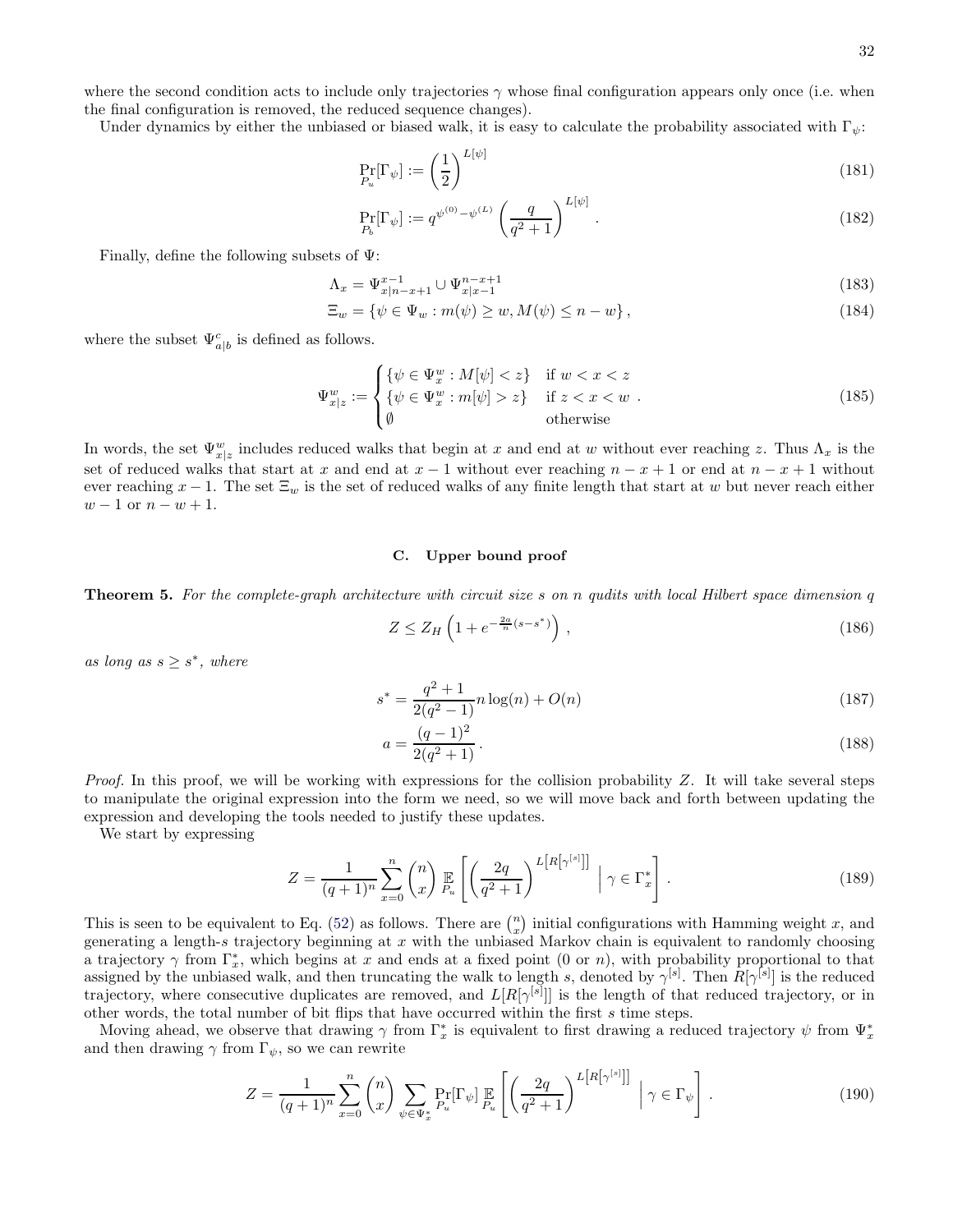where the second condition acts to include only trajectories $\gamma$ whose final configuration appears only once (i.e. when the final configuration is removed, the reduced sequence changes).

Under dynamics by either the unbiased or biased walk, it is easy to calculate the probability associated with $\Gamma_\psi$:

$$\Pr_{P_u}[\Gamma_\psi] := \left(\frac{1}{2}\right)^{L[\psi]} \tag{181}$$

$$\Pr_{P_b}[\Gamma_\psi] := q^{\psi^{(0)}-\psi^{(L)}} \left(\frac{q}{q^2+1}\right)^{L[\psi]} . \tag{182}$$

Finally, define the following subsets of $\Psi$:

$$\Lambda_x = \Psi^{x-1}_{x|n-x+1} \cup \Psi^{n-x+1}_{x|x-1} \tag{183}$$

$$\Xi_w = \{\psi \in \Psi_w : m(\psi) \geq w, M(\psi) \leq n-w\}, \tag{184}$$

where the subset $\Psi^c_{a|b}$ is defined as follows.

$$\Psi^w_{x|z} := \begin{cases} \{\psi \in \Psi^w_x : M[\psi] < z\} & \text{if } w < x < z \\ \{\psi \in \Psi^w_x : m[\psi] > z\} & \text{if } z < x < w \\ \emptyset & \text{otherwise} \end{cases} . \tag{185}$$

In words, the set $\Psi^w_{x|z}$ includes reduced walks that begin at $x$ and end at $w$ without ever reaching $z$. Thus $\Lambda_x$ is the set of reduced walks that start at $x$ and end at $x-1$ without ever reaching $n-x+1$ or end at $n-x+1$ without ever reaching $x-1$. The set $\Xi_w$ is the set of reduced walks of any finite length that start at $w$ but never reach either $w-1$ or $n-w+1$.

### C. Upper bound proof

**Theorem 5.** *For the complete-graph architecture with circuit size $s$ on $n$ qudits with local Hilbert space dimension $q$*

$$Z \leq Z_H \left(1 + e^{-\frac{2a}{n}(s-s^*)}\right), \tag{186}$$

*as long as $s \geq s^*$, where*

$$s^* = \frac{q^2+1}{2(q^2-1)} n\log(n) + O(n) \tag{187}$$

$$a = \frac{(q-1)^2}{2(q^2+1)}. \tag{188}$$

*Proof.* In this proof, we will be working with expressions for the collision probability $Z$. It will take several steps to manipulate the original expression into the form we need, so we will move back and forth between updating the expression and developing the tools needed to justify these updates.

We start by expressing

$$Z = \frac{1}{(q+1)^n} \sum_{x=0}^{n} \binom{n}{x} \mathop{\mathbb{E}}_{P_u}\left[\left(\frac{2q}{q^2+1}\right)^{L\left[R\left[\gamma^{[s]}\right]\right]} \;\middle|\; \gamma \in \Gamma^*_x\right]. \tag{189}$$

This is seen to be equivalent to Eq. (52) as follows. There are $\binom{n}{x}$ initial configurations with Hamming weight $x$, and generating a length-$s$ trajectory beginning at $x$ with the unbiased Markov chain is equivalent to randomly choosing a trajectory $\gamma$ from $\Gamma^*_x$, which begins at $x$ and ends at a fixed point (0 or $n$), with probability proportional to that assigned by the unbiased walk, and then truncating the walk to length $s$, denoted by $\gamma^{[s]}$. Then $R[\gamma^{[s]}]$ is the reduced trajectory, where consecutive duplicates are removed, and $L[R[\gamma^{[s]}]]$ is the length of that reduced trajectory, or in other words, the total number of bit flips that have occurred within the first $s$ time steps.

Moving ahead, we observe that drawing $\gamma$ from $\Gamma^*_x$ is equivalent to first drawing a reduced trajectory $\psi$ from $\Psi^*_x$ and then drawing $\gamma$ from $\Gamma_\psi$, so we can rewrite

$$Z = \frac{1}{(q+1)^n} \sum_{x=0}^{n} \binom{n}{x} \sum_{\psi \in \Psi^*_x} \Pr_{P_u}[\Gamma_\psi] \mathop{\mathbb{E}}_{P_u}\left[\left(\frac{2q}{q^2+1}\right)^{L\left[R\left[\gamma^{[s]}\right]\right]} \;\middle|\; \gamma \in \Gamma_\psi\right]. \tag{190}$$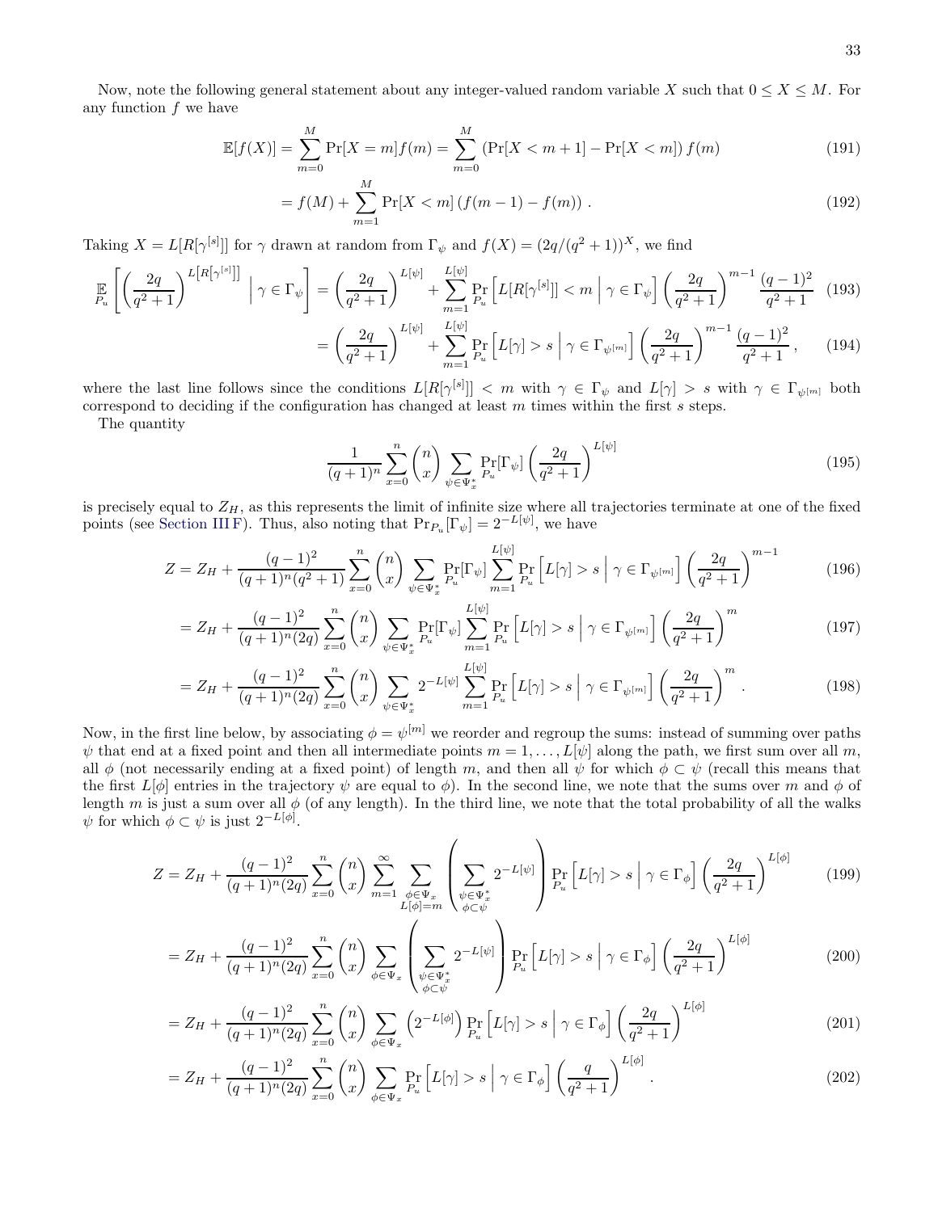Now, note the following general statement about any integer-valued random variable $X$ such that $0 \leq X \leq M$. For any function $f$ we have

$$\mathbb{E}[f(X)] = \sum_{m=0}^{M} \Pr[X = m] f(m) = \sum_{m=0}^{M} \left(\Pr[X < m+1] - \Pr[X < m]\right) f(m) \tag{191}$$

$$= f(M) + \sum_{m=1}^{M} \Pr[X < m] \left(f(m-1) - f(m)\right) . \tag{192}$$

Taking $X = L[R[\gamma^{[s]}]]$ for $\gamma$ drawn at random from $\Gamma_\psi$ and $f(X) = (2q/(q^2+1))^X$, we find

$$\mathop{\mathbb{E}}_{P_u}\left[\left(\frac{2q}{q^2+1}\right)^{L\left[R\left[\gamma^{[s]}\right]\right]} \;\middle|\; \gamma \in \Gamma_\psi\right] = \left(\frac{2q}{q^2+1}\right)^{L[\psi]} + \sum_{m=1}^{L[\psi]} \Pr_{P_u}\left[L[R[\gamma^{[s]}]] < m \;\middle|\; \gamma \in \Gamma_\psi\right] \left(\frac{2q}{q^2+1}\right)^{m-1} \frac{(q-1)^2}{q^2+1} \tag{193}$$

$$= \left(\frac{2q}{q^2+1}\right)^{L[\psi]} + \sum_{m=1}^{L[\psi]} \Pr_{P_u}\left[L[\gamma] > s \;\middle|\; \gamma \in \Gamma_{\psi^{[m]}}\right] \left(\frac{2q}{q^2+1}\right)^{m-1} \frac{(q-1)^2}{q^2+1} , \tag{194}$$

where the last line follows since the conditions $L[R[\gamma^{[s]}]] < m$ with $\gamma \in \Gamma_\psi$ and $L[\gamma] > s$ with $\gamma \in \Gamma_{\psi^{[m]}}$ both correspond to deciding if the configuration has changed at least $m$ times within the first $s$ steps.

The quantity

$$\frac{1}{(q+1)^n} \sum_{x=0}^{n} \binom{n}{x} \sum_{\psi \in \Psi_x^*} \Pr_{P_u}[\Gamma_\psi] \left(\frac{2q}{q^2+1}\right)^{L[\psi]} \tag{195}$$

is precisely equal to $Z_H$, as this represents the limit of infinite size where all trajectories terminate at one of the fixed points (see Section III F). Thus, also noting that $\Pr_{P_u}[\Gamma_\psi] = 2^{-L[\psi]}$, we have

$$Z = Z_H + \frac{(q-1)^2}{(q+1)^n(q^2+1)} \sum_{x=0}^{n} \binom{n}{x} \sum_{\psi \in \Psi_x^*} \Pr_{P_u}[\Gamma_\psi] \sum_{m=1}^{L[\psi]} \Pr_{P_u}\left[L[\gamma] > s \;\middle|\; \gamma \in \Gamma_{\psi^{[m]}}\right] \left(\frac{2q}{q^2+1}\right)^{m-1} \tag{196}$$

$$= Z_H + \frac{(q-1)^2}{(q+1)^n(2q)} \sum_{x=0}^{n} \binom{n}{x} \sum_{\psi \in \Psi_x^*} \Pr_{P_u}[\Gamma_\psi] \sum_{m=1}^{L[\psi]} \Pr_{P_u}\left[L[\gamma] > s \;\middle|\; \gamma \in \Gamma_{\psi^{[m]}}\right] \left(\frac{2q}{q^2+1}\right)^{m} \tag{197}$$

$$= Z_H + \frac{(q-1)^2}{(q+1)^n(2q)} \sum_{x=0}^{n} \binom{n}{x} \sum_{\psi \in \Psi_x^*} 2^{-L[\psi]} \sum_{m=1}^{L[\psi]} \Pr_{P_u}\left[L[\gamma] > s \;\middle|\; \gamma \in \Gamma_{\psi^{[m]}}\right] \left(\frac{2q}{q^2+1}\right)^{m} . \tag{198}$$

Now, in the first line below, by associating $\phi = \psi^{[m]}$ we reorder and regroup the sums: instead of summing over paths $\psi$ that end at a fixed point and then all intermediate points $m = 1, \ldots, L[\psi]$ along the path, we first sum over all $m$, all $\phi$ (not necessarily ending at a fixed point) of length $m$, and then all $\psi$ for which $\phi \subset \psi$ (recall this means that the first $L[\phi]$ entries in the trajectory $\psi$ are equal to $\phi$). In the second line, we note that the sums over $m$ and $\phi$ of length $m$ is just a sum over all $\phi$ (of any length). In the third line, we note that the total probability of all the walks $\psi$ for which $\phi \subset \psi$ is just $2^{-L[\phi]}$.

$$Z = Z_H + \frac{(q-1)^2}{(q+1)^n(2q)} \sum_{x=0}^{n} \binom{n}{x} \sum_{m=1}^{\infty} \sum_{\substack{\phi \in \Psi_x \\ L[\phi]=m}} \left(\sum_{\substack{\psi \in \Psi_x^* \\ \phi \subset \psi}} 2^{-L[\psi]}\right) \Pr_{P_u}\left[L[\gamma] > s \;\middle|\; \gamma \in \Gamma_\phi\right] \left(\frac{2q}{q^2+1}\right)^{L[\phi]} \tag{199}$$

$$= Z_H + \frac{(q-1)^2}{(q+1)^n(2q)} \sum_{x=0}^{n} \binom{n}{x} \sum_{\phi \in \Psi_x} \left(\sum_{\substack{\psi \in \Psi_x^* \\ \phi \subset \psi}} 2^{-L[\psi]}\right) \Pr_{P_u}\left[L[\gamma] > s \;\middle|\; \gamma \in \Gamma_\phi\right] \left(\frac{2q}{q^2+1}\right)^{L[\phi]} \tag{200}$$

$$= Z_H + \frac{(q-1)^2}{(q+1)^n(2q)} \sum_{x=0}^{n} \binom{n}{x} \sum_{\phi \in \Psi_x} \left(2^{-L[\phi]}\right) \Pr_{P_u}\left[L[\gamma] > s \;\middle|\; \gamma \in \Gamma_\phi\right] \left(\frac{2q}{q^2+1}\right)^{L[\phi]} \tag{201}$$

$$= Z_H + \frac{(q-1)^2}{(q+1)^n(2q)} \sum_{x=0}^{n} \binom{n}{x} \sum_{\phi \in \Psi_x} \Pr_{P_u}\left[L[\gamma] > s \;\middle|\; \gamma \in \Gamma_\phi\right] \left(\frac{q}{q^2+1}\right)^{L[\phi]} . \tag{202}$$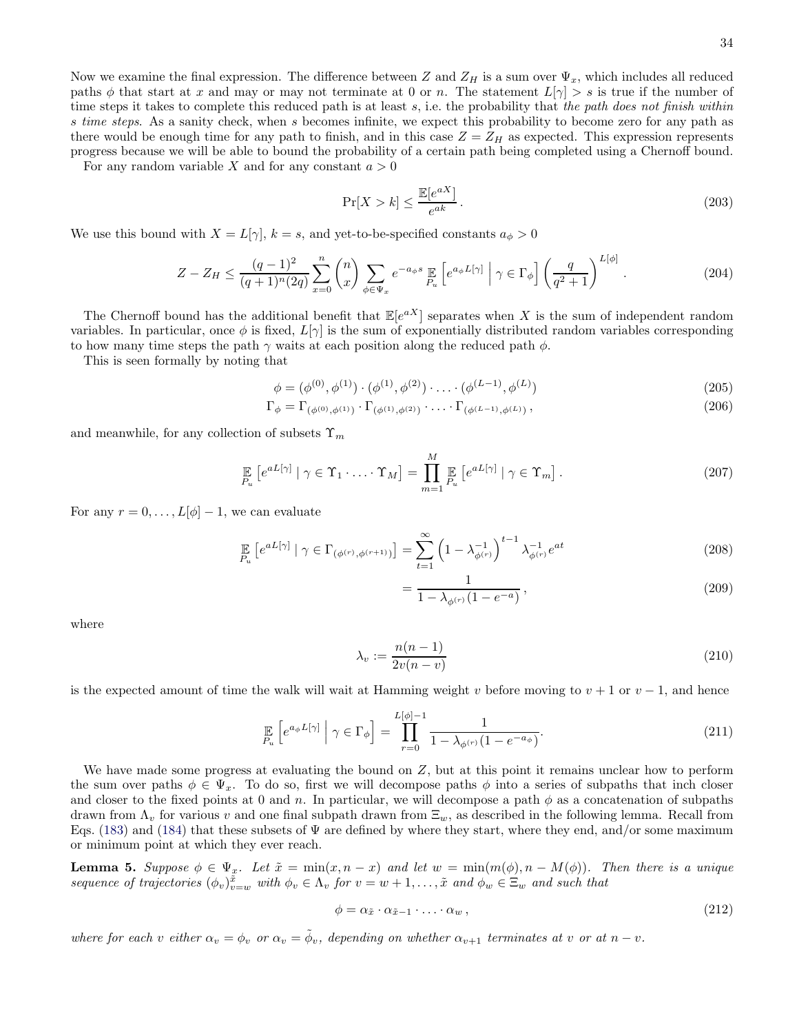Now we examine the final expression. The difference between $Z$ and $Z_H$ is a sum over $\Psi_x$, which includes all reduced paths $\phi$ that start at $x$ and may or may not terminate at 0 or $n$. The statement $L[\gamma] > s$ is true if the number of time steps it takes to complete this reduced path is at least $s$, i.e. the probability that *the path does not finish within s time steps*. As a sanity check, when $s$ becomes infinite, we expect this probability to become zero for any path as there would be enough time for any path to finish, and in this case $Z = Z_H$ as expected. This expression represents progress because we will be able to bound the probability of a certain path being completed using a Chernoff bound.

For any random variable $X$ and for any constant $a > 0$

$$\Pr[X > k] \leq \frac{\mathbb{E}[e^{aX}]}{e^{ak}} . \tag{203}$$

We use this bound with $X = L[\gamma]$, $k = s$, and yet-to-be-specified constants $a_\phi > 0$

$$Z - Z_H \leq \frac{(q-1)^2}{(q+1)^n(2q)} \sum_{x=0}^{n} \binom{n}{x} \sum_{\phi \in \Psi_x} e^{-a_\phi s} \mathop{\mathbb{E}}_{P_u} \left[ e^{a_\phi L[\gamma]} \;\middle|\; \gamma \in \Gamma_\phi \right] \left( \frac{q}{q^2+1} \right)^{L[\phi]} . \tag{204}$$

The Chernoff bound has the additional benefit that $\mathbb{E}[e^{aX}]$ separates when $X$ is the sum of independent random variables. In particular, once $\phi$ is fixed, $L[\gamma]$ is the sum of exponentially distributed random variables corresponding to how many time steps the path $\gamma$ waits at each position along the reduced path $\phi$.

This is seen formally by noting that

$$\phi = (\phi^{(0)}, \phi^{(1)}) \cdot (\phi^{(1)}, \phi^{(2)}) \cdot \ldots \cdot (\phi^{(L-1)}, \phi^{(L)}) \tag{205}$$

$$\Gamma_\phi = \Gamma_{(\phi^{(0)}, \phi^{(1)})} \cdot \Gamma_{(\phi^{(1)}, \phi^{(2)})} \cdot \ldots \cdot \Gamma_{(\phi^{(L-1)}, \phi^{(L)})} , \tag{206}$$

and meanwhile, for any collection of subsets $\Upsilon_m$

$$\mathop{\mathbb{E}}_{P_u} \left[ e^{aL[\gamma]} \mid \gamma \in \Upsilon_1 \cdot \ldots \cdot \Upsilon_M \right] = \prod_{m=1}^{M} \mathop{\mathbb{E}}_{P_u} \left[ e^{aL[\gamma]} \mid \gamma \in \Upsilon_m \right] . \tag{207}$$

For any $r = 0, \ldots, L[\phi] - 1$, we can evaluate

$$\mathop{\mathbb{E}}_{P_u} \left[ e^{aL[\gamma]} \mid \gamma \in \Gamma_{(\phi^{(r)}, \phi^{(r+1)})} \right] = \sum_{t=1}^{\infty} \left( 1 - \lambda_{\phi^{(r)}}^{-1} \right)^{t-1} \lambda_{\phi^{(r)}}^{-1} e^{at} \tag{208}$$

$$= \frac{1}{1 - \lambda_{\phi^{(r)}}(1 - e^{-a})} , \tag{209}$$

where

$$\lambda_v := \frac{n(n-1)}{2v(n-v)} \tag{210}$$

is the expected amount of time the walk will wait at Hamming weight $v$ before moving to $v+1$ or $v-1$, and hence

$$\mathop{\mathbb{E}}_{P_u} \left[ e^{a_\phi L[\gamma]} \;\middle|\; \gamma \in \Gamma_\phi \right] = \prod_{r=0}^{L[\phi]-1} \frac{1}{1 - \lambda_{\phi^{(r)}}(1 - e^{-a_\phi})} . \tag{211}$$

We have made some progress at evaluating the bound on $Z$, but at this point it remains unclear how to perform the sum over paths $\phi \in \Psi_x$. To do so, first we will decompose paths $\phi$ into a series of subpaths that inch closer and closer to the fixed points at 0 and $n$. In particular, we will decompose a path $\phi$ as a concatenation of subpaths drawn from $\Lambda_v$ for various $v$ and one final subpath drawn from $\Xi_w$, as described in the following lemma. Recall from Eqs. (183) and (184) that these subsets of $\Psi$ are defined by where they start, where they end, and/or some maximum or minimum point at which they ever reach.

**Lemma 5.** *Suppose $\phi \in \Psi_x$. Let $\tilde{x} = \min(x, n-x)$ and let $w = \min(m(\phi), n - M(\phi))$. Then there is a unique sequence of trajectories $(\phi_v)_{v=w}^{\tilde{x}}$ with $\phi_v \in \Lambda_v$ for $v = w+1, \ldots, \tilde{x}$ and $\phi_w \in \Xi_w$ and such that*

$$\phi = \alpha_{\tilde{x}} \cdot \alpha_{\tilde{x}-1} \cdot \ldots \cdot \alpha_w , \tag{212}$$

*where for each $v$ either $\alpha_v = \phi_v$ or $\alpha_v = \tilde{\phi}_v$, depending on whether $\alpha_{v+1}$ terminates at $v$ or at $n - v$.*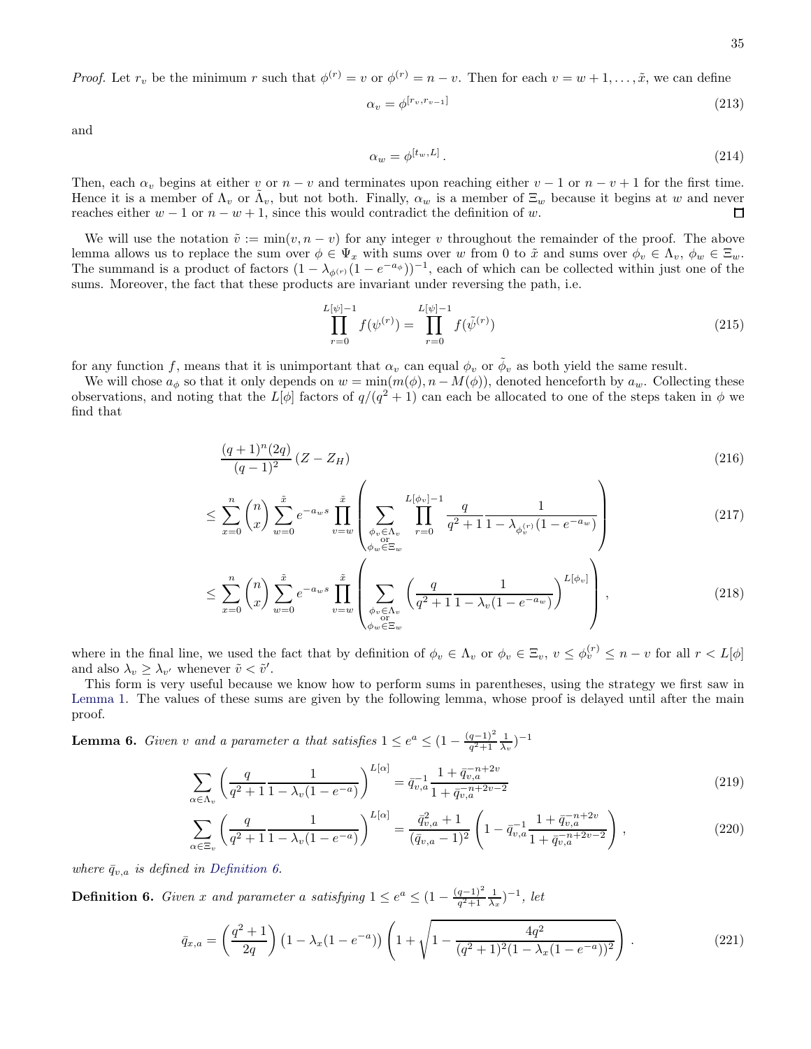*Proof.* Let $r_v$ be the minimum $r$ such that $\phi^{(r)} = v$ or $\phi^{(r)} = n - v$. Then for each $v = w+1, \ldots, \tilde{x}$, we can define

$$\alpha_v = \phi^{[r_v, r_{v-1}]} \tag{213}$$

and

$$\alpha_w = \phi^{[t_w, L]}. \tag{214}$$

Then, each $\alpha_v$ begins at either $v$ or $n-v$ and terminates upon reaching either $v-1$ or $n-v+1$ for the first time. Hence it is a member of $\Lambda_v$ or $\tilde{\Lambda}_v$, but not both. Finally, $\alpha_w$ is a member of $\Xi_w$ because it begins at $w$ and never reaches either $w-1$ or $n-w+1$, since this would contradict the definition of $w$. $\square$

We will use the notation $\tilde{v} := \min(v, n-v)$ for any integer $v$ throughout the remainder of the proof. The above lemma allows us to replace the sum over $\phi \in \Psi_x$ with sums over $w$ from 0 to $\tilde{x}$ and sums over $\phi_v \in \Lambda_v$, $\phi_w \in \Xi_w$. The summand is a product of factors $(1 - \lambda_{\phi^{(r)}}(1-e^{-a_\phi}))^{-1}$, each of which can be collected within just one of the sums. Moreover, the fact that these products are invariant under reversing the path, i.e.

$$\prod_{r=0}^{L[\psi]-1} f(\psi^{(r)}) = \prod_{r=0}^{L[\psi]-1} f(\tilde{\psi}^{(r)}) \tag{215}$$

for any function $f$, means that it is unimportant that $\alpha_v$ can equal $\phi_v$ or $\tilde{\phi}_v$ as both yield the same result.

We will chose $a_\phi$ so that it only depends on $w = \min(m(\phi), n - M(\phi))$, denoted henceforth by $a_w$. Collecting these observations, and noting that the $L[\phi]$ factors of $q/(q^2+1)$ can each be allocated to one of the steps taken in $\phi$ we find that

$$\frac{(q+1)^n(2q)}{(q-1)^2}(Z - Z_H) \tag{216}$$

$$\leq \sum_{x=0}^{n}\binom{n}{x}\sum_{w=0}^{\tilde{x}} e^{-a_w s}\prod_{v=w}^{\tilde{x}}\left(\sum_{\substack{\phi_v\in\Lambda_v \\ \text{or} \\ \phi_w\in\Xi_w}}\prod_{r=0}^{L[\phi_v]-1}\frac{q}{q^2+1}\frac{1}{1-\lambda_{\phi_v^{(r)}}(1-e^{-a_w})}\right) \tag{217}$$

$$\leq \sum_{x=0}^{n}\binom{n}{x}\sum_{w=0}^{\tilde{x}} e^{-a_w s}\prod_{v=w}^{\tilde{x}}\left(\sum_{\substack{\phi_v\in\Lambda_v \\ \text{or} \\ \phi_w\in\Xi_w}}\left(\frac{q}{q^2+1}\frac{1}{1-\lambda_v(1-e^{-a_w})}\right)^{L[\phi_v]}\right), \tag{218}$$

where in the final line, we used the fact that by definition of $\phi_v \in \Lambda_v$ or $\phi_v \in \Xi_v$, $v \leq \phi_v^{(r)} \leq n-v$ for all $r < L[\phi]$ and also $\lambda_v \geq \lambda_{v'}$ whenever $\tilde{v} < \tilde{v}'$.

This form is very useful because we know how to perform sums in parentheses, using the strategy we first saw in Lemma 1. The values of these sums are given by the following lemma, whose proof is delayed until after the main proof.

**Lemma 6.** *Given $v$ and a parameter $a$ that satisfies $1 \leq e^a \leq (1 - \frac{(q-1)^2}{q^2+1}\frac{1}{\lambda_v})^{-1}$*

$$\sum_{\alpha\in\Lambda_v}\left(\frac{q}{q^2+1}\frac{1}{1-\lambda_v(1-e^{-a})}\right)^{L[\alpha]} = \bar{q}_{v,a}^{-1}\frac{1+\bar{q}_{v,a}^{-n+2v}}{1+\bar{q}_{v,a}^{-n+2v-2}} \tag{219}$$

$$\sum_{\alpha\in\Xi_v}\left(\frac{q}{q^2+1}\frac{1}{1-\lambda_v(1-e^{-a})}\right)^{L[\alpha]} = \frac{\bar{q}_{v,a}^2+1}{(\bar{q}_{v,a}-1)^2}\left(1 - \bar{q}_{v,a}^{-1}\frac{1+\bar{q}_{v,a}^{-n+2v}}{1+\bar{q}_{v,a}^{-n+2v-2}}\right), \tag{220}$$

*where $\bar{q}_{v,a}$ is defined in Definition 6.*

**Definition 6.** *Given $x$ and parameter $a$ satisfying $1 \leq e^a \leq (1 - \frac{(q-1)^2}{q^2+1}\frac{1}{\lambda_x})^{-1}$, let*

$$\bar{q}_{x,a} = \left(\frac{q^2+1}{2q}\right)\left(1 - \lambda_x(1-e^{-a})\right)\left(1 + \sqrt{1 - \frac{4q^2}{(q^2+1)^2(1-\lambda_x(1-e^{-a}))^2}}\right). \tag{221}$$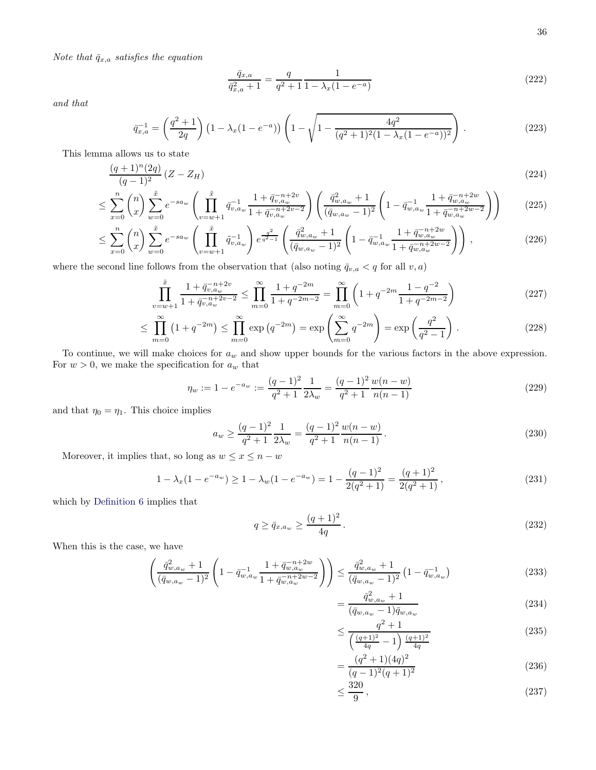*Note that $\bar{q}_{x,a}$ satisfies the equation*

$$\frac{\bar{q}_{x,a}}{\bar{q}_{x,a}^2+1} = \frac{q}{q^2+1}\frac{1}{1-\lambda_x(1-e^{-a})} \tag{222}$$

*and that*

$$\bar{q}_{x,a}^{-1} = \left(\frac{q^2+1}{2q}\right)\left(1-\lambda_x(1-e^{-a})\right)\left(1-\sqrt{1-\frac{4q^2}{(q^2+1)^2(1-\lambda_x(1-e^{-a}))^2}}\right). \tag{223}$$

This lemma allows us to state

$$\frac{(q+1)^n(2q)}{(q-1)^2}\left(Z-Z_H\right) \tag{224}$$

$$\leq \sum_{x=0}^{n}\binom{n}{x}\sum_{w=0}^{\tilde{x}} e^{-sa_w}\left(\prod_{v=w+1}^{\tilde{x}}\bar{q}_{v,a_w}^{-1}\frac{1+\bar{q}_{v,a_w}^{-n+2v}}{1+\bar{q}_{v,a_w}^{-n+2v-2}}\right)\left(\frac{\bar{q}_{w,a_w}^2+1}{(\bar{q}_{w,a_w}-1)^2}\left(1-\bar{q}_{w,a_w}^{-1}\frac{1+\bar{q}_{w,a_w}^{-n+2w}}{1+\bar{q}_{w,a_w}^{-n+2w-2}}\right)\right) \tag{225}$$

$$\leq \sum_{x=0}^{n}\binom{n}{x}\sum_{w=0}^{\tilde{x}} e^{-sa_w}\left(\prod_{v=w+1}^{\tilde{x}}\tilde{q}_{v,a_w}^{-1}\right)e^{\frac{q^2}{q^2-1}}\left(\frac{\bar{q}_{w,a_w}^2+1}{(\bar{q}_{w,a_w}-1)^2}\left(1-\bar{q}_{w,a_w}^{-1}\frac{1+\bar{q}_{w,a_w}^{-n+2w}}{1+\bar{q}_{w,a_w}^{-n+2w-2}}\right)\right), \tag{226}$$

where the second line follows from the observation that (also noting $\bar{q}_{v,a} < q$ for all $v, a$)

$$\prod_{v=w+1}^{\tilde{x}}\frac{1+\bar{q}_{v,a_w}^{-n+2v}}{1+\bar{q}_{v,a_w}^{-n+2v-2}} \leq \prod_{m=0}^{\infty}\frac{1+q^{-2m}}{1+q^{-2m-2}} = \prod_{m=0}^{\infty}\left(1+q^{-2m}\frac{1-q^{-2}}{1+q^{-2m-2}}\right) \tag{227}$$

$$\leq \prod_{m=0}^{\infty}\left(1+q^{-2m}\right) \leq \prod_{m=0}^{\infty}\exp\left(q^{-2m}\right) = \exp\left(\sum_{m=0}^{\infty}q^{-2m}\right) = \exp\left(\frac{q^2}{q^2-1}\right). \tag{228}$$

To continue, we will make choices for $a_w$ and show upper bounds for the various factors in the above expression. For $w > 0$, we make the specification for $a_w$ that

$$\eta_w := 1-e^{-a_w} := \frac{(q-1)^2}{q^2+1}\frac{1}{2\lambda_w} = \frac{(q-1)^2}{q^2+1}\frac{w(n-w)}{n(n-1)} \tag{229}$$

and that $\eta_0 = \eta_1$. This choice implies

$$a_w \geq \frac{(q-1)^2}{q^2+1}\frac{1}{2\lambda_w} = \frac{(q-1)^2}{q^2+1}\frac{w(n-w)}{n(n-1)}. \tag{230}$$

Moreover, it implies that, so long as $w \leq x \leq n-w$

$$1-\lambda_x(1-e^{-a_w}) \geq 1-\lambda_w(1-e^{-a_w}) = 1-\frac{(q-1)^2}{2(q^2+1)} = \frac{(q+1)^2}{2(q^2+1)}, \tag{231}$$

which by Definition 6 implies that

$$q \geq \bar{q}_{x,a_w} \geq \frac{(q+1)^2}{4q}. \tag{232}$$

When this is the case, we have

$$\left(\frac{\bar{q}_{w,a_w}^2+1}{(\bar{q}_{w,a_w}-1)^2}\left(1-\bar{q}_{w,a_w}^{-1}\frac{1+\bar{q}_{w,a_w}^{-n+2w}}{1+\bar{q}_{w,a_w}^{-n+2w-2}}\right)\right) \leq \frac{\bar{q}_{w,a_w}^2+1}{(\bar{q}_{w,a_w}-1)^2}\left(1-\bar{q}_{w,a_w}^{-1}\right) \tag{233}$$

$$= \frac{\bar{q}_{w,a_w}^2+1}{(\bar{q}_{w,a_w}-1)\bar{q}_{w,a_w}} \tag{234}$$

$$\leq \frac{q^2+1}{\left(\frac{(q+1)^2}{4q}-1\right)\frac{(q+1)^2}{4q}} \tag{235}$$

$$= \frac{(q^2+1)(4q)^2}{(q-1)^2(q+1)^2} \tag{236}$$

$$\leq \frac{320}{9}, \tag{237}$$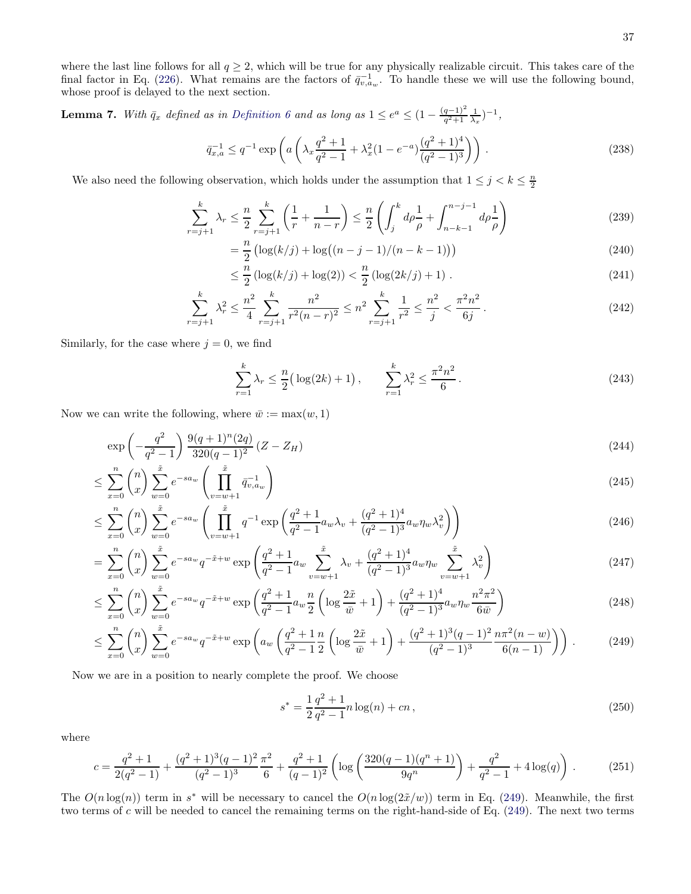where the last line follows for all $q \geq 2$, which will be true for any physically realizable circuit. This takes care of the final factor in Eq. (226). What remains are the factors of $\bar{q}_{v,a_w}^{-1}$. To handle these we will use the following bound, whose proof is delayed to the next section.

**Lemma 7.** *With $\bar{q}_x$ defined as in Definition 6 and as long as $1 \leq e^a \leq (1 - \frac{(q-1)^2}{q^2+1}\frac{1}{\lambda_x})^{-1}$,*

$$\bar{q}_{x,a}^{-1} \leq q^{-1} \exp\left( a \left( \lambda_x \frac{q^2+1}{q^2-1} + \lambda_x^2 (1 - e^{-a}) \frac{(q^2+1)^4}{(q^2-1)^3} \right) \right) . \tag{238}$$

We also need the following observation, which holds under the assumption that $1 \leq j < k \leq \frac{n}{2}$

$$\sum_{r=j+1}^{k} \lambda_r \leq \frac{n}{2} \sum_{r=j+1}^{k} \left( \frac{1}{r} + \frac{1}{n-r} \right) \leq \frac{n}{2} \left( \int_j^k d\rho \frac{1}{\rho} + \int_{n-k-1}^{n-j-1} d\rho \frac{1}{\rho} \right) \tag{239}$$

$$= \frac{n}{2} \left( \log(k/j) + \log\big((n-j-1)/(n-k-1)\big) \right) \tag{240}$$

$$\leq \frac{n}{2} \left( \log(k/j) + \log(2) \right) < \frac{n}{2} \left( \log(2k/j) + 1 \right) . \tag{241}$$

$$\sum_{r=j+1}^{k} \lambda_r^2 \leq \frac{n^2}{4} \sum_{r=j+1}^{k} \frac{n^2}{r^2(n-r)^2} \leq n^2 \sum_{r=j+1}^{k} \frac{1}{r^2} \leq \frac{n^2}{j} < \frac{\pi^2 n^2}{6j} . \tag{242}$$

Similarly, for the case where $j = 0$, we find

$$\sum_{r=1}^{k} \lambda_r \leq \frac{n}{2}\big( \log(2k) + 1 \big) , \qquad \sum_{r=1}^{k} \lambda_r^2 \leq \frac{\pi^2 n^2}{6} . \tag{243}$$

Now we can write the following, where $\bar{w} := \max(w, 1)$

$$\exp\left( -\frac{q^2}{q^2-1} \right) \frac{9(q+1)^n (2q)}{320(q-1)^2} \left( Z - Z_H \right) \tag{244}$$

$$\leq \sum_{x=0}^{n} \binom{n}{x} \sum_{w=0}^{\tilde{x}} e^{-s a_w} \left( \prod_{v=w+1}^{\tilde{x}} \bar{q}_{v,a_w}^{-1} \right) \tag{245}$$

$$\leq \sum_{x=0}^{n} \binom{n}{x} \sum_{w=0}^{\tilde{x}} e^{-s a_w} \left( \prod_{v=w+1}^{\tilde{x}} q^{-1} \exp\left( \frac{q^2+1}{q^2-1} a_w \lambda_v + \frac{(q^2+1)^4}{(q^2-1)^3} a_w \eta_w \lambda_v^2 \right) \right) \tag{246}$$

$$= \sum_{x=0}^{n} \binom{n}{x} \sum_{w=0}^{\tilde{x}} e^{-s a_w} q^{-\tilde{x}+w} \exp\left( \frac{q^2+1}{q^2-1} a_w \sum_{v=w+1}^{\tilde{x}} \lambda_v + \frac{(q^2+1)^4}{(q^2-1)^3} a_w \eta_w \sum_{v=w+1}^{\tilde{x}} \lambda_v^2 \right) \tag{247}$$

$$\leq \sum_{x=0}^{n} \binom{n}{x} \sum_{w=0}^{\tilde{x}} e^{-s a_w} q^{-\tilde{x}+w} \exp\left( \frac{q^2+1}{q^2-1} a_w \frac{n}{2} \left( \log\frac{2\tilde{x}}{\bar{w}} + 1 \right) + \frac{(q^2+1)^4}{(q^2-1)^3} a_w \eta_w \frac{n^2 \pi^2}{6 \bar{w}} \right) \tag{248}$$

$$\leq \sum_{x=0}^{n} \binom{n}{x} \sum_{w=0}^{\tilde{x}} e^{-s a_w} q^{-\tilde{x}+w} \exp\left( a_w \left( \frac{q^2+1}{q^2-1} \frac{n}{2} \left( \log\frac{2\tilde{x}}{\bar{w}} + 1 \right) + \frac{(q^2+1)^3 (q-1)^2}{(q^2-1)^3} \frac{n \pi^2 (n-w)}{6(n-1)} \right) \right) . \tag{249}$$

Now we are in a position to nearly complete the proof. We choose

$$s^* = \frac{1}{2} \frac{q^2+1}{q^2-1} n \log(n) + cn , \tag{250}$$

where

$$c = \frac{q^2+1}{2(q^2-1)} + \frac{(q^2+1)^3 (q-1)^2}{(q^2-1)^3} \frac{\pi^2}{6} + \frac{q^2+1}{(q-1)^2} \left( \log\left( \frac{320(q-1)(q^n+1)}{9q^n} \right) + \frac{q^2}{q^2-1} + 4\log(q) \right) . \tag{251}$$

The $O(n\log(n))$ term in $s^*$ will be necessary to cancel the $O(n\log(2\tilde{x}/w))$ term in Eq. (249). Meanwhile, the first two terms of $c$ will be needed to cancel the remaining terms on the right-hand-side of Eq. (249). The next two terms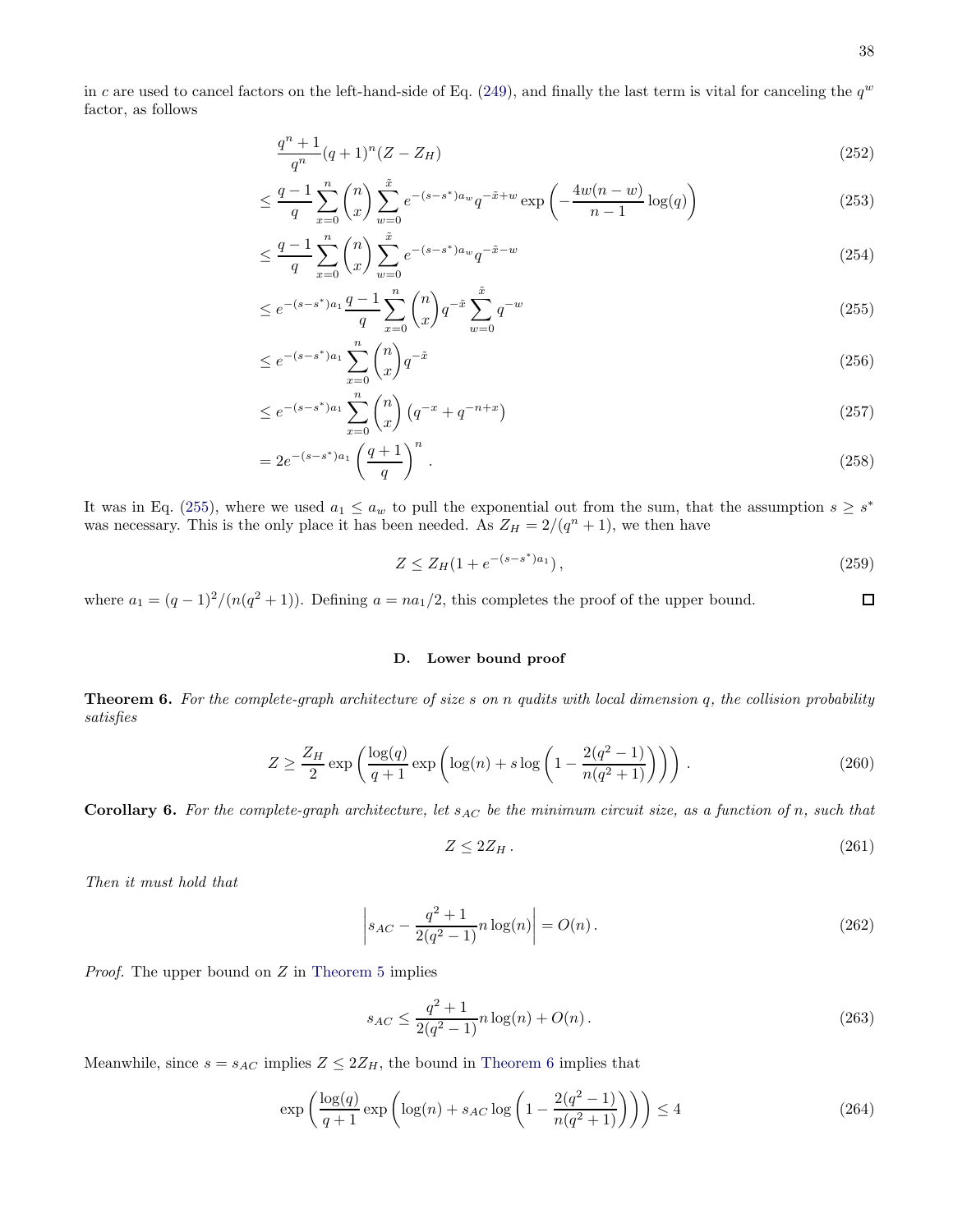in $c$ are used to cancel factors on the left-hand-side of Eq. (249), and finally the last term is vital for canceling the $q^w$ factor, as follows

$$\frac{q^n+1}{q^n}(q+1)^n(Z-Z_H) \tag{252}$$

$$\leq \frac{q-1}{q}\sum_{x=0}^{n}\binom{n}{x}\sum_{w=0}^{\tilde{x}} e^{-(s-s^*)a_w} q^{-\tilde{x}+w}\exp\left(-\frac{4w(n-w)}{n-1}\log(q)\right) \tag{253}$$

$$\leq \frac{q-1}{q}\sum_{x=0}^{n}\binom{n}{x}\sum_{w=0}^{\tilde{x}} e^{-(s-s^*)a_w} q^{-\tilde{x}-w} \tag{254}$$

$$\leq e^{-(s-s^*)a_1}\frac{q-1}{q}\sum_{x=0}^{n}\binom{n}{x}q^{-\tilde{x}}\sum_{w=0}^{\tilde{x}} q^{-w} \tag{255}$$

$$\leq e^{-(s-s^*)a_1}\sum_{x=0}^{n}\binom{n}{x}q^{-\tilde{x}} \tag{256}$$

$$\leq e^{-(s-s^*)a_1}\sum_{x=0}^{n}\binom{n}{x}\left(q^{-x}+q^{-n+x}\right) \tag{257}$$

$$= 2e^{-(s-s^*)a_1}\left(\frac{q+1}{q}\right)^n. \tag{258}$$

It was in Eq. (255), where we used $a_1 \leq a_w$ to pull the exponential out from the sum, that the assumption $s \geq s^*$ was necessary. This is the only place it has been needed. As $Z_H = 2/(q^n+1)$, we then have

$$Z \leq Z_H(1+e^{-(s-s^*)a_1}), \tag{259}$$

where $a_1 = (q-1)^2/(n(q^2+1))$. Defining $a = na_1/2$, this completes the proof of the upper bound. ◻

### D. Lower bound proof

**Theorem 6.** *For the complete-graph architecture of size $s$ on $n$ qudits with local dimension $q$, the collision probability satisfies*

$$Z \geq \frac{Z_H}{2}\exp\left(\frac{\log(q)}{q+1}\exp\left(\log(n)+s\log\left(1-\frac{2(q^2-1)}{n(q^2+1)}\right)\right)\right). \tag{260}$$

**Corollary 6.** *For the complete-graph architecture, let $s_{AC}$ be the minimum circuit size, as a function of $n$, such that*

$$Z \leq 2Z_H. \tag{261}$$

*Then it must hold that*

$$\left|s_{AC} - \frac{q^2+1}{2(q^2-1)}n\log(n)\right| = O(n). \tag{262}$$

*Proof.* The upper bound on $Z$ in Theorem 5 implies

$$s_{AC} \leq \frac{q^2+1}{2(q^2-1)}n\log(n) + O(n). \tag{263}$$

Meanwhile, since $s = s_{AC}$ implies $Z \leq 2Z_H$, the bound in Theorem 6 implies that

$$\exp\left(\frac{\log(q)}{q+1}\exp\left(\log(n)+s_{AC}\log\left(1-\frac{2(q^2-1)}{n(q^2+1)}\right)\right)\right) \leq 4 \tag{264}$$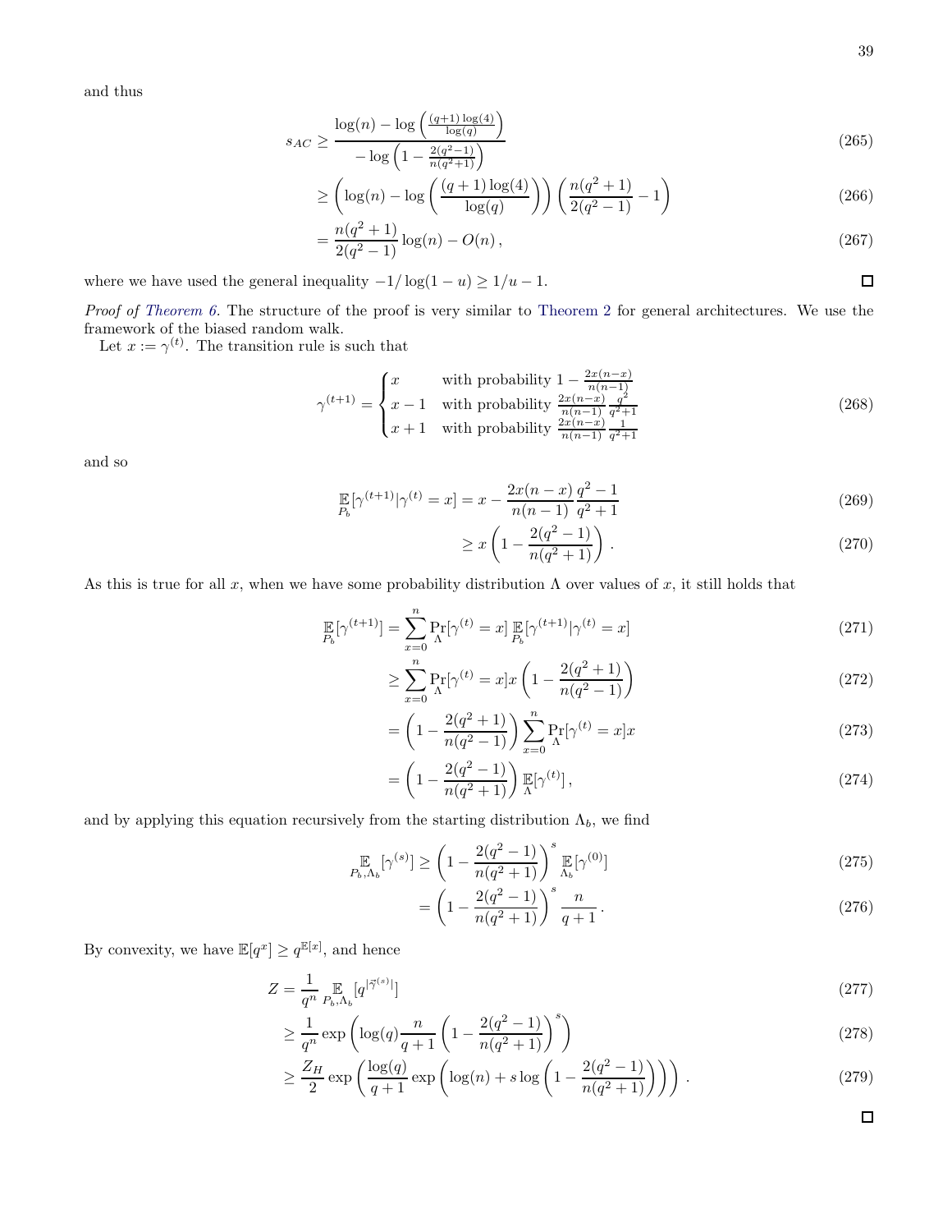and thus

$$
s_{AC} \geq \frac{\log(n) - \log\left(\frac{(q+1)\log(4)}{\log(q)}\right)}{-\log\left(1 - \frac{2(q^2-1)}{n(q^2+1)}\right)} \tag{265}
$$

$$
\geq \left(\log(n) - \log\left(\frac{(q+1)\log(4)}{\log(q)}\right)\right)\left(\frac{n(q^2+1)}{2(q^2-1)} - 1\right) \tag{266}
$$

$$
= \frac{n(q^2+1)}{2(q^2-1)}\log(n) - O(n)\,, \tag{267}
$$

where we have used the general inequality $-1/\log(1-u) \geq 1/u - 1$. □

*Proof of Theorem 6.* The structure of the proof is very similar to Theorem 2 for general architectures. We use the framework of the biased random walk.

Let $x := \gamma^{(t)}$. The transition rule is such that

$$
\gamma^{(t+1)} = \begin{cases} x & \text{with probability } 1 - \frac{2x(n-x)}{n(n-1)} \\ x-1 & \text{with probability } \frac{2x(n-x)}{n(n-1)}\frac{q^2}{q^2+1} \\ x+1 & \text{with probability } \frac{2x(n-x)}{n(n-1)}\frac{1}{q^2+1} \end{cases} \tag{268}
$$

and so

$$
\mathop{\mathbb{E}}_{P_b}[\gamma^{(t+1)}|\gamma^{(t)} = x] = x - \frac{2x(n-x)}{n(n-1)}\frac{q^2-1}{q^2+1} \tag{269}
$$

$$
\geq x\left(1 - \frac{2(q^2-1)}{n(q^2+1)}\right)\,. \tag{270}
$$

As this is true for all $x$, when we have some probability distribution $\Lambda$ over values of $x$, it still holds that

$$
\mathop{\mathbb{E}}_{P_b}[\gamma^{(t+1)}] = \sum_{x=0}^{n} \Pr_{\Lambda}[\gamma^{(t)} = x] \mathop{\mathbb{E}}_{P_b}[\gamma^{(t+1)}|\gamma^{(t)} = x] \tag{271}
$$

$$
\geq \sum_{x=0}^{n} \Pr_{\Lambda}[\gamma^{(t)} = x]x\left(1 - \frac{2(q^2+1)}{n(q^2-1)}\right) \tag{272}
$$

$$
= \left(1 - \frac{2(q^2+1)}{n(q^2-1)}\right)\sum_{x=0}^{n} \Pr_{\Lambda}[\gamma^{(t)} = x]x \tag{273}
$$

$$
= \left(1 - \frac{2(q^2-1)}{n(q^2+1)}\right)\mathop{\mathbb{E}}_{\Lambda}[\gamma^{(t)}]\,, \tag{274}
$$

and by applying this equation recursively from the starting distribution $\Lambda_b$, we find

$$
\mathop{\mathbb{E}}_{P_b,\Lambda_b}[\gamma^{(s)}] \geq \left(1 - \frac{2(q^2-1)}{n(q^2+1)}\right)^s \mathop{\mathbb{E}}_{\Lambda_b}[\gamma^{(0)}] \tag{275}
$$

$$
= \left(1 - \frac{2(q^2-1)}{n(q^2+1)}\right)^s \frac{n}{q+1}\,. \tag{276}
$$

By convexity, we have $\mathbb{E}[q^x] \geq q^{\mathbb{E}[x]}$, and hence

$$
Z = \frac{1}{q^n}\mathop{\mathbb{E}}_{P_b,\Lambda_b}[q^{|\vec{\gamma}^{(s)}|}] \tag{277}
$$

$$
\geq \frac{1}{q^n}\exp\left(\log(q)\frac{n}{q+1}\left(1 - \frac{2(q^2-1)}{n(q^2+1)}\right)^s\right) \tag{278}
$$

$$
\geq \frac{Z_H}{2}\exp\left(\frac{\log(q)}{q+1}\exp\left(\log(n) + s\log\left(1 - \frac{2(q^2-1)}{n(q^2+1)}\right)\right)\right)\,. \tag{279}
$$

□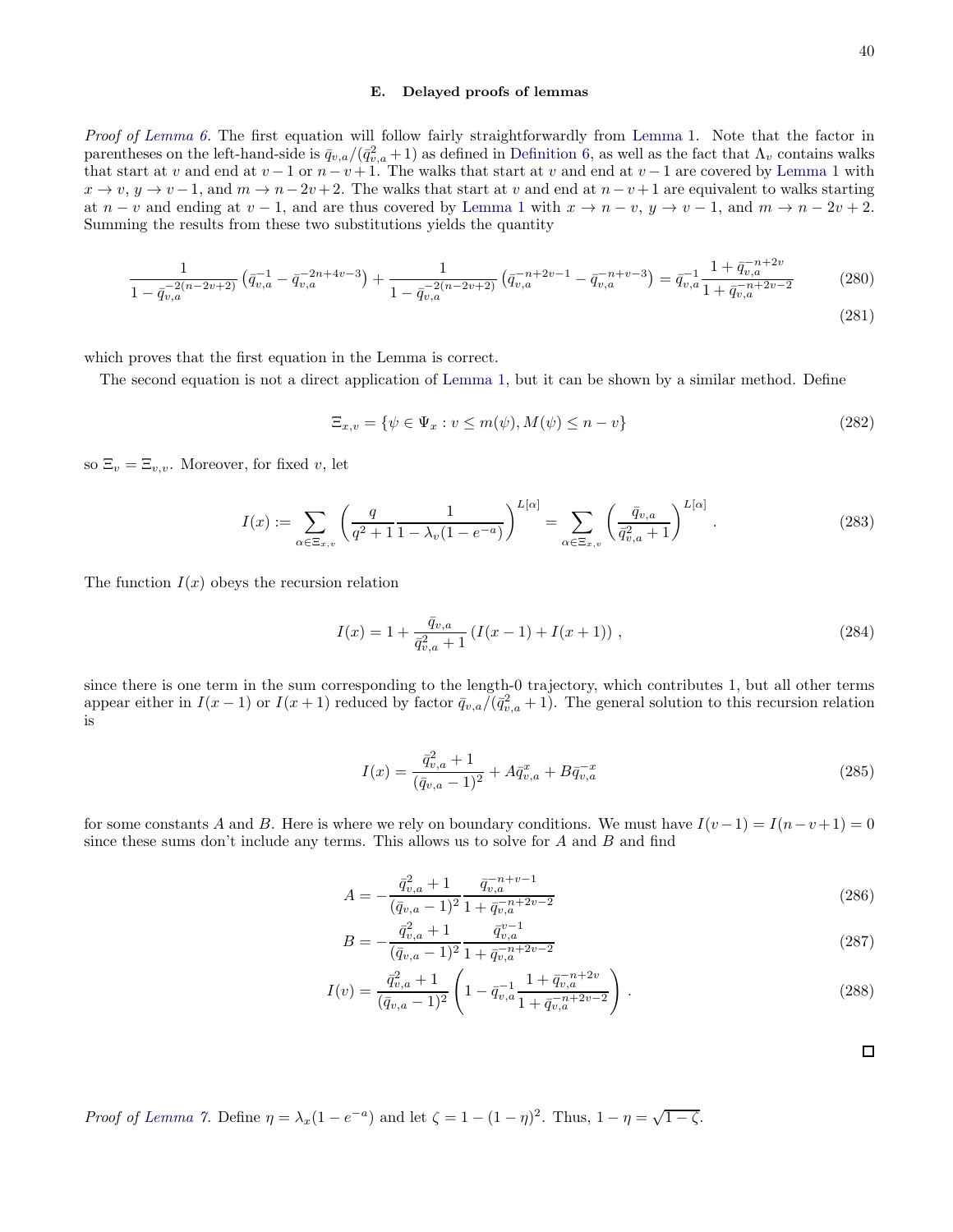### E. Delayed proofs of lemmas

*Proof of Lemma 6.* The first equation will follow fairly straightforwardly from Lemma 1. Note that the factor in parentheses on the left-hand-side is $\bar{q}_{v,a}/(\bar{q}_{v,a}^2+1)$ as defined in Definition 6, as well as the fact that $\Lambda_v$ contains walks that start at $v$ and end at $v-1$ or $n-v+1$. The walks that start at $v$ and end at $v-1$ are covered by Lemma 1 with $x \to v$, $y \to v-1$, and $m \to n-2v+2$. The walks that start at $v$ and end at $n-v+1$ are equivalent to walks starting at $n-v$ and ending at $v-1$, and are thus covered by Lemma 1 with $x \to n-v$, $y \to v-1$, and $m \to n-2v+2$. Summing the results from these two substitutions yields the quantity

$$\frac{1}{1-\bar{q}_{v,a}^{-2(n-2v+2)}}\left(\bar{q}_{v,a}^{-1}-\bar{q}_{v,a}^{-2n+4v-3}\right)+\frac{1}{1-\bar{q}_{v,a}^{-2(n-2v+2)}}\left(\bar{q}_{v,a}^{-n+2v-1}-\bar{q}_{v,a}^{-n+v-3}\right)=\bar{q}_{v,a}^{-1}\frac{1+\bar{q}_{v,a}^{-n+2v}}{1+\bar{q}_{v,a}^{-n+2v-2}} \tag{280}$$

$$\tag{281}$$

which proves that the first equation in the Lemma is correct.

The second equation is not a direct application of Lemma 1, but it can be shown by a similar method. Define

$$\Xi_{x,v}=\{\psi\in\Psi_x : v\leq m(\psi), M(\psi)\leq n-v\} \tag{282}$$

so $\Xi_v=\Xi_{v,v}$. Moreover, for fixed $v$, let

$$I(x):=\sum_{\alpha\in\Xi_{x,v}}\left(\frac{q}{q^2+1}\frac{1}{1-\lambda_v(1-e^{-a})}\right)^{L[\alpha]}=\sum_{\alpha\in\Xi_{x,v}}\left(\frac{\bar{q}_{v,a}}{\bar{q}_{v,a}^2+1}\right)^{L[\alpha]}. \tag{283}$$

The function $I(x)$ obeys the recursion relation

$$I(x)=1+\frac{\bar{q}_{v,a}}{\bar{q}_{v,a}^2+1}\left(I(x-1)+I(x+1)\right), \tag{284}$$

since there is one term in the sum corresponding to the length-0 trajectory, which contributes 1, but all other terms appear either in $I(x-1)$ or $I(x+1)$ reduced by factor $\bar{q}_{v,a}/(\bar{q}_{v,a}^2+1)$. The general solution to this recursion relation is

$$I(x)=\frac{\bar{q}_{v,a}^2+1}{(\bar{q}_{v,a}-1)^2}+A\bar{q}_{v,a}^{x}+B\bar{q}_{v,a}^{-x} \tag{285}$$

for some constants $A$ and $B$. Here is where we rely on boundary conditions. We must have $I(v-1)=I(n-v+1)=0$ since these sums don't include any terms. This allows us to solve for $A$ and $B$ and find

$$A=-\frac{\bar{q}_{v,a}^2+1}{(\bar{q}_{v,a}-1)^2}\frac{\bar{q}_{v,a}^{-n+v-1}}{1+\bar{q}_{v,a}^{-n+2v-2}} \tag{286}$$

$$B=-\frac{\bar{q}_{v,a}^2+1}{(\bar{q}_{v,a}-1)^2}\frac{\bar{q}_{v,a}^{v-1}}{1+\bar{q}_{v,a}^{-n+2v-2}} \tag{287}$$

$$I(v)=\frac{\bar{q}_{v,a}^2+1}{(\bar{q}_{v,a}-1)^2}\left(1-\bar{q}_{v,a}^{-1}\frac{1+\bar{q}_{v,a}^{-n+2v}}{1+\bar{q}_{v,a}^{-n+2v-2}}\right). \tag{288}$$

□

*Proof of Lemma 7.* Define $\eta=\lambda_x(1-e^{-a})$ and let $\zeta=1-(1-\eta)^2$. Thus, $1-\eta=\sqrt{1-\zeta}$.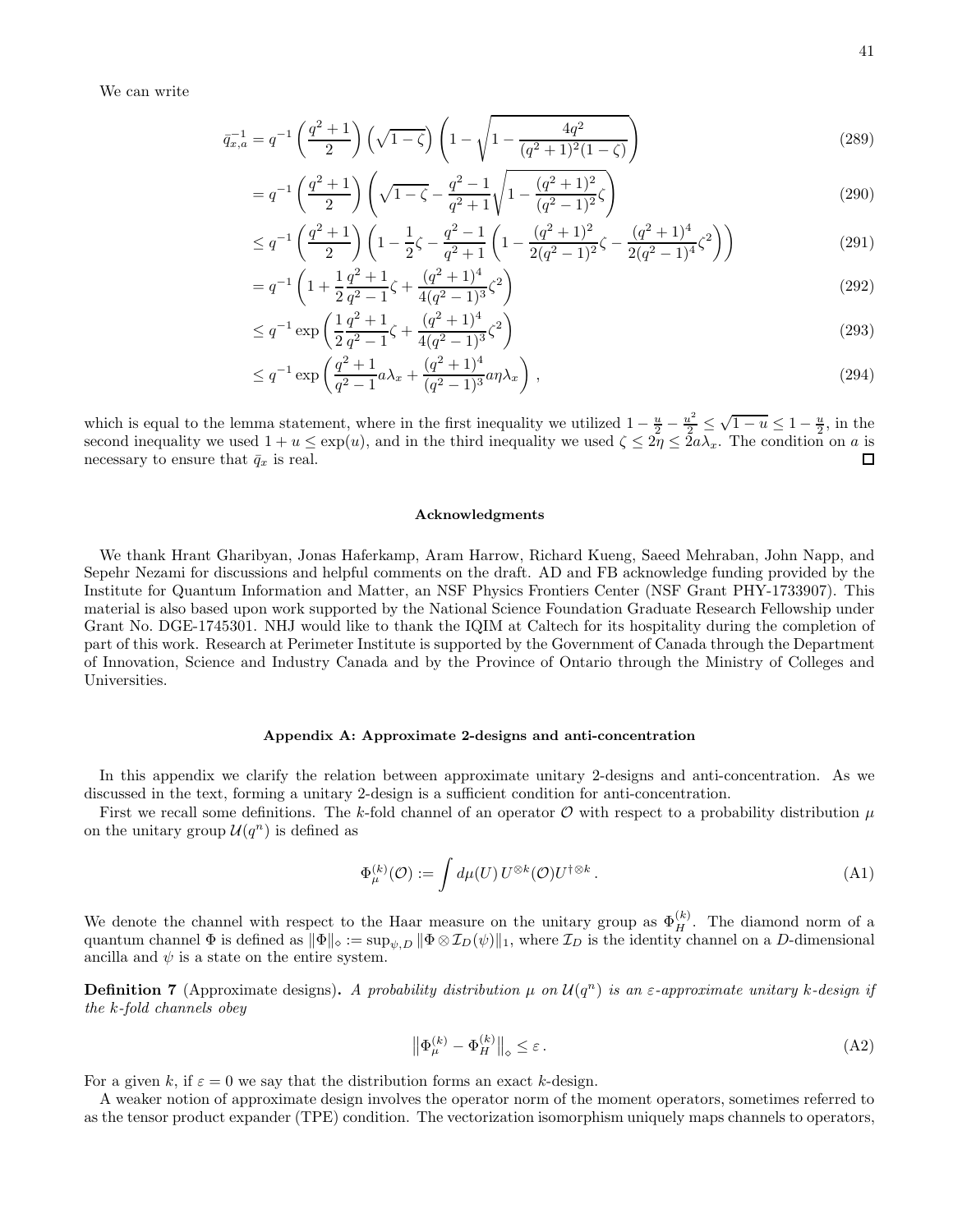We can write

$$\bar{q}_{x,a}^{-1} = q^{-1}\left(\frac{q^2+1}{2}\right)\left(\sqrt{1-\zeta}\right)\left(1-\sqrt{1-\frac{4q^2}{(q^2+1)^2(1-\zeta)}}\right) \tag{289}$$

$$= q^{-1}\left(\frac{q^2+1}{2}\right)\left(\sqrt{1-\zeta}-\frac{q^2-1}{q^2+1}\sqrt{1-\frac{(q^2+1)^2}{(q^2-1)^2}\zeta}\right) \tag{290}$$

$$\leq q^{-1}\left(\frac{q^2+1}{2}\right)\left(1-\frac{1}{2}\zeta-\frac{q^2-1}{q^2+1}\left(1-\frac{(q^2+1)^2}{2(q^2-1)^2}\zeta-\frac{(q^2+1)^4}{2(q^2-1)^4}\zeta^2\right)\right) \tag{291}$$

$$= q^{-1}\left(1+\frac{1}{2}\frac{q^2+1}{q^2-1}\zeta+\frac{(q^2+1)^4}{4(q^2-1)^3}\zeta^2\right) \tag{292}$$

$$\leq q^{-1}\exp\left(\frac{1}{2}\frac{q^2+1}{q^2-1}\zeta+\frac{(q^2+1)^4}{4(q^2-1)^3}\zeta^2\right) \tag{293}$$

$$\leq q^{-1}\exp\left(\frac{q^2+1}{q^2-1}a\lambda_x+\frac{(q^2+1)^4}{(q^2-1)^3}a\eta\lambda_x\right), \tag{294}$$

which is equal to the lemma statement, where in the first inequality we utilized $1-\frac{u}{2}-\frac{u^2}{2}\leq\sqrt{1-u}\leq 1-\frac{u}{2}$, in the second inequality we used $1+u\leq\exp(u)$, and in the third inequality we used $\zeta\leq 2\eta\leq 2a\lambda_x$. The condition on $a$ is necessary to ensure that $\bar{q}_x$ is real. ◻

#### Acknowledgments

We thank Hrant Gharibyan, Jonas Haferkamp, Aram Harrow, Richard Kueng, Saeed Mehraban, John Napp, and Sepehr Nezami for discussions and helpful comments on the draft. AD and FB acknowledge funding provided by the Institute for Quantum Information and Matter, an NSF Physics Frontiers Center (NSF Grant PHY-1733907). This material is also based upon work supported by the National Science Foundation Graduate Research Fellowship under Grant No. DGE-1745301. NHJ would like to thank the IQIM at Caltech for its hospitality during the completion of part of this work. Research at Perimeter Institute is supported by the Government of Canada through the Department of Innovation, Science and Industry Canada and by the Province of Ontario through the Ministry of Colleges and Universities.

#### Appendix A: Approximate 2-designs and anti-concentration

In this appendix we clarify the relation between approximate unitary 2-designs and anti-concentration. As we discussed in the text, forming a unitary 2-design is a sufficient condition for anti-concentration.

First we recall some definitions. The $k$-fold channel of an operator $\mathcal{O}$ with respect to a probability distribution $\mu$ on the unitary group $\mathcal{U}(q^n)$ is defined as

$$\Phi_\mu^{(k)}(\mathcal{O}) := \int d\mu(U)\, U^{\otimes k}(\mathcal{O})U^{\dagger\otimes k}\,. \tag{A1}$$

We denote the channel with respect to the Haar measure on the unitary group as $\Phi_H^{(k)}$. The diamond norm of a quantum channel $\Phi$ is defined as $\|\Phi\|_\diamond := \sup_{\psi,D}\|\Phi\otimes\mathcal{I}_D(\psi)\|_1$, where $\mathcal{I}_D$ is the identity channel on a $D$-dimensional ancilla and $\psi$ is a state on the entire system.

**Definition 7** (Approximate designs). *A probability distribution $\mu$ on $\mathcal{U}(q^n)$ is an $\varepsilon$-approximate unitary $k$-design if the $k$-fold channels obey*

$$\left\|\Phi_\mu^{(k)}-\Phi_H^{(k)}\right\|_\diamond\leq\varepsilon\,. \tag{A2}$$

For a given $k$, if $\varepsilon=0$ we say that the distribution forms an exact $k$-design.

A weaker notion of approximate design involves the operator norm of the moment operators, sometimes referred to as the tensor product expander (TPE) condition. The vectorization isomorphism uniquely maps channels to operators,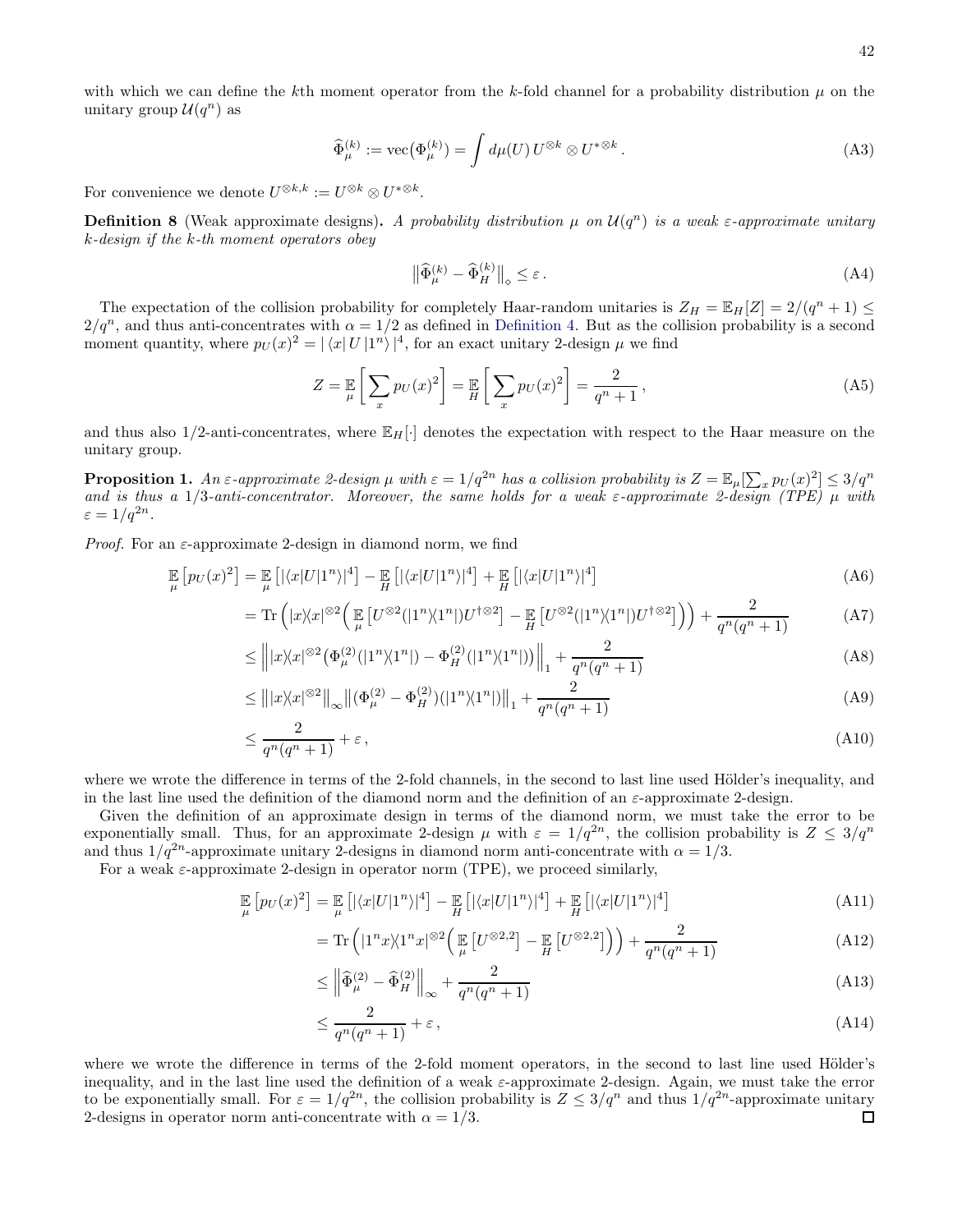with which we can define the $k$th moment operator from the $k$-fold channel for a probability distribution $\mu$ on the unitary group $\mathcal{U}(q^n)$ as

$$\widehat{\Phi}_{\mu}^{(k)} := \operatorname{vec}\big(\Phi_{\mu}^{(k)}\big) = \int d\mu(U)\, U^{\otimes k} \otimes U^{*\otimes k}\,. \tag{A3}$$

For convenience we denote $U^{\otimes k,k} := U^{\otimes k} \otimes U^{*\otimes k}$.

**Definition 8** (Weak approximate designs)**.** *A probability distribution $\mu$ on $\mathcal{U}(q^n)$ is a weak $\varepsilon$-approximate unitary $k$-design if the $k$-th moment operators obey*

$$\big\|\widehat{\Phi}_{\mu}^{(k)} - \widehat{\Phi}_{H}^{(k)}\big\|_{\diamond} \leq \varepsilon\,. \tag{A4}$$

The expectation of the collision probability for completely Haar-random unitaries is $Z_H = \mathbb{E}_H[Z] = 2/(q^n+1) \leq 2/q^n$, and thus anti-concentrates with $\alpha = 1/2$ as defined in Definition 4. But as the collision probability is a second moment quantity, where $p_U(x)^2 = |\langle x| U |1^n\rangle|^4$, for an exact unitary 2-design $\mu$ we find

$$Z = \mathop{\mathbb{E}}_{\mu}\bigg[\sum_x p_U(x)^2\bigg] = \mathop{\mathbb{E}}_{H}\bigg[\sum_x p_U(x)^2\bigg] = \frac{2}{q^n+1}\,, \tag{A5}$$

and thus also $1/2$-anti-concentrates, where $\mathbb{E}_H[\cdot]$ denotes the expectation with respect to the Haar measure on the unitary group.

**Proposition 1.** *An $\varepsilon$-approximate 2-design $\mu$ with $\varepsilon = 1/q^{2n}$ has a collision probability is $Z = \mathbb{E}_{\mu}[\sum_x p_U(x)^2] \leq 3/q^n$ and is thus a $1/3$-anti-concentrator. Moreover, the same holds for a weak $\varepsilon$-approximate 2-design (TPE) $\mu$ with $\varepsilon = 1/q^{2n}$.*

*Proof.* For an $\varepsilon$-approximate 2-design in diamond norm, we find

$$\begin{aligned}
\mathop{\mathbb{E}}_{\mu}\big[p_U(x)^2\big] &= \mathop{\mathbb{E}}_{\mu}\big[|\langle x|U|1^n\rangle|^4\big] - \mathop{\mathbb{E}}_{H}\big[|\langle x|U|1^n\rangle|^4\big] + \mathop{\mathbb{E}}_{H}\big[|\langle x|U|1^n\rangle|^4\big] && \text{(A6)}\\
&= \operatorname{Tr}\Big(|x\rangle\!\langle x|^{\otimes 2}\Big(\mathop{\mathbb{E}}_{\mu}\big[U^{\otimes 2}(|1^n\rangle\!\langle 1^n|)U^{\dagger\otimes 2}\big] - \mathop{\mathbb{E}}_{H}\big[U^{\otimes 2}(|1^n\rangle\!\langle 1^n|)U^{\dagger\otimes 2}\big]\Big)\Big) + \frac{2}{q^n(q^n+1)} && \text{(A7)}\\
&\leq \Big\||x\rangle\!\langle x|^{\otimes 2}\big(\Phi_{\mu}^{(2)}(|1^n\rangle\!\langle 1^n|) - \Phi_{H}^{(2)}(|1^n\rangle\!\langle 1^n|)\big)\Big\|_1 + \frac{2}{q^n(q^n+1)} && \text{(A8)}\\
&\leq \big\||x\rangle\!\langle x|^{\otimes 2}\big\|_{\infty}\big\|(\Phi_{\mu}^{(2)} - \Phi_{H}^{(2)})(|1^n\rangle\!\langle 1^n|)\big\|_1 + \frac{2}{q^n(q^n+1)} && \text{(A9)}\\
&\leq \frac{2}{q^n(q^n+1)} + \varepsilon\,, && \text{(A10)}
\end{aligned}$$

where we wrote the difference in terms of the 2-fold channels, in the second to last line used Hölder's inequality, and in the last line used the definition of the diamond norm and the definition of an $\varepsilon$-approximate 2-design.

Given the definition of an approximate design in terms of the diamond norm, we must take the error to be exponentially small. Thus, for an approximate 2-design $\mu$ with $\varepsilon = 1/q^{2n}$, the collision probability is $Z \leq 3/q^n$ and thus $1/q^{2n}$-approximate unitary 2-designs in diamond norm anti-concentrate with $\alpha = 1/3$.

For a weak $\varepsilon$-approximate 2-design in operator norm (TPE), we proceed similarly,

$$\begin{aligned}
\mathop{\mathbb{E}}_{\mu}\big[p_U(x)^2\big] &= \mathop{\mathbb{E}}_{\mu}\big[|\langle x|U|1^n\rangle|^4\big] - \mathop{\mathbb{E}}_{H}\big[|\langle x|U|1^n\rangle|^4\big] + \mathop{\mathbb{E}}_{H}\big[|\langle x|U|1^n\rangle|^4\big] && \text{(A11)}\\
&= \operatorname{Tr}\Big(|1^n x\rangle\!\langle 1^n x|^{\otimes 2}\Big(\mathop{\mathbb{E}}_{\mu}\big[U^{\otimes 2,2}\big] - \mathop{\mathbb{E}}_{H}\big[U^{\otimes 2,2}\big]\Big)\Big) + \frac{2}{q^n(q^n+1)} && \text{(A12)}\\
&\leq \Big\|\widehat{\Phi}_{\mu}^{(2)} - \widehat{\Phi}_{H}^{(2)}\Big\|_{\infty} + \frac{2}{q^n(q^n+1)} && \text{(A13)}\\
&\leq \frac{2}{q^n(q^n+1)} + \varepsilon\,, && \text{(A14)}
\end{aligned}$$

where we wrote the difference in terms of the 2-fold moment operators, in the second to last line used Hölder's inequality, and in the last line used the definition of a weak $\varepsilon$-approximate 2-design. Again, we must take the error to be exponentially small. For $\varepsilon = 1/q^{2n}$, the collision probability is $Z \leq 3/q^n$ and thus $1/q^{2n}$-approximate unitary 2-designs in operator norm anti-concentrate with $\alpha = 1/3$. ∎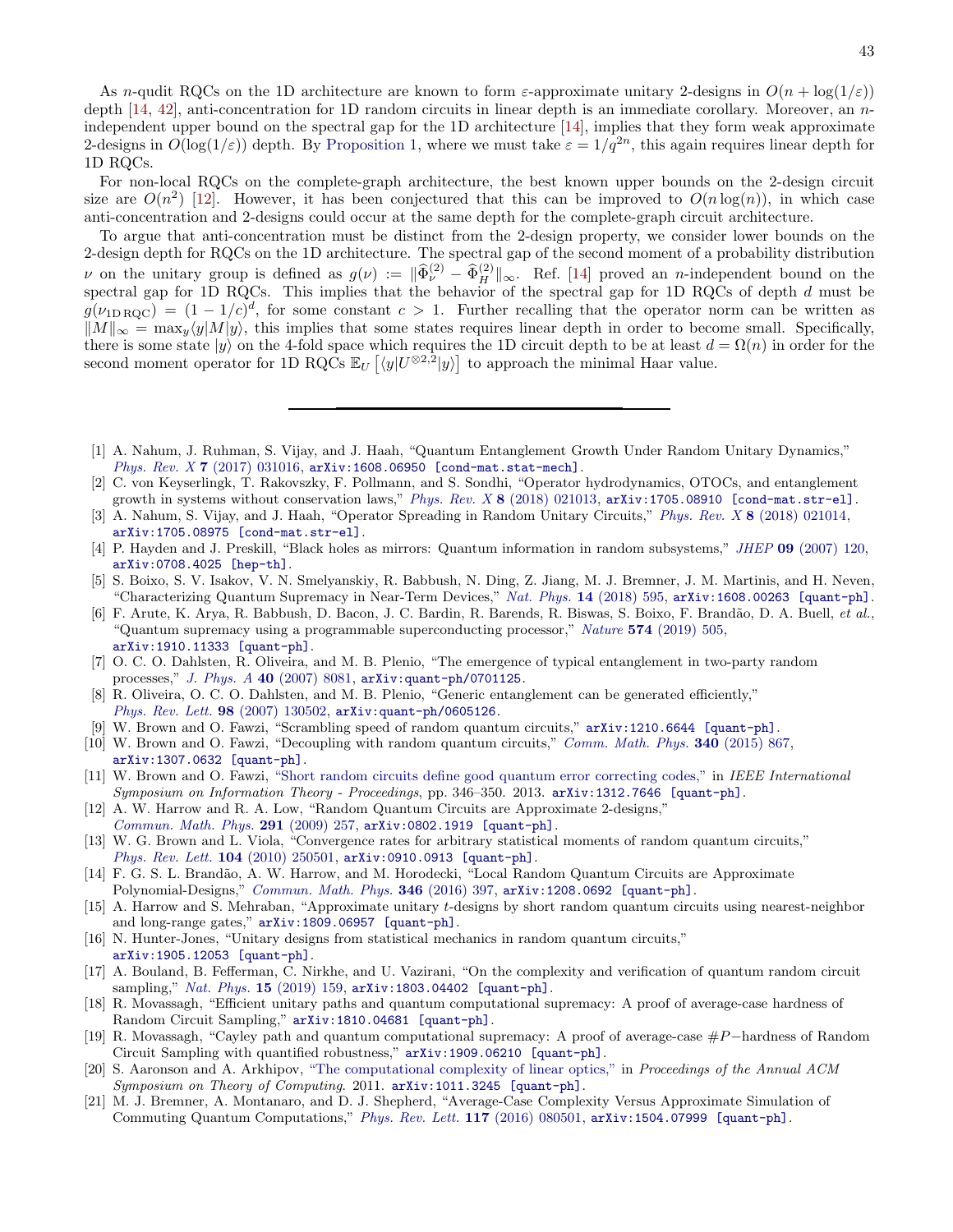As $n$-qudit RQCs on the 1D architecture are known to form $\varepsilon$-approximate unitary 2-designs in $O(n + \log(1/\varepsilon))$ depth [14, 42], anti-concentration for 1D random circuits in linear depth is an immediate corollary. Moreover, an $n$-independent upper bound on the spectral gap for the 1D architecture [14], implies that they form weak approximate 2-designs in $O(\log(1/\varepsilon))$ depth. By Proposition 1, where we must take $\varepsilon = 1/q^{2n}$, this again requires linear depth for 1D RQCs.

For non-local RQCs on the complete-graph architecture, the best known upper bounds on the 2-design circuit size are $O(n^2)$ [12]. However, it has been conjectured that this can be improved to $O(n\log(n))$, in which case anti-concentration and 2-designs could occur at the same depth for the complete-graph circuit architecture.

To argue that anti-concentration must be distinct from the 2-design property, we consider lower bounds on the 2-design depth for RQCs on the 1D architecture. The spectral gap of the second moment of a probability distribution $\nu$ on the unitary group is defined as $g(\nu) := \|\widehat{\Phi}^{(2)}_\nu - \widehat{\Phi}^{(2)}_H\|_\infty$. Ref. [14] proved an $n$-independent bound on the spectral gap for 1D RQCs. This implies that the behavior of the spectral gap for 1D RQCs of depth $d$ must be $g(\nu_{\rm 1D\,RQC}) = (1 - 1/c)^d$, for some constant $c > 1$. Further recalling that the operator norm can be written as $\|M\|_\infty = \max_y \langle y|M|y\rangle$, this implies that some states requires linear depth in order to become small. Specifically, there is some state $|y\rangle$ on the 4-fold space which requires the 1D circuit depth to be at least $d = \Omega(n)$ in order for the second moment operator for 1D RQCs $\mathbb{E}_U\left[\langle y|U^{\otimes 2,2}|y\rangle\right]$ to approach the minimal Haar value.

---

[1] A. Nahum, J. Ruhman, S. Vijay, and J. Haah, "Quantum Entanglement Growth Under Random Unitary Dynamics," *Phys. Rev. X* **7** (2017) 031016, arXiv:1608.06950 [cond-mat.stat-mech].

[2] C. von Keyserlingk, T. Rakovszky, F. Pollmann, and S. Sondhi, "Operator hydrodynamics, OTOCs, and entanglement growth in systems without conservation laws," *Phys. Rev. X* **8** (2018) 021013, arXiv:1705.08910 [cond-mat.str-el].

[3] A. Nahum, S. Vijay, and J. Haah, "Operator Spreading in Random Unitary Circuits," *Phys. Rev. X* **8** (2018) 021014, arXiv:1705.08975 [cond-mat.str-el].

[4] P. Hayden and J. Preskill, "Black holes as mirrors: Quantum information in random subsystems," *JHEP* **09** (2007) 120, arXiv:0708.4025 [hep-th].

[5] S. Boixo, S. V. Isakov, V. N. Smelyanskiy, R. Babbush, N. Ding, Z. Jiang, M. J. Bremner, J. M. Martinis, and H. Neven, "Characterizing Quantum Supremacy in Near-Term Devices," *Nat. Phys.* **14** (2018) 595, arXiv:1608.00263 [quant-ph].

[6] F. Arute, K. Arya, R. Babbush, D. Bacon, J. C. Bardin, R. Barends, R. Biswas, S. Boixo, F. Brandão, D. A. Buell, *et al.*, "Quantum supremacy using a programmable superconducting processor," *Nature* **574** (2019) 505, arXiv:1910.11333 [quant-ph].

[7] O. C. O. Dahlsten, R. Oliveira, and M. B. Plenio, "The emergence of typical entanglement in two-party random processes," *J. Phys. A* **40** (2007) 8081, arXiv:quant-ph/0701125.

[8] R. Oliveira, O. C. O. Dahlsten, and M. B. Plenio, "Generic entanglement can be generated efficiently," *Phys. Rev. Lett.* **98** (2007) 130502, arXiv:quant-ph/0605126.

[9] W. Brown and O. Fawzi, "Scrambling speed of random quantum circuits," arXiv:1210.6644 [quant-ph].

[10] W. Brown and O. Fawzi, "Decoupling with random quantum circuits," *Comm. Math. Phys.* **340** (2015) 867, arXiv:1307.0632 [quant-ph].

[11] W. Brown and O. Fawzi, "Short random circuits define good quantum error correcting codes," in *IEEE International Symposium on Information Theory - Proceedings*, pp. 346–350. 2013. arXiv:1312.7646 [quant-ph].

[12] A. W. Harrow and R. A. Low, "Random Quantum Circuits are Approximate 2-designs," *Commun. Math. Phys.* **291** (2009) 257, arXiv:0802.1919 [quant-ph].

[13] W. G. Brown and L. Viola, "Convergence rates for arbitrary statistical moments of random quantum circuits," *Phys. Rev. Lett.* **104** (2010) 250501, arXiv:0910.0913 [quant-ph].

[14] F. G. S. L. Brandão, A. W. Harrow, and M. Horodecki, "Local Random Quantum Circuits are Approximate Polynomial-Designs," *Commun. Math. Phys.* **346** (2016) 397, arXiv:1208.0692 [quant-ph].

[15] A. Harrow and S. Mehraban, "Approximate unitary $t$-designs by short random quantum circuits using nearest-neighbor and long-range gates," arXiv:1809.06957 [quant-ph].

[16] N. Hunter-Jones, "Unitary designs from statistical mechanics in random quantum circuits," arXiv:1905.12053 [quant-ph].

[17] A. Bouland, B. Fefferman, C. Nirkhe, and U. Vazirani, "On the complexity and verification of quantum random circuit sampling," *Nat. Phys.* **15** (2019) 159, arXiv:1803.04402 [quant-ph].

[18] R. Movassagh, "Efficient unitary paths and quantum computational supremacy: A proof of average-case hardness of Random Circuit Sampling," arXiv:1810.04681 [quant-ph].

[19] R. Movassagh, "Cayley path and quantum computational supremacy: A proof of average-case #P−hardness of Random Circuit Sampling with quantified robustness," arXiv:1909.06210 [quant-ph].

[20] S. Aaronson and A. Arkhipov, "The computational complexity of linear optics," in *Proceedings of the Annual ACM Symposium on Theory of Computing*. 2011. arXiv:1011.3245 [quant-ph].

[21] M. J. Bremner, A. Montanaro, and D. J. Shepherd, "Average-Case Complexity Versus Approximate Simulation of Commuting Quantum Computations," *Phys. Rev. Lett.* **117** (2016) 080501, arXiv:1504.07999 [quant-ph].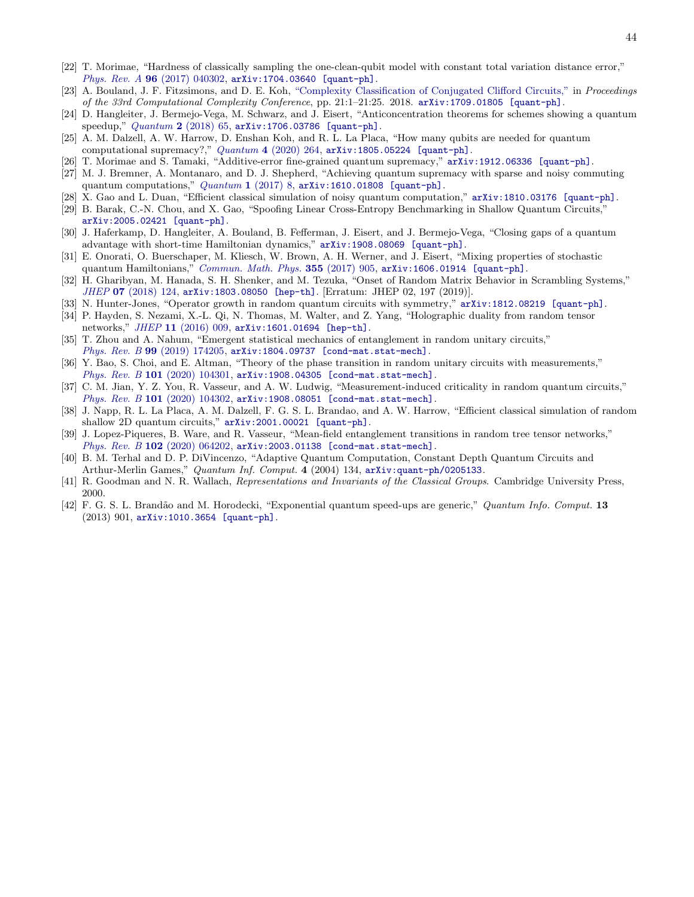[22] T. Morimae, "Hardness of classically sampling the one-clean-qubit model with constant total variation distance error," *Phys. Rev. A* **96** (2017) 040302, arXiv:1704.03640 [quant-ph].

[23] A. Bouland, J. F. Fitzsimons, and D. E. Koh, "Complexity Classification of Conjugated Clifford Circuits," in *Proceedings of the 33rd Computational Complexity Conference*, pp. 21:1–21:25. 2018. arXiv:1709.01805 [quant-ph].

[24] D. Hangleiter, J. Bermejo-Vega, M. Schwarz, and J. Eisert, "Anticoncentration theorems for schemes showing a quantum speedup," *Quantum* **2** (2018) 65, arXiv:1706.03786 [quant-ph].

[25] A. M. Dalzell, A. W. Harrow, D. Enshan Koh, and R. L. La Placa, "How many qubits are needed for quantum computational supremacy?," *Quantum* **4** (2020) 264, arXiv:1805.05224 [quant-ph].

[26] T. Morimae and S. Tamaki, "Additive-error fine-grained quantum supremacy," arXiv:1912.06336 [quant-ph].

[27] M. J. Bremner, A. Montanaro, and D. J. Shepherd, "Achieving quantum supremacy with sparse and noisy commuting quantum computations," *Quantum* **1** (2017) 8, arXiv:1610.01808 [quant-ph].

[28] X. Gao and L. Duan, "Efficient classical simulation of noisy quantum computation," arXiv:1810.03176 [quant-ph].

[29] B. Barak, C.-N. Chou, and X. Gao, "Spoofing Linear Cross-Entropy Benchmarking in Shallow Quantum Circuits," arXiv:2005.02421 [quant-ph].

[30] J. Haferkamp, D. Hangleiter, A. Bouland, B. Fefferman, J. Eisert, and J. Bermejo-Vega, "Closing gaps of a quantum advantage with short-time Hamiltonian dynamics," arXiv:1908.08069 [quant-ph].

[31] E. Onorati, O. Buerschaper, M. Kliesch, W. Brown, A. H. Werner, and J. Eisert, "Mixing properties of stochastic quantum Hamiltonians," *Commun. Math. Phys.* **355** (2017) 905, arXiv:1606.01914 [quant-ph].

[32] H. Gharibyan, M. Hanada, S. H. Shenker, and M. Tezuka, "Onset of Random Matrix Behavior in Scrambling Systems," *JHEP* **07** (2018) 124, arXiv:1803.08050 [hep-th]. [Erratum: JHEP 02, 197 (2019)].

[33] N. Hunter-Jones, "Operator growth in random quantum circuits with symmetry," arXiv:1812.08219 [quant-ph].

[34] P. Hayden, S. Nezami, X.-L. Qi, N. Thomas, M. Walter, and Z. Yang, "Holographic duality from random tensor networks," *JHEP* **11** (2016) 009, arXiv:1601.01694 [hep-th].

[35] T. Zhou and A. Nahum, "Emergent statistical mechanics of entanglement in random unitary circuits," *Phys. Rev. B* **99** (2019) 174205, arXiv:1804.09737 [cond-mat.stat-mech].

[36] Y. Bao, S. Choi, and E. Altman, "Theory of the phase transition in random unitary circuits with measurements," *Phys. Rev. B* **101** (2020) 104301, arXiv:1908.04305 [cond-mat.stat-mech].

[37] C. M. Jian, Y. Z. You, R. Vasseur, and A. W. Ludwig, "Measurement-induced criticality in random quantum circuits," *Phys. Rev. B* **101** (2020) 104302, arXiv:1908.08051 [cond-mat.stat-mech].

[38] J. Napp, R. L. La Placa, A. M. Dalzell, F. G. S. L. Brandao, and A. W. Harrow, "Efficient classical simulation of random shallow 2D quantum circuits," arXiv:2001.00021 [quant-ph].

[39] J. Lopez-Piqueres, B. Ware, and R. Vasseur, "Mean-field entanglement transitions in random tree tensor networks," *Phys. Rev. B* **102** (2020) 064202, arXiv:2003.01138 [cond-mat.stat-mech].

[40] B. M. Terhal and D. P. DiVincenzo, "Adaptive Quantum Computation, Constant Depth Quantum Circuits and Arthur-Merlin Games," *Quantum Inf. Comput.* **4** (2004) 134, arXiv:quant-ph/0205133.

[41] R. Goodman and N. R. Wallach, *Representations and Invariants of the Classical Groups*. Cambridge University Press, 2000.

[42] F. G. S. L. Brandão and M. Horodecki, "Exponential quantum speed-ups are generic," *Quantum Info. Comput.* **13** (2013) 901, arXiv:1010.3654 [quant-ph].